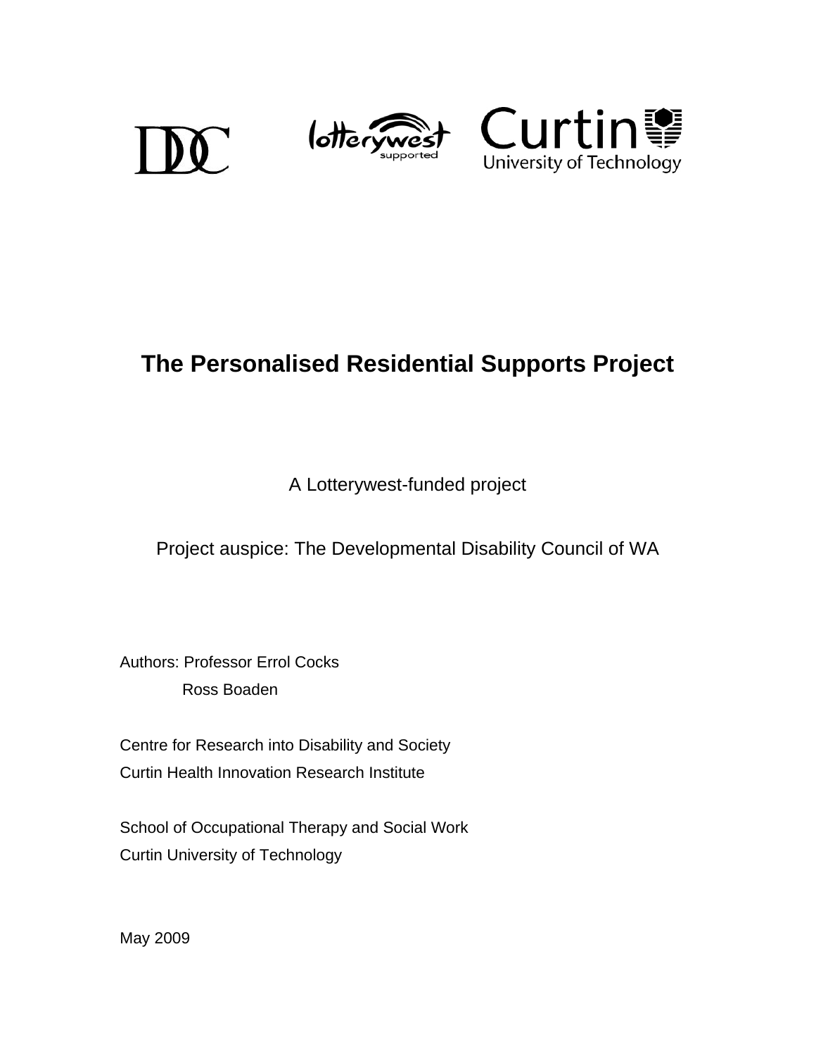# The Personalised Residential Supports Project

A Lotterywest-funded project

Project auspice: The Developmental Disability Council of WA

Authors: Professor Errol Cocks
Ross Boaden

Centre for Research into Disability and Society
Curtin Health Innovation Research Institute

School of Occupational Therapy and Social Work
Curtin University of Technology

May 2009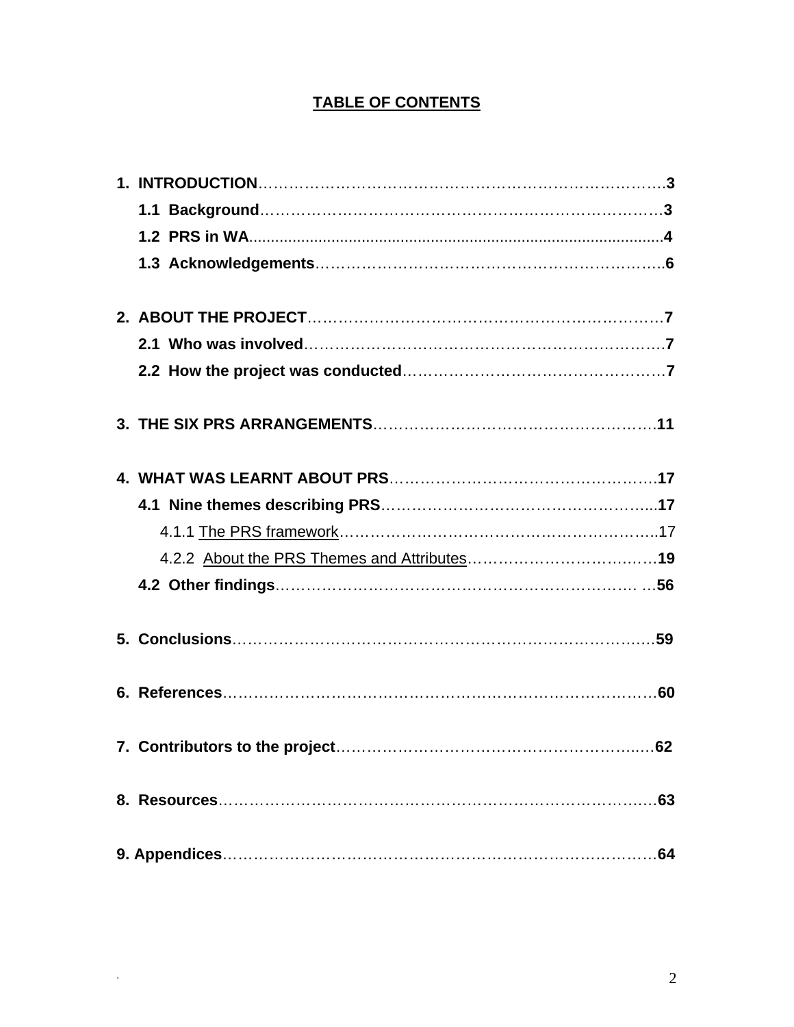# TABLE OF CONTENTS

1. **INTRODUCTION**……………………………………………………………………3
   - **1.1 Background**……………………………………………………………………3
   - **1.2 PRS in WA**……………………………………………………………………4
   - **1.3 Acknowledgements**……………………………………………………………6

2. **ABOUT THE PROJECT**………………………………………………………………7
   - **2.1 Who was involved**……………………………………………………………7
   - **2.2 How the project was conducted**……………………………………………7

3. **THE SIX PRS ARRANGEMENTS**……………………………………………………11

4. **WHAT WAS LEARNT ABOUT PRS**…………………………………………………17
   - **4.1 Nine themes describing PRS**………………………………………………17
     - 4.1.1 The PRS framework……………………………………………………………17
     - 4.2.2 About the PRS Themes and Attributes………………………………………**19**
   - **4.2 Other findings**…………………………………………………………………56

5. **Conclusions**……………………………………………………………………………59

6. **References**……………………………………………………………………………60

7. **Contributors to the project**…………………………………………………………62

8. **Resources**……………………………………………………………………………63

9. **Appendices**……………………………………………………………………………64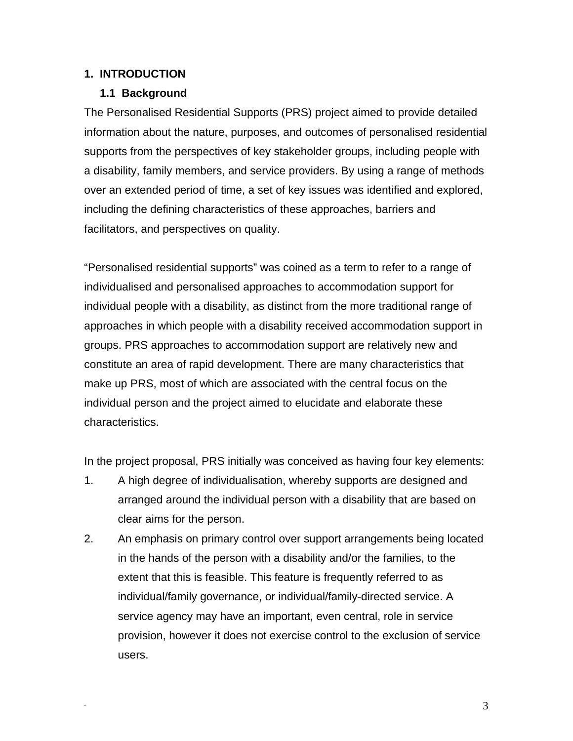# 1. INTRODUCTION

## 1.1 Background

The Personalised Residential Supports (PRS) project aimed to provide detailed information about the nature, purposes, and outcomes of personalised residential supports from the perspectives of key stakeholder groups, including people with a disability, family members, and service providers. By using a range of methods over an extended period of time, a set of key issues was identified and explored, including the defining characteristics of these approaches, barriers and facilitators, and perspectives on quality.

"Personalised residential supports" was coined as a term to refer to a range of individualised and personalised approaches to accommodation support for individual people with a disability, as distinct from the more traditional range of approaches in which people with a disability received accommodation support in groups. PRS approaches to accommodation support are relatively new and constitute an area of rapid development. There are many characteristics that make up PRS, most of which are associated with the central focus on the individual person and the project aimed to elucidate and elaborate these characteristics.

In the project proposal, PRS initially was conceived as having four key elements:

1. A high degree of individualisation, whereby supports are designed and arranged around the individual person with a disability that are based on clear aims for the person.
2. An emphasis on primary control over support arrangements being located in the hands of the person with a disability and/or the families, to the extent that this is feasible. This feature is frequently referred to as individual/family governance, or individual/family-directed service. A service agency may have an important, even central, role in service provision, however it does not exercise control to the exclusion of service users.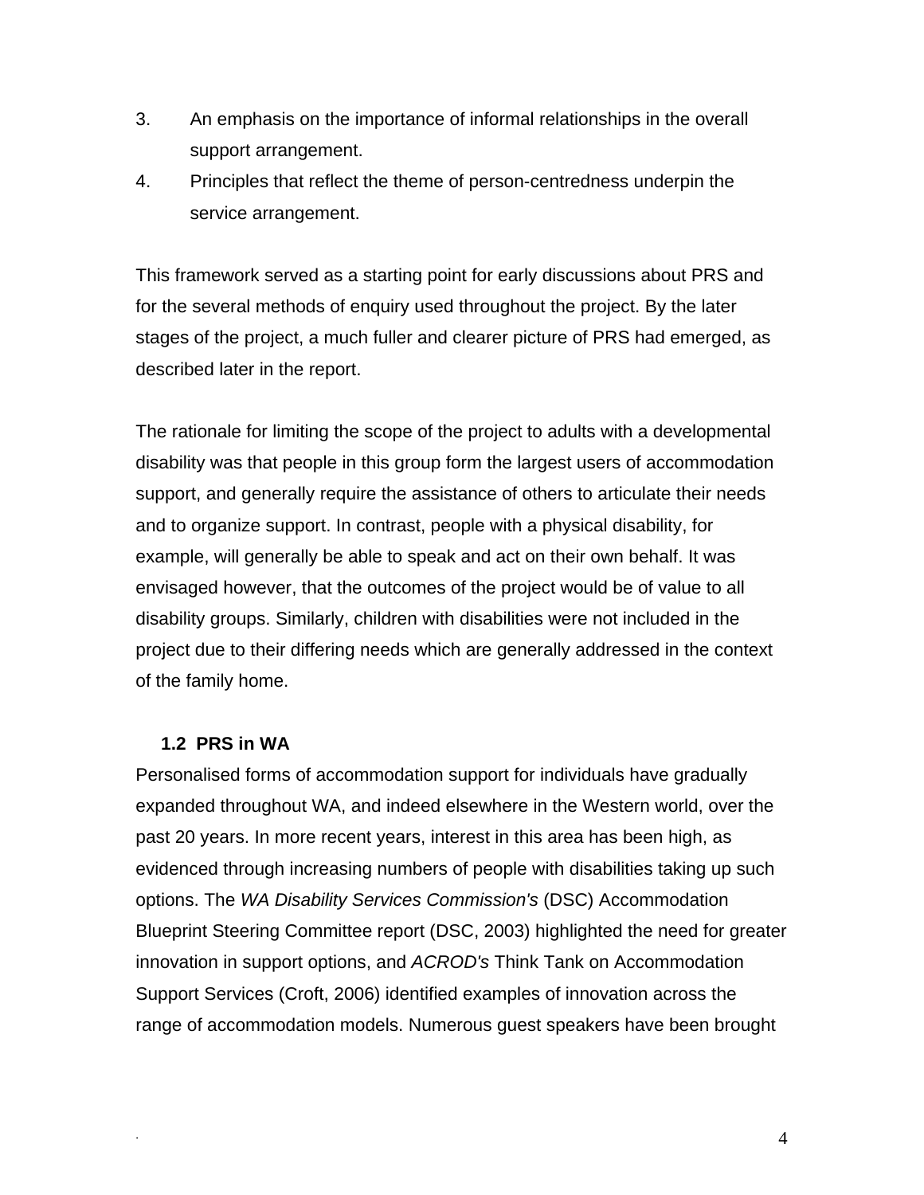3. An emphasis on the importance of informal relationships in the overall support arrangement.
4. Principles that reflect the theme of person-centredness underpin the service arrangement.

This framework served as a starting point for early discussions about PRS and for the several methods of enquiry used throughout the project. By the later stages of the project, a much fuller and clearer picture of PRS had emerged, as described later in the report.

The rationale for limiting the scope of the project to adults with a developmental disability was that people in this group form the largest users of accommodation support, and generally require the assistance of others to articulate their needs and to organize support. In contrast, people with a physical disability, for example, will generally be able to speak and act on their own behalf. It was envisaged however, that the outcomes of the project would be of value to all disability groups. Similarly, children with disabilities were not included in the project due to their differing needs which are generally addressed in the context of the family home.

### 1.2 PRS in WA

Personalised forms of accommodation support for individuals have gradually expanded throughout WA, and indeed elsewhere in the Western world, over the past 20 years. In more recent years, interest in this area has been high, as evidenced through increasing numbers of people with disabilities taking up such options. The *WA Disability Services Commission's* (DSC) Accommodation Blueprint Steering Committee report (DSC, 2003) highlighted the need for greater innovation in support options, and *ACROD's* Think Tank on Accommodation Support Services (Croft, 2006) identified examples of innovation across the range of accommodation models. Numerous guest speakers have been brought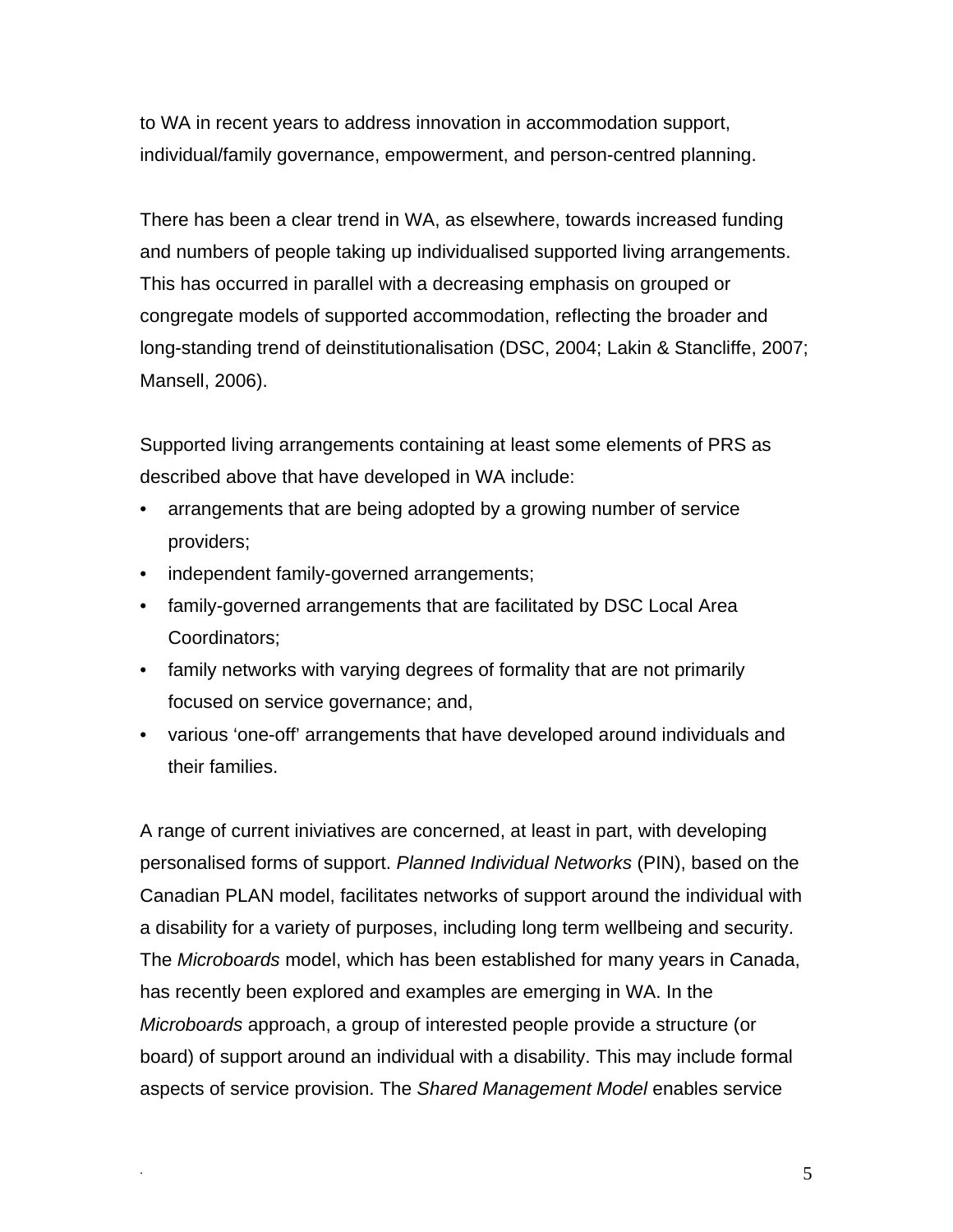to WA in recent years to address innovation in accommodation support, individual/family governance, empowerment, and person-centred planning.

There has been a clear trend in WA, as elsewhere, towards increased funding and numbers of people taking up individualised supported living arrangements. This has occurred in parallel with a decreasing emphasis on grouped or congregate models of supported accommodation, reflecting the broader and long-standing trend of deinstitutionalisation (DSC, 2004; Lakin & Stancliffe, 2007; Mansell, 2006).

Supported living arrangements containing at least some elements of PRS as described above that have developed in WA include:

- arrangements that are being adopted by a growing number of service providers;
- independent family-governed arrangements;
- family-governed arrangements that are facilitated by DSC Local Area Coordinators;
- family networks with varying degrees of formality that are not primarily focused on service governance; and,
- various 'one-off' arrangements that have developed around individuals and their families.

A range of current iniviatives are concerned, at least in part, with developing personalised forms of support. *Planned Individual Networks* (PIN), based on the Canadian PLAN model, facilitates networks of support around the individual with a disability for a variety of purposes, including long term wellbeing and security. The *Microboards* model, which has been established for many years in Canada, has recently been explored and examples are emerging in WA. In the *Microboards* approach, a group of interested people provide a structure (or board) of support around an individual with a disability. This may include formal aspects of service provision. The *Shared Management Model* enables service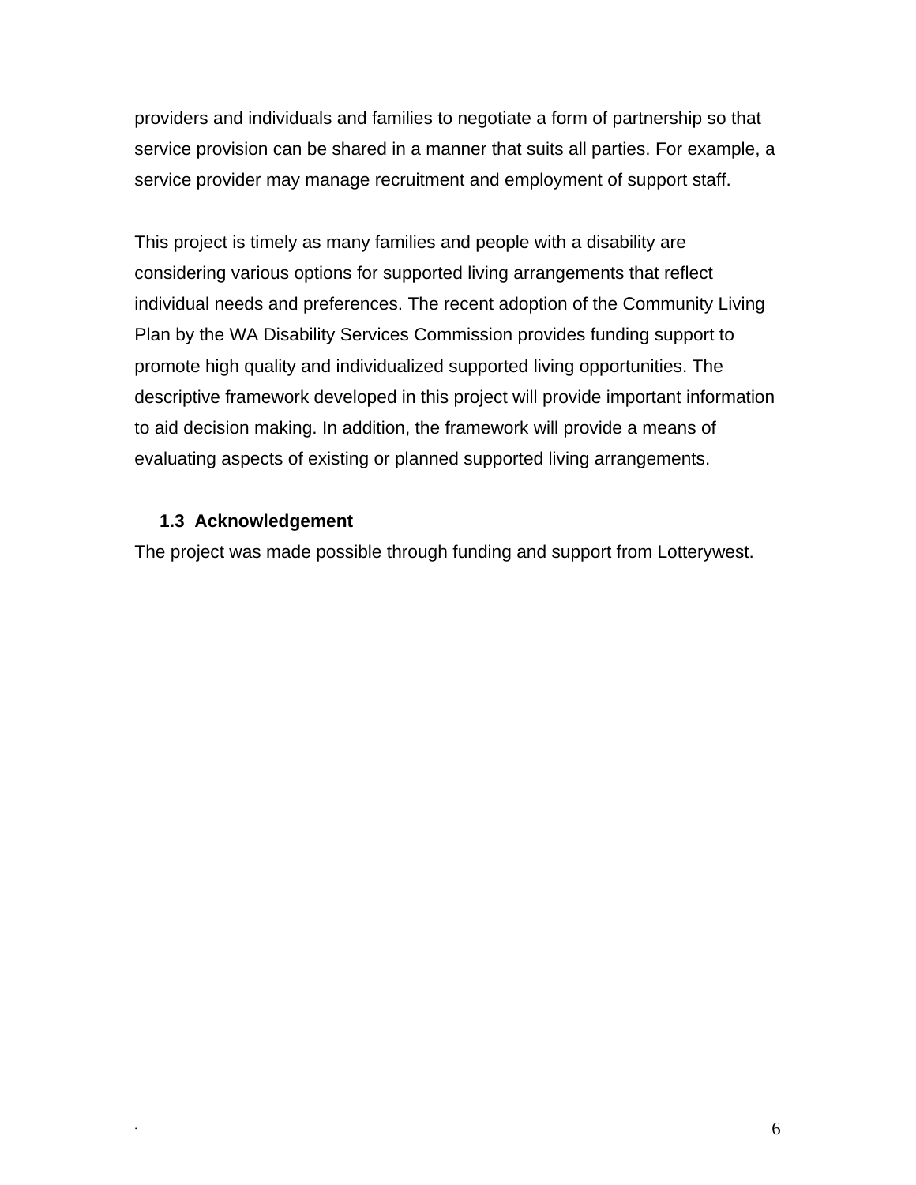providers and individuals and families to negotiate a form of partnership so that service provision can be shared in a manner that suits all parties. For example, a service provider may manage recruitment and employment of support staff.

This project is timely as many families and people with a disability are considering various options for supported living arrangements that reflect individual needs and preferences. The recent adoption of the Community Living Plan by the WA Disability Services Commission provides funding support to promote high quality and individualized supported living opportunities. The descriptive framework developed in this project will provide important information to aid decision making. In addition, the framework will provide a means of evaluating aspects of existing or planned supported living arrangements.

### 1.3 Acknowledgement

The project was made possible through funding and support from Lotterywest.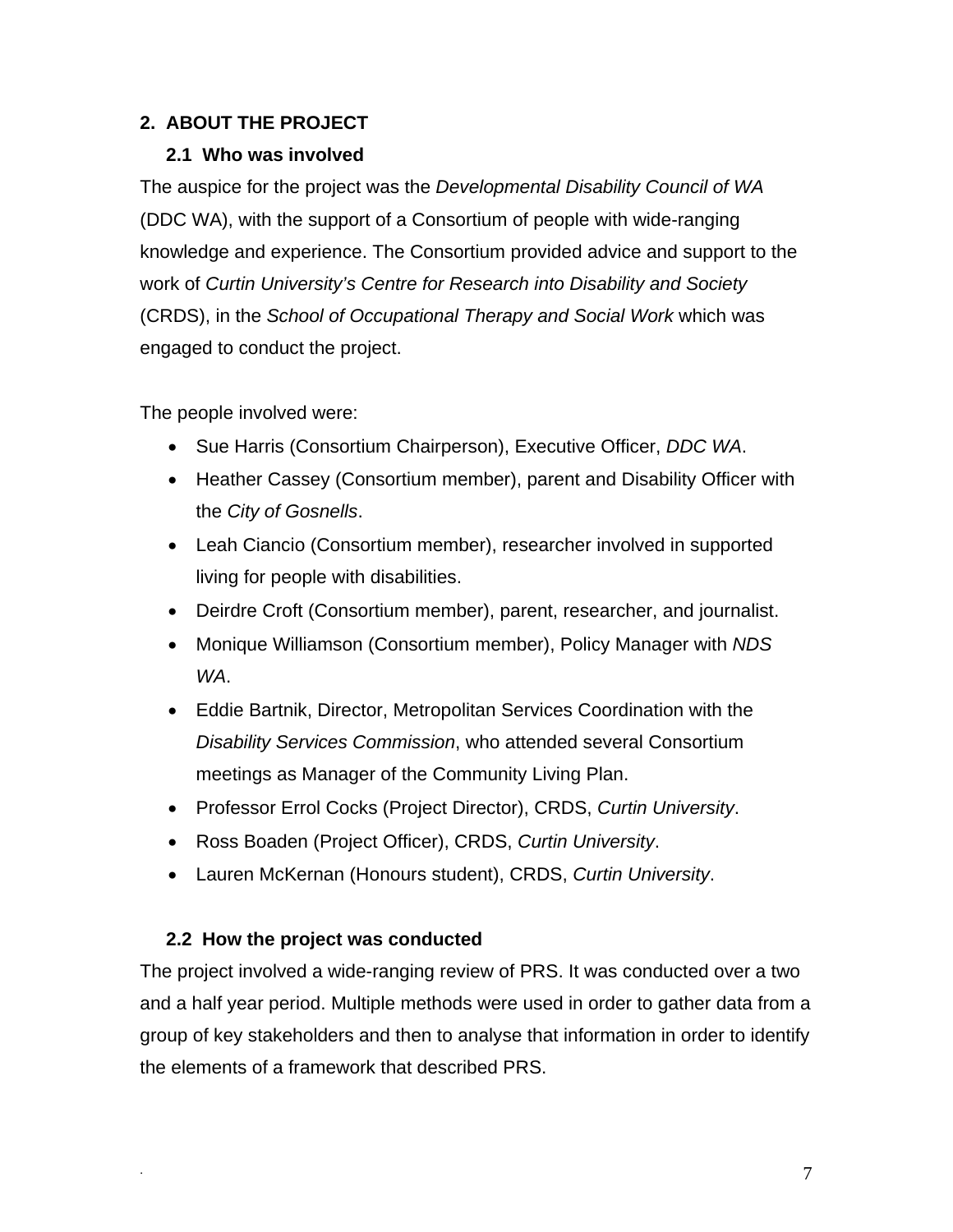## 2. ABOUT THE PROJECT

### 2.1 Who was involved

The auspice for the project was the *Developmental Disability Council of WA* (DDC WA), with the support of a Consortium of people with wide-ranging knowledge and experience. The Consortium provided advice and support to the work of *Curtin University's Centre for Research into Disability and Society* (CRDS), in the *School of Occupational Therapy and Social Work* which was engaged to conduct the project.

The people involved were:

- Sue Harris (Consortium Chairperson), Executive Officer, *DDC WA*.
- Heather Cassey (Consortium member), parent and Disability Officer with the *City of Gosnells*.
- Leah Ciancio (Consortium member), researcher involved in supported living for people with disabilities.
- Deirdre Croft (Consortium member), parent, researcher, and journalist.
- Monique Williamson (Consortium member), Policy Manager with *NDS WA*.
- Eddie Bartnik, Director, Metropolitan Services Coordination with the *Disability Services Commission*, who attended several Consortium meetings as Manager of the Community Living Plan.
- Professor Errol Cocks (Project Director), CRDS, *Curtin University*.
- Ross Boaden (Project Officer), CRDS, *Curtin University*.
- Lauren McKernan (Honours student), CRDS, *Curtin University*.

### 2.2 How the project was conducted

The project involved a wide-ranging review of PRS. It was conducted over a two and a half year period. Multiple methods were used in order to gather data from a group of key stakeholders and then to analyse that information in order to identify the elements of a framework that described PRS.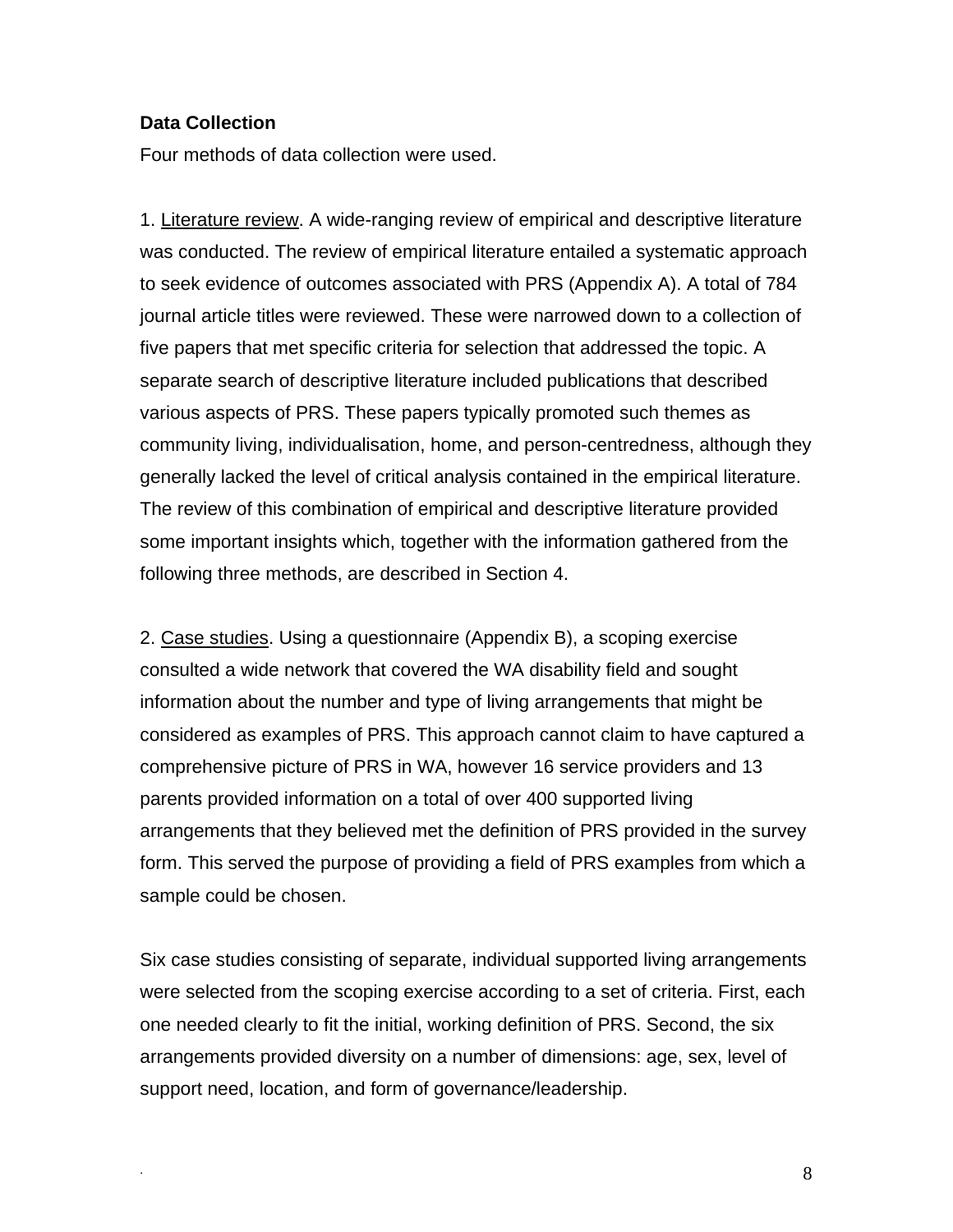**Data Collection**

Four methods of data collection were used.

1. Literature review. A wide-ranging review of empirical and descriptive literature was conducted. The review of empirical literature entailed a systematic approach to seek evidence of outcomes associated with PRS (Appendix A). A total of 784 journal article titles were reviewed. These were narrowed down to a collection of five papers that met specific criteria for selection that addressed the topic. A separate search of descriptive literature included publications that described various aspects of PRS. These papers typically promoted such themes as community living, individualisation, home, and person-centredness, although they generally lacked the level of critical analysis contained in the empirical literature. The review of this combination of empirical and descriptive literature provided some important insights which, together with the information gathered from the following three methods, are described in Section 4.

2. Case studies. Using a questionnaire (Appendix B), a scoping exercise consulted a wide network that covered the WA disability field and sought information about the number and type of living arrangements that might be considered as examples of PRS. This approach cannot claim to have captured a comprehensive picture of PRS in WA, however 16 service providers and 13 parents provided information on a total of over 400 supported living arrangements that they believed met the definition of PRS provided in the survey form. This served the purpose of providing a field of PRS examples from which a sample could be chosen.

Six case studies consisting of separate, individual supported living arrangements were selected from the scoping exercise according to a set of criteria. First, each one needed clearly to fit the initial, working definition of PRS. Second, the six arrangements provided diversity on a number of dimensions: age, sex, level of support need, location, and form of governance/leadership.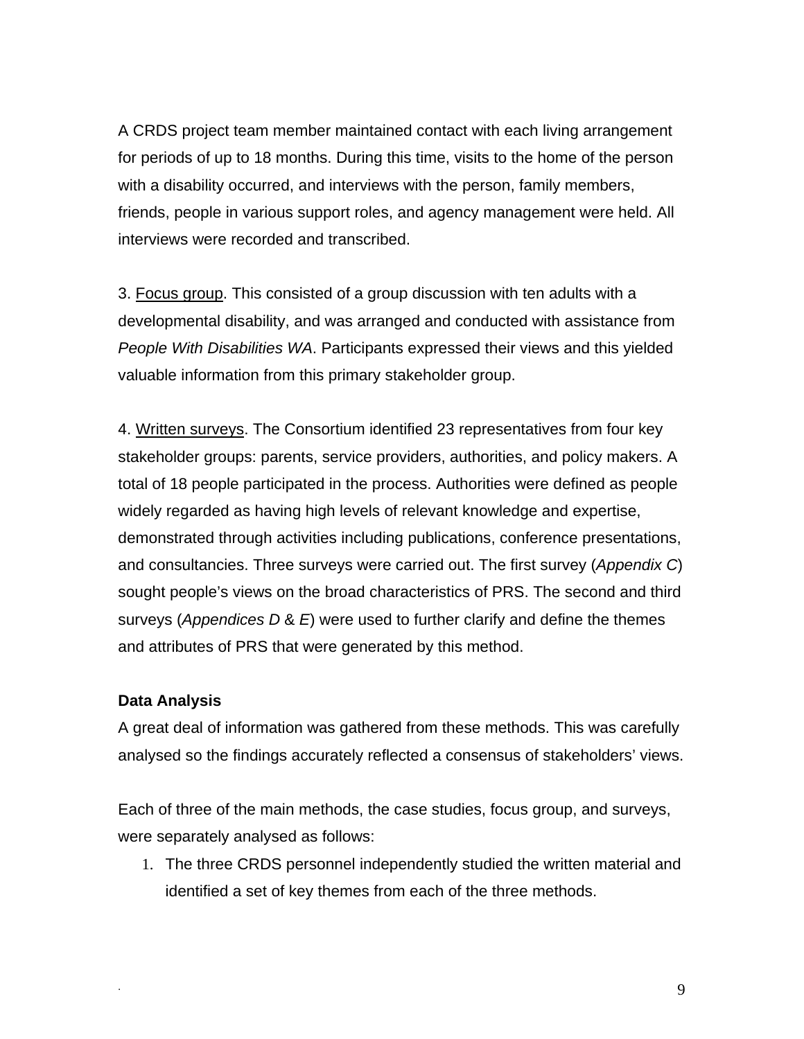A CRDS project team member maintained contact with each living arrangement for periods of up to 18 months. During this time, visits to the home of the person with a disability occurred, and interviews with the person, family members, friends, people in various support roles, and agency management were held. All interviews were recorded and transcribed.

3. <u>Focus group</u>. This consisted of a group discussion with ten adults with a developmental disability, and was arranged and conducted with assistance from *People With Disabilities WA*. Participants expressed their views and this yielded valuable information from this primary stakeholder group.

4. <u>Written surveys</u>. The Consortium identified 23 representatives from four key stakeholder groups: parents, service providers, authorities, and policy makers. A total of 18 people participated in the process. Authorities were defined as people widely regarded as having high levels of relevant knowledge and expertise, demonstrated through activities including publications, conference presentations, and consultancies. Three surveys were carried out. The first survey (*Appendix C*) sought people's views on the broad characteristics of PRS. The second and third surveys (*Appendices D* & *E*) were used to further clarify and define the themes and attributes of PRS that were generated by this method.

**Data Analysis**

A great deal of information was gathered from these methods. This was carefully analysed so the findings accurately reflected a consensus of stakeholders' views.

Each of three of the main methods, the case studies, focus group, and surveys, were separately analysed as follows:

1. The three CRDS personnel independently studied the written material and identified a set of key themes from each of the three methods.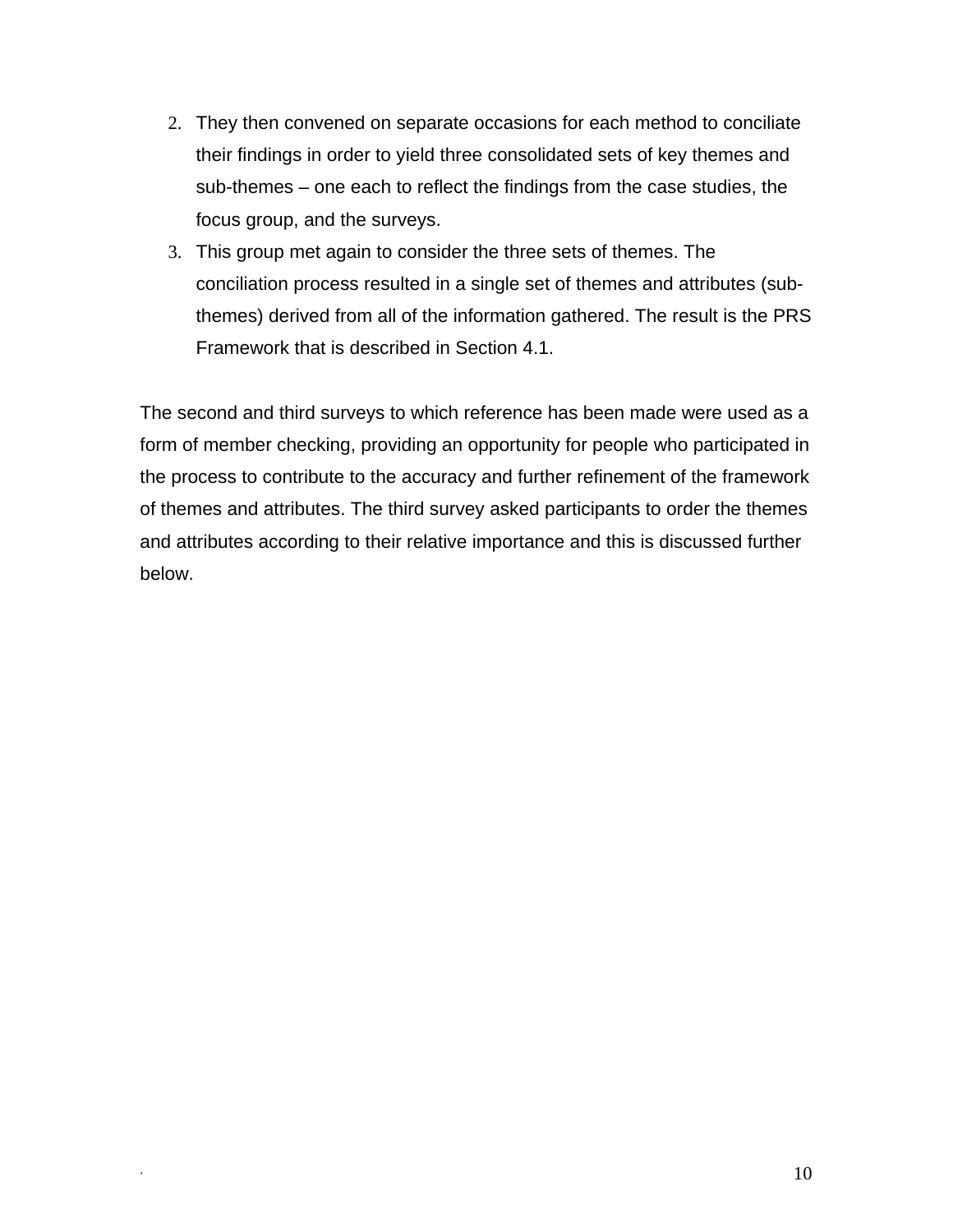2. They then convened on separate occasions for each method to conciliate their findings in order to yield three consolidated sets of key themes and sub-themes – one each to reflect the findings from the case studies, the focus group, and the surveys.
3. This group met again to consider the three sets of themes. The conciliation process resulted in a single set of themes and attributes (sub-themes) derived from all of the information gathered. The result is the PRS Framework that is described in Section 4.1.

The second and third surveys to which reference has been made were used as a form of member checking, providing an opportunity for people who participated in the process to contribute to the accuracy and further refinement of the framework of themes and attributes. The third survey asked participants to order the themes and attributes according to their relative importance and this is discussed further below.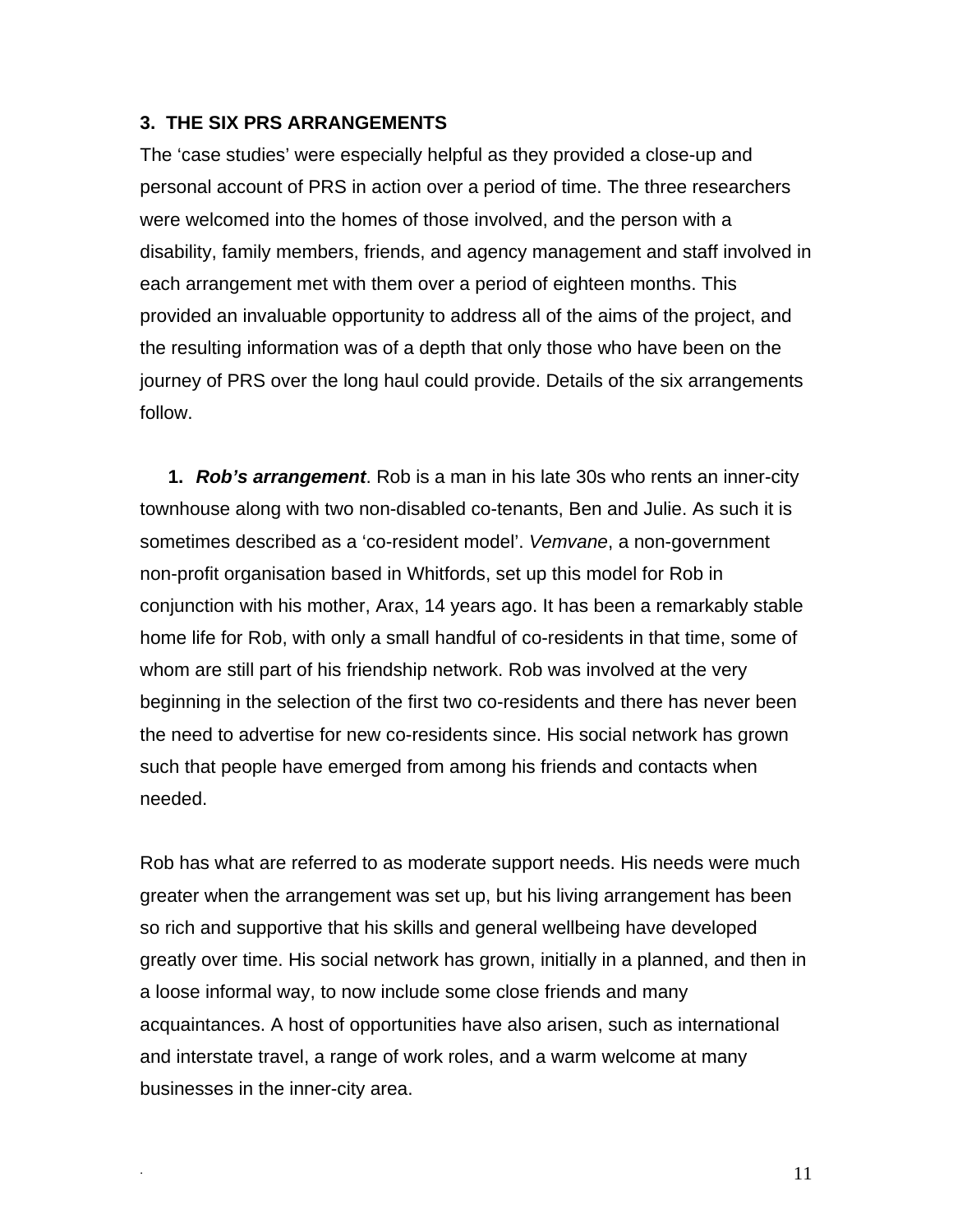## 3. THE SIX PRS ARRANGEMENTS

The 'case studies' were especially helpful as they provided a close-up and personal account of PRS in action over a period of time. The three researchers were welcomed into the homes of those involved, and the person with a disability, family members, friends, and agency management and staff involved in each arrangement met with them over a period of eighteen months. This provided an invaluable opportunity to address all of the aims of the project, and the resulting information was of a depth that only those who have been on the journey of PRS over the long haul could provide. Details of the six arrangements follow.

1. ***Rob's arrangement***. Rob is a man in his late 30s who rents an inner-city townhouse along with two non-disabled co-tenants, Ben and Julie. As such it is sometimes described as a 'co-resident model'. *Vemvane*, a non-government non-profit organisation based in Whitfords, set up this model for Rob in conjunction with his mother, Arax, 14 years ago. It has been a remarkably stable home life for Rob, with only a small handful of co-residents in that time, some of whom are still part of his friendship network. Rob was involved at the very beginning in the selection of the first two co-residents and there has never been the need to advertise for new co-residents since. His social network has grown such that people have emerged from among his friends and contacts when needed.

Rob has what are referred to as moderate support needs. His needs were much greater when the arrangement was set up, but his living arrangement has been so rich and supportive that his skills and general wellbeing have developed greatly over time. His social network has grown, initially in a planned, and then in a loose informal way, to now include some close friends and many acquaintances. A host of opportunities have also arisen, such as international and interstate travel, a range of work roles, and a warm welcome at many businesses in the inner-city area.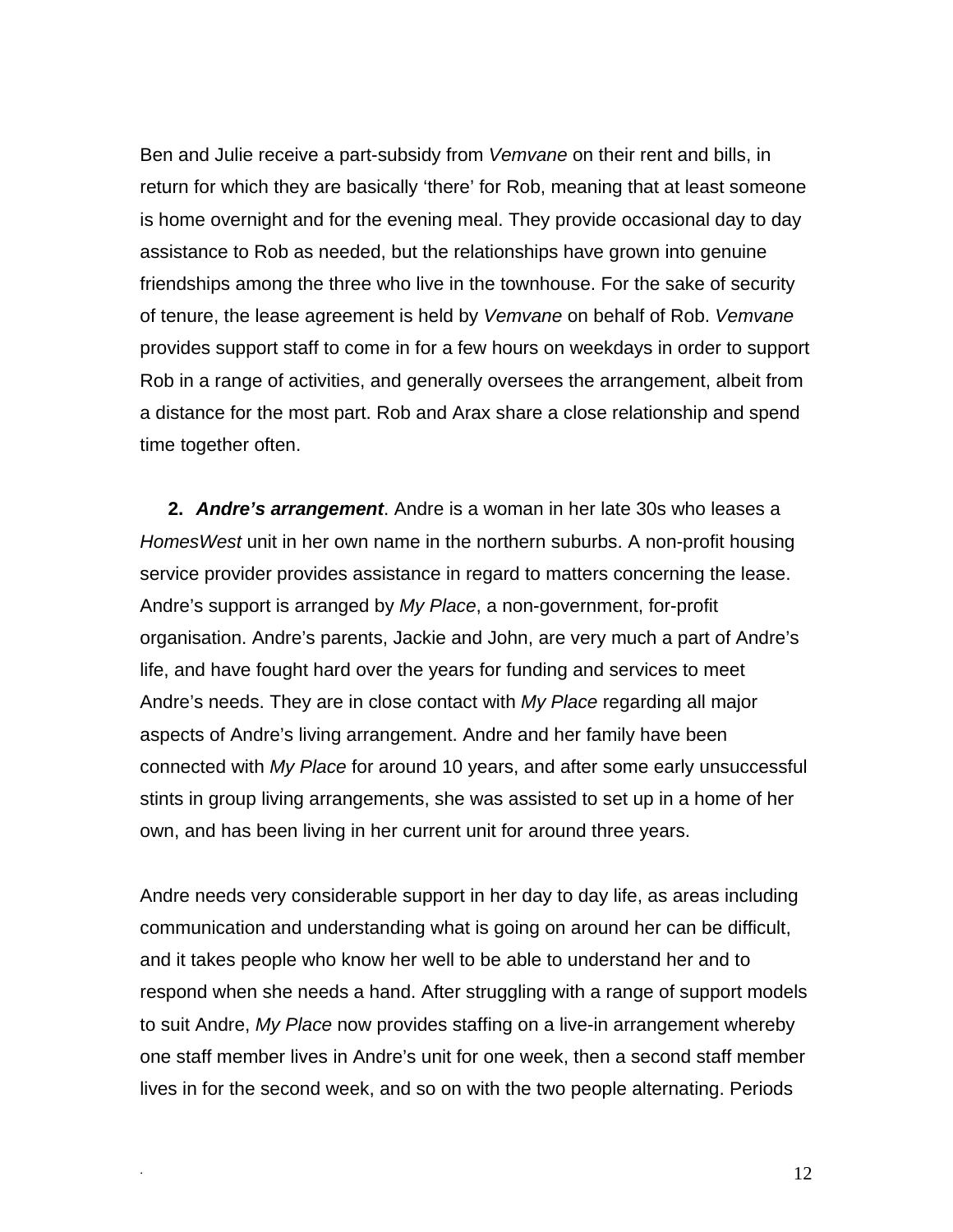Ben and Julie receive a part-subsidy from *Vemvane* on their rent and bills, in return for which they are basically 'there' for Rob, meaning that at least someone is home overnight and for the evening meal. They provide occasional day to day assistance to Rob as needed, but the relationships have grown into genuine friendships among the three who live in the townhouse. For the sake of security of tenure, the lease agreement is held by *Vemvane* on behalf of Rob. *Vemvane* provides support staff to come in for a few hours on weekdays in order to support Rob in a range of activities, and generally oversees the arrangement, albeit from a distance for the most part. Rob and Arax share a close relationship and spend time together often.

2. ***Andre's arrangement***. Andre is a woman in her late 30s who leases a *HomesWest* unit in her own name in the northern suburbs. A non-profit housing service provider provides assistance in regard to matters concerning the lease. Andre's support is arranged by *My Place*, a non-government, for-profit organisation. Andre's parents, Jackie and John, are very much a part of Andre's life, and have fought hard over the years for funding and services to meet Andre's needs. They are in close contact with *My Place* regarding all major aspects of Andre's living arrangement. Andre and her family have been connected with *My Place* for around 10 years, and after some early unsuccessful stints in group living arrangements, she was assisted to set up in a home of her own, and has been living in her current unit for around three years.

Andre needs very considerable support in her day to day life, as areas including communication and understanding what is going on around her can be difficult, and it takes people who know her well to be able to understand her and to respond when she needs a hand. After struggling with a range of support models to suit Andre, *My Place* now provides staffing on a live-in arrangement whereby one staff member lives in Andre's unit for one week, then a second staff member lives in for the second week, and so on with the two people alternating. Periods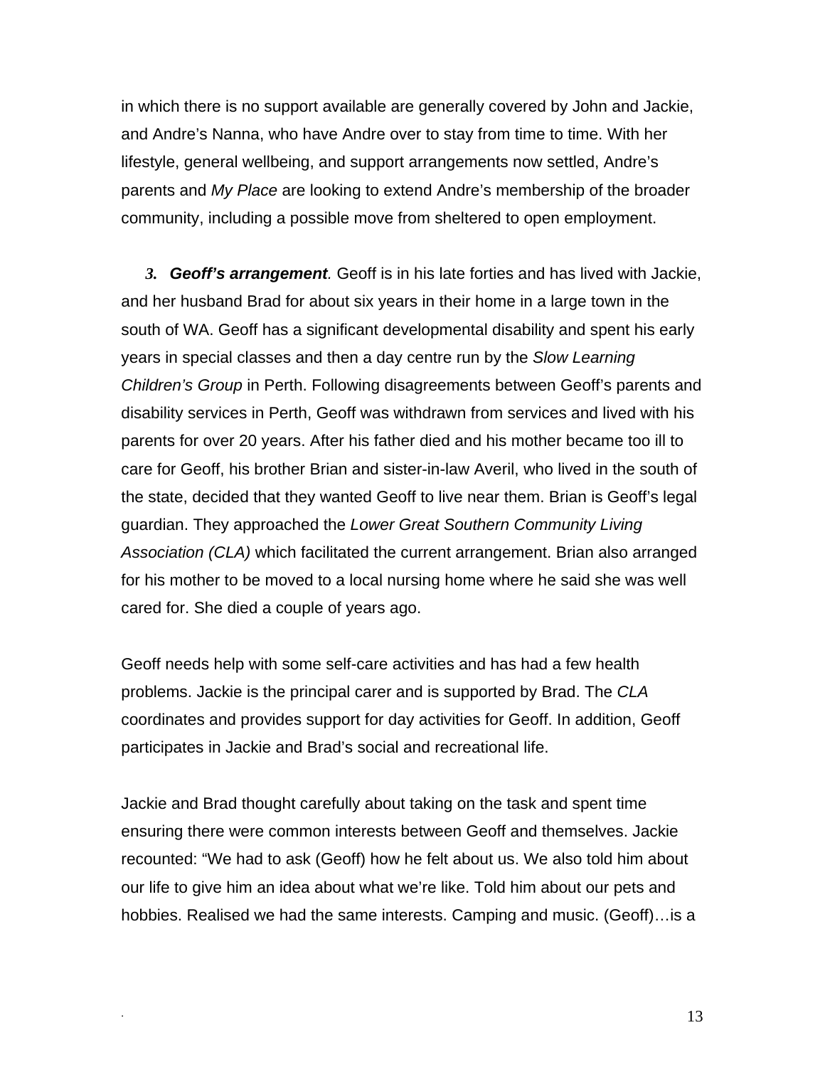in which there is no support available are generally covered by John and Jackie, and Andre's Nanna, who have Andre over to stay from time to time. With her lifestyle, general wellbeing, and support arrangements now settled, Andre's parents and *My Place* are looking to extend Andre's membership of the broader community, including a possible move from sheltered to open employment.

**3. *Geoff's arrangement*.** Geoff is in his late forties and has lived with Jackie, and her husband Brad for about six years in their home in a large town in the south of WA. Geoff has a significant developmental disability and spent his early years in special classes and then a day centre run by the *Slow Learning Children's Group* in Perth. Following disagreements between Geoff's parents and disability services in Perth, Geoff was withdrawn from services and lived with his parents for over 20 years. After his father died and his mother became too ill to care for Geoff, his brother Brian and sister-in-law Averil, who lived in the south of the state, decided that they wanted Geoff to live near them. Brian is Geoff's legal guardian. They approached the *Lower Great Southern Community Living Association (CLA)* which facilitated the current arrangement. Brian also arranged for his mother to be moved to a local nursing home where he said she was well cared for. She died a couple of years ago.

Geoff needs help with some self-care activities and has had a few health problems. Jackie is the principal carer and is supported by Brad. The *CLA* coordinates and provides support for day activities for Geoff. In addition, Geoff participates in Jackie and Brad's social and recreational life.

Jackie and Brad thought carefully about taking on the task and spent time ensuring there were common interests between Geoff and themselves. Jackie recounted: "We had to ask (Geoff) how he felt about us. We also told him about our life to give him an idea about what we're like. Told him about our pets and hobbies. Realised we had the same interests. Camping and music. (Geoff)…is a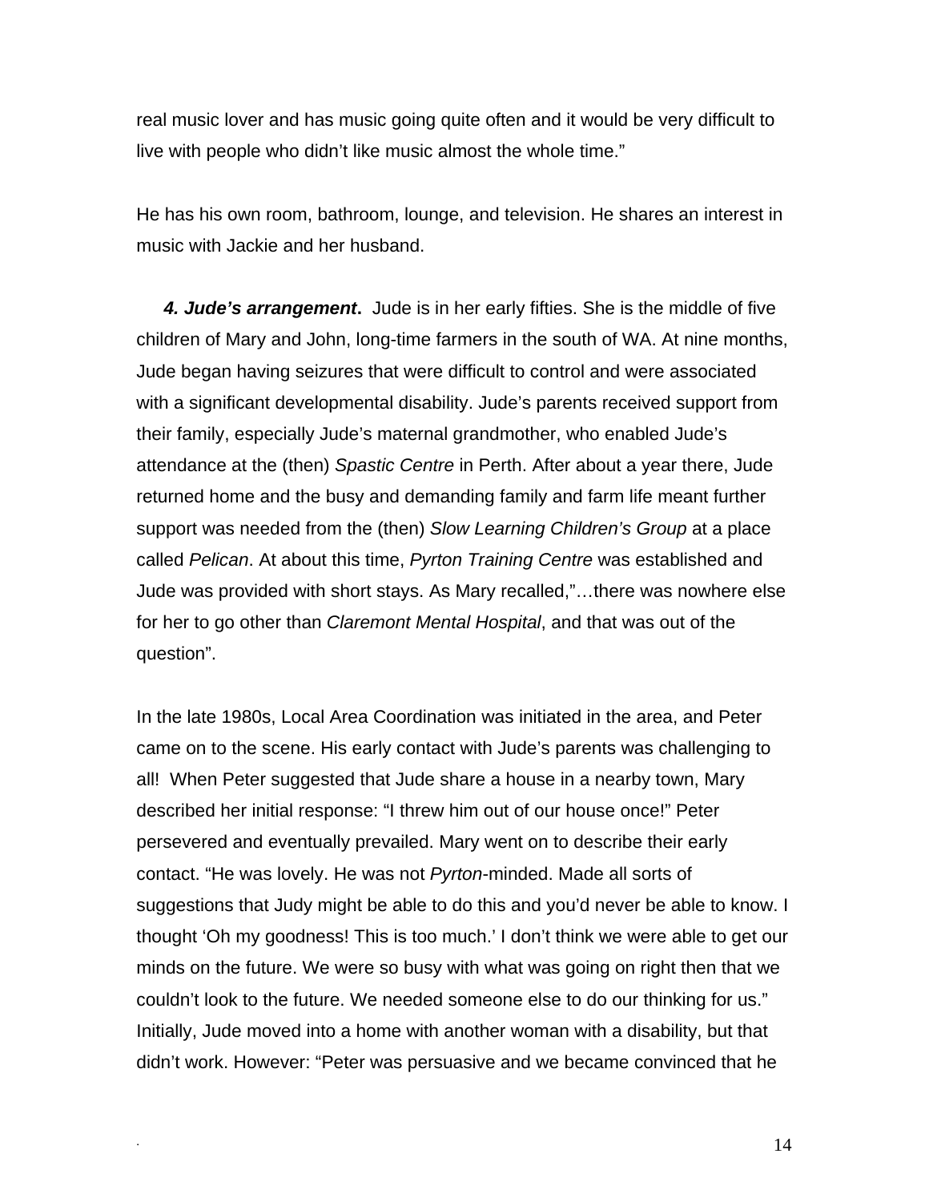real music lover and has music going quite often and it would be very difficult to live with people who didn't like music almost the whole time."

He has his own room, bathroom, lounge, and television. He shares an interest in music with Jackie and her husband.

***4. Jude's arrangement*.** Jude is in her early fifties. She is the middle of five children of Mary and John, long-time farmers in the south of WA. At nine months, Jude began having seizures that were difficult to control and were associated with a significant developmental disability. Jude's parents received support from their family, especially Jude's maternal grandmother, who enabled Jude's attendance at the (then) *Spastic Centre* in Perth. After about a year there, Jude returned home and the busy and demanding family and farm life meant further support was needed from the (then) *Slow Learning Children's Group* at a place called *Pelican*. At about this time, *Pyrton Training Centre* was established and Jude was provided with short stays. As Mary recalled,"…there was nowhere else for her to go other than *Claremont Mental Hospital*, and that was out of the question".

In the late 1980s, Local Area Coordination was initiated in the area, and Peter came on to the scene. His early contact with Jude's parents was challenging to all! When Peter suggested that Jude share a house in a nearby town, Mary described her initial response: "I threw him out of our house once!" Peter persevered and eventually prevailed. Mary went on to describe their early contact. "He was lovely. He was not *Pyrton*-minded. Made all sorts of suggestions that Judy might be able to do this and you'd never be able to know. I thought 'Oh my goodness! This is too much.' I don't think we were able to get our minds on the future. We were so busy with what was going on right then that we couldn't look to the future. We needed someone else to do our thinking for us." Initially, Jude moved into a home with another woman with a disability, but that didn't work. However: "Peter was persuasive and we became convinced that he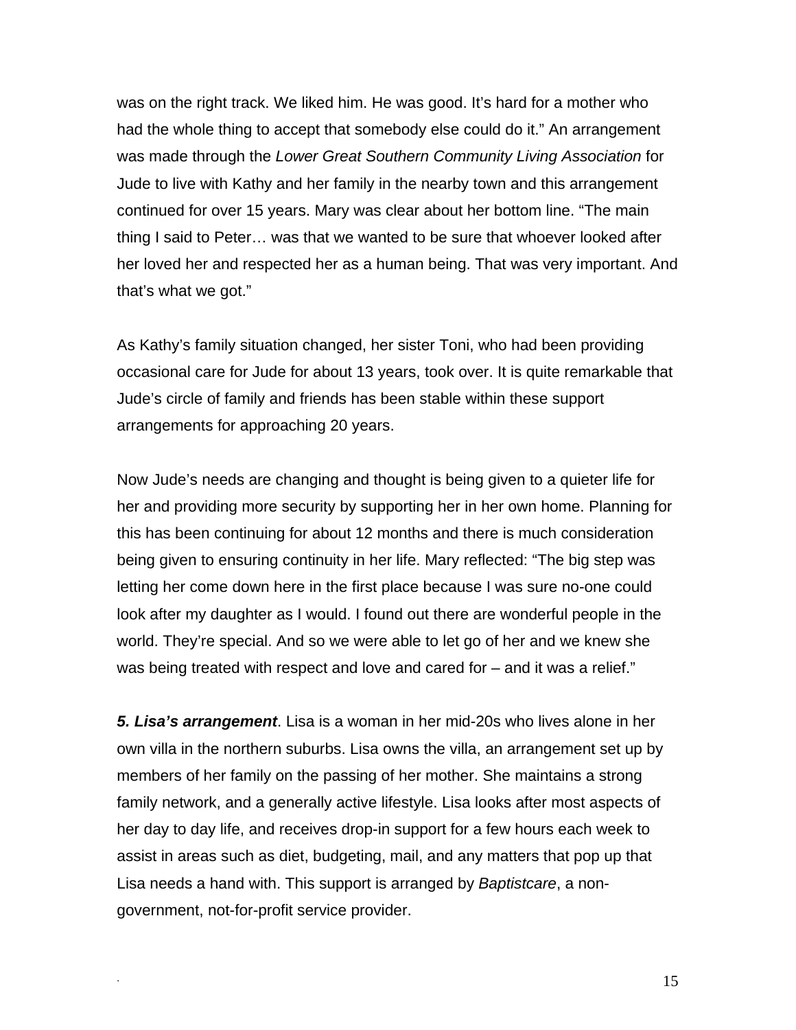was on the right track. We liked him. He was good. It's hard for a mother who had the whole thing to accept that somebody else could do it." An arrangement was made through the *Lower Great Southern Community Living Association* for Jude to live with Kathy and her family in the nearby town and this arrangement continued for over 15 years. Mary was clear about her bottom line. "The main thing I said to Peter… was that we wanted to be sure that whoever looked after her loved her and respected her as a human being. That was very important. And that's what we got."

As Kathy's family situation changed, her sister Toni, who had been providing occasional care for Jude for about 13 years, took over. It is quite remarkable that Jude's circle of family and friends has been stable within these support arrangements for approaching 20 years.

Now Jude's needs are changing and thought is being given to a quieter life for her and providing more security by supporting her in her own home. Planning for this has been continuing for about 12 months and there is much consideration being given to ensuring continuity in her life. Mary reflected: "The big step was letting her come down here in the first place because I was sure no-one could look after my daughter as I would. I found out there are wonderful people in the world. They're special. And so we were able to let go of her and we knew she was being treated with respect and love and cared for – and it was a relief."

***5. Lisa's arrangement***. Lisa is a woman in her mid-20s who lives alone in her own villa in the northern suburbs. Lisa owns the villa, an arrangement set up by members of her family on the passing of her mother. She maintains a strong family network, and a generally active lifestyle. Lisa looks after most aspects of her day to day life, and receives drop-in support for a few hours each week to assist in areas such as diet, budgeting, mail, and any matters that pop up that Lisa needs a hand with. This support is arranged by *Baptistcare*, a non-government, not-for-profit service provider.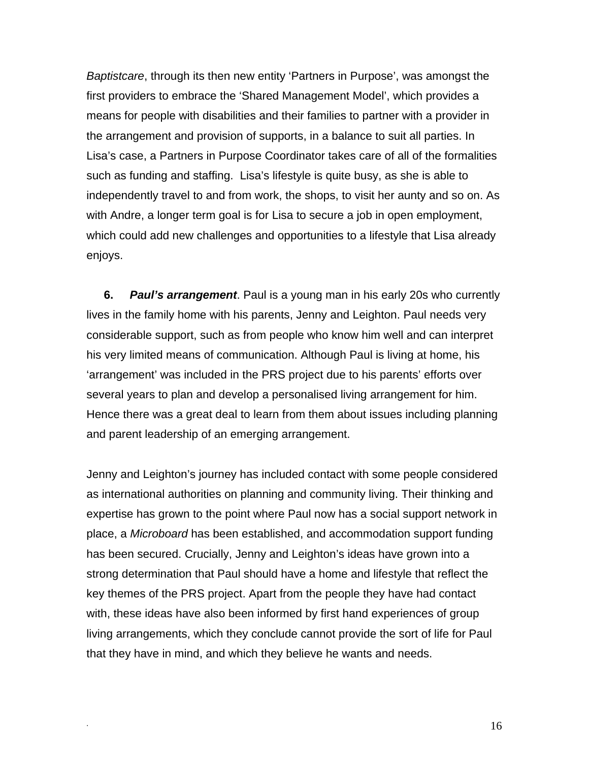*Baptistcare*, through its then new entity ‘Partners in Purpose’, was amongst the first providers to embrace the ‘Shared Management Model’, which provides a means for people with disabilities and their families to partner with a provider in the arrangement and provision of supports, in a balance to suit all parties. In Lisa’s case, a Partners in Purpose Coordinator takes care of all of the formalities such as funding and staffing. Lisa’s lifestyle is quite busy, as she is able to independently travel to and from work, the shops, to visit her aunty and so on. As with Andre, a longer term goal is for Lisa to secure a job in open employment, which could add new challenges and opportunities to a lifestyle that Lisa already enjoys.

**6.** ***Paul’s arrangement***. Paul is a young man in his early 20s who currently lives in the family home with his parents, Jenny and Leighton. Paul needs very considerable support, such as from people who know him well and can interpret his very limited means of communication. Although Paul is living at home, his ‘arrangement’ was included in the PRS project due to his parents’ efforts over several years to plan and develop a personalised living arrangement for him. Hence there was a great deal to learn from them about issues including planning and parent leadership of an emerging arrangement.

Jenny and Leighton’s journey has included contact with some people considered as international authorities on planning and community living. Their thinking and expertise has grown to the point where Paul now has a social support network in place, a *Microboard* has been established, and accommodation support funding has been secured. Crucially, Jenny and Leighton’s ideas have grown into a strong determination that Paul should have a home and lifestyle that reflect the key themes of the PRS project. Apart from the people they have had contact with, these ideas have also been informed by first hand experiences of group living arrangements, which they conclude cannot provide the sort of life for Paul that they have in mind, and which they believe he wants and needs.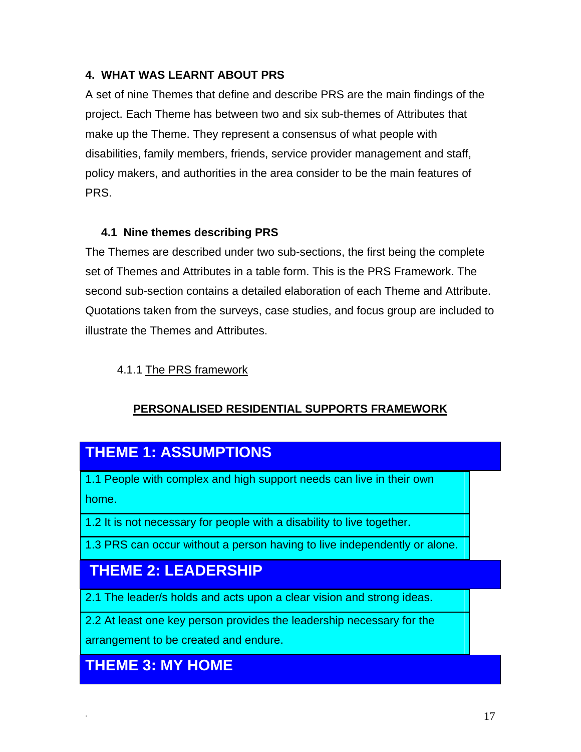## 4. WHAT WAS LEARNT ABOUT PRS

A set of nine Themes that define and describe PRS are the main findings of the project. Each Theme has between two and six sub-themes of Attributes that make up the Theme. They represent a consensus of what people with disabilities, family members, friends, service provider management and staff, policy makers, and authorities in the area consider to be the main features of PRS.

### 4.1 Nine themes describing PRS

The Themes are described under two sub-sections, the first being the complete set of Themes and Attributes in a table form. This is the PRS Framework. The second sub-section contains a detailed elaboration of each Theme and Attribute. Quotations taken from the surveys, case studies, and focus group are included to illustrate the Themes and Attributes.

#### 4.1.1 The PRS framework

**PERSONALISED RESIDENTIAL SUPPORTS FRAMEWORK**

| THEME 1: ASSUMPTIONS |
|---|
| 1.1 People with complex and high support needs can live in their own home. |
| 1.2 It is not necessary for people with a disability to live together. |
| 1.3 PRS can occur without a person having to live independently or alone. |
| **THEME 2: LEADERSHIP** |
| 2.1 The leader/s holds and acts upon a clear vision and strong ideas. |
| 2.2 At least one key person provides the leadership necessary for the arrangement to be created and endure. |
| **THEME 3: MY HOME** |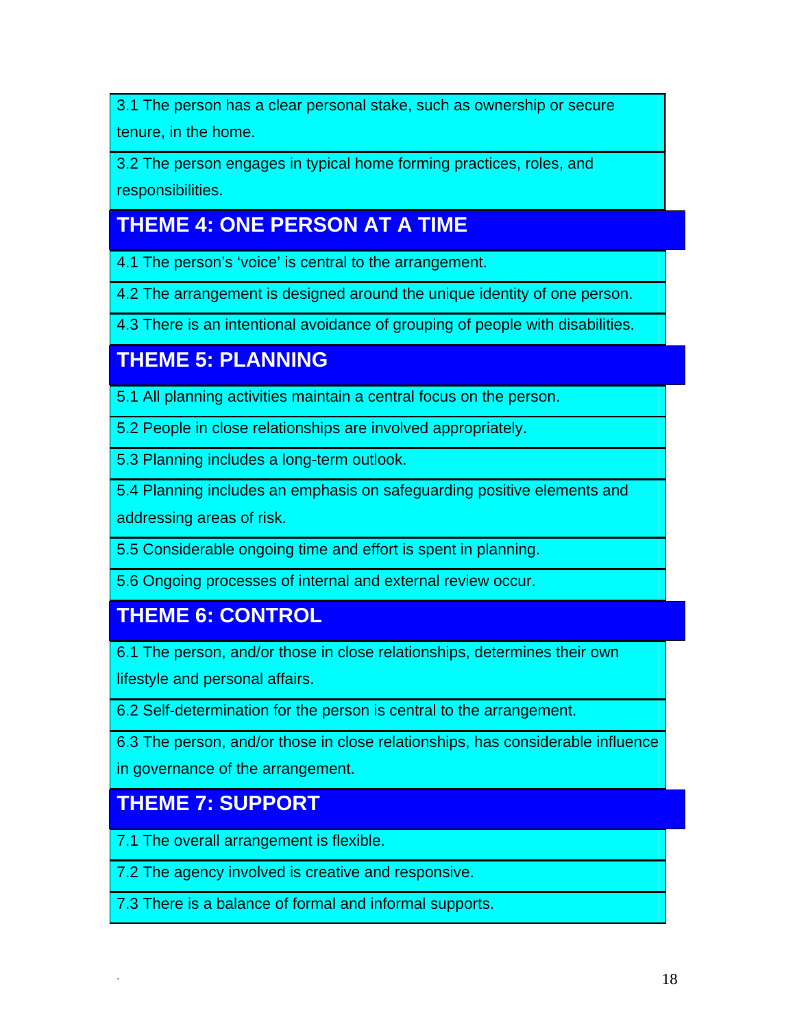3.1 The person has a clear personal stake, such as ownership or secure tenure, in the home.

3.2 The person engages in typical home forming practices, roles, and responsibilities.

## THEME 4: ONE PERSON AT A TIME

4.1 The person's 'voice' is central to the arrangement.

4.2 The arrangement is designed around the unique identity of one person.

4.3 There is an intentional avoidance of grouping of people with disabilities.

## THEME 5: PLANNING

5.1 All planning activities maintain a central focus on the person.

5.2 People in close relationships are involved appropriately.

5.3 Planning includes a long-term outlook.

5.4 Planning includes an emphasis on safeguarding positive elements and addressing areas of risk.

5.5 Considerable ongoing time and effort is spent in planning.

5.6 Ongoing processes of internal and external review occur.

## THEME 6: CONTROL

6.1 The person, and/or those in close relationships, determines their own lifestyle and personal affairs.

6.2 Self-determination for the person is central to the arrangement.

6.3 The person, and/or those in close relationships, has considerable influence in governance of the arrangement.

## THEME 7: SUPPORT

7.1 The overall arrangement is flexible.

7.2 The agency involved is creative and responsive.

7.3 There is a balance of formal and informal supports.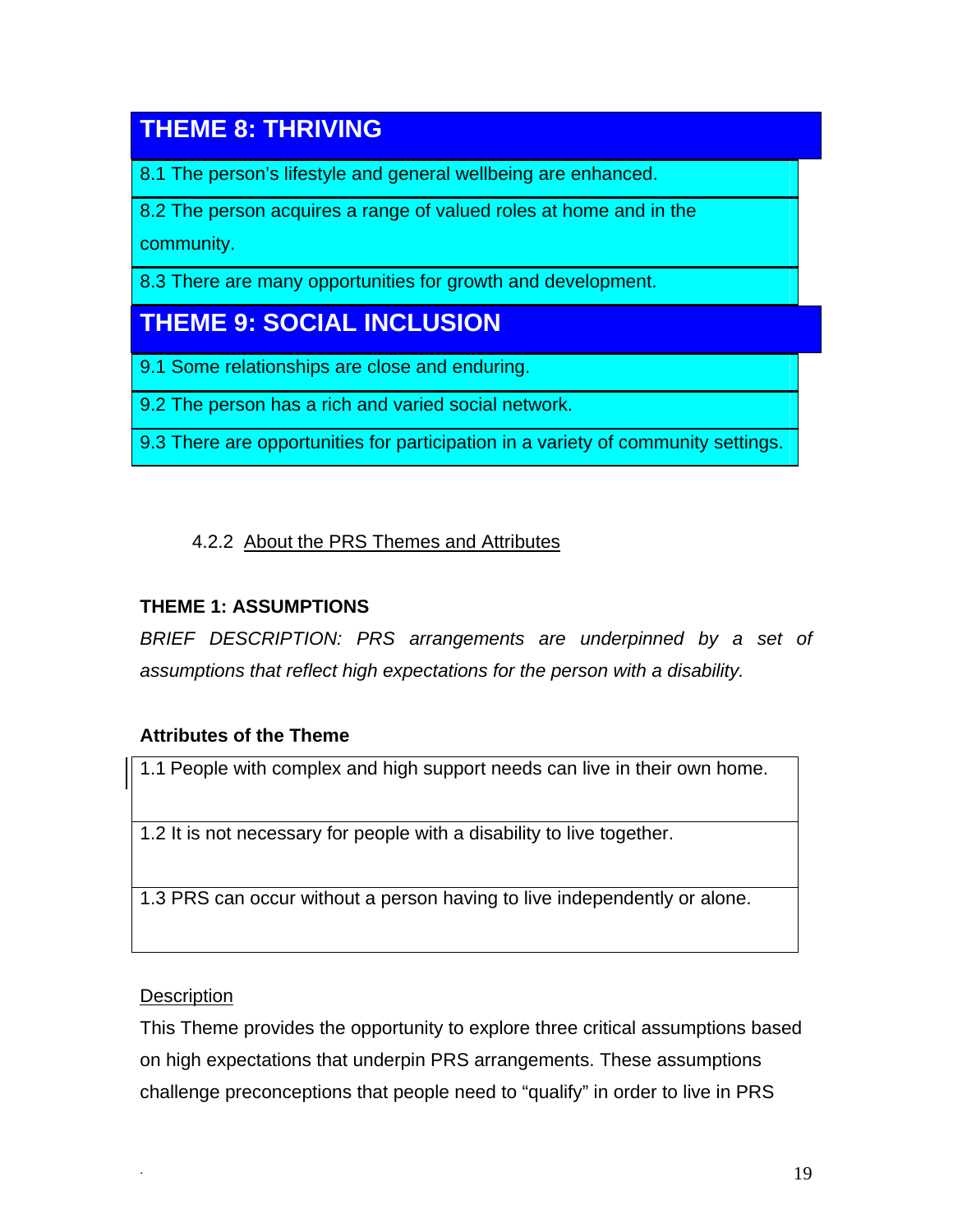| THEME 8: THRIVING |
|---|
| 8.1 The person's lifestyle and general wellbeing are enhanced. |
| 8.2 The person acquires a range of valued roles at home and in the community. |
| 8.3 There are many opportunities for growth and development. |
| **THEME 9: SOCIAL INCLUSION** |
| 9.1 Some relationships are close and enduring. |
| 9.2 The person has a rich and varied social network. |
| 9.3 There are opportunities for participation in a variety of community settings. |

### 4.2.2 About the PRS Themes and Attributes

**THEME 1: ASSUMPTIONS**

*BRIEF DESCRIPTION: PRS arrangements are underpinned by a set of assumptions that reflect high expectations for the person with a disability.*

**Attributes of the Theme**

| Attributes |
|---|
| 1.1 People with complex and high support needs can live in their own home. |
| 1.2 It is not necessary for people with a disability to live together. |
| 1.3 PRS can occur without a person having to live independently or alone. |

Description

This Theme provides the opportunity to explore three critical assumptions based on high expectations that underpin PRS arrangements. These assumptions challenge preconceptions that people need to "qualify" in order to live in PRS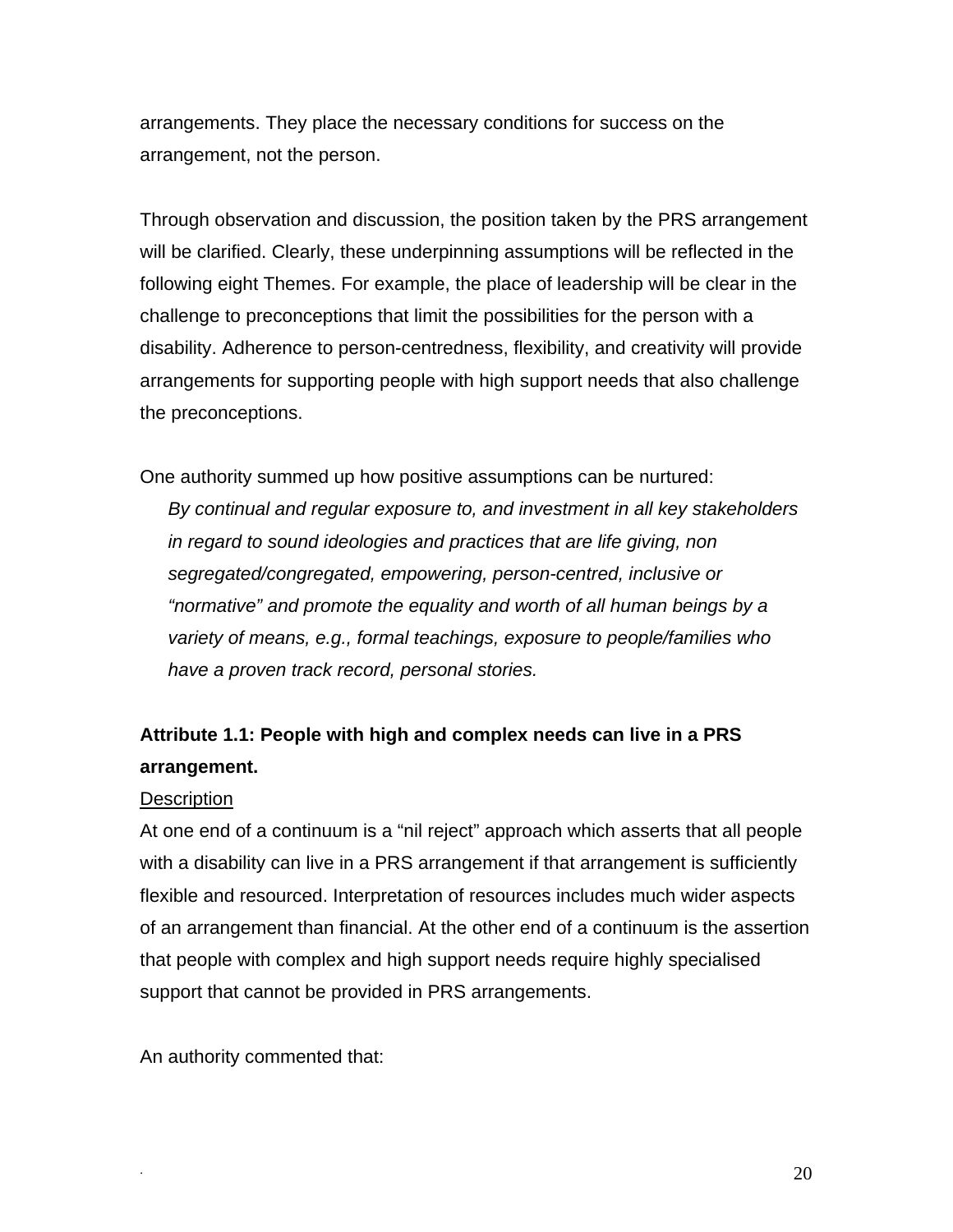arrangements. They place the necessary conditions for success on the arrangement, not the person.

Through observation and discussion, the position taken by the PRS arrangement will be clarified. Clearly, these underpinning assumptions will be reflected in the following eight Themes. For example, the place of leadership will be clear in the challenge to preconceptions that limit the possibilities for the person with a disability. Adherence to person-centredness, flexibility, and creativity will provide arrangements for supporting people with high support needs that also challenge the preconceptions.

One authority summed up how positive assumptions can be nurtured:

> *By continual and regular exposure to, and investment in all key stakeholders in regard to sound ideologies and practices that are life giving, non segregated/congregated, empowering, person-centred, inclusive or "normative" and promote the equality and worth of all human beings by a variety of means, e.g., formal teachings, exposure to people/families who have a proven track record, personal stories.*

**Attribute 1.1: People with high and complex needs can live in a PRS arrangement.**

<u>Description</u>

At one end of a continuum is a "nil reject" approach which asserts that all people with a disability can live in a PRS arrangement if that arrangement is sufficiently flexible and resourced. Interpretation of resources includes much wider aspects of an arrangement than financial. At the other end of a continuum is the assertion that people with complex and high support needs require highly specialised support that cannot be provided in PRS arrangements.

An authority commented that: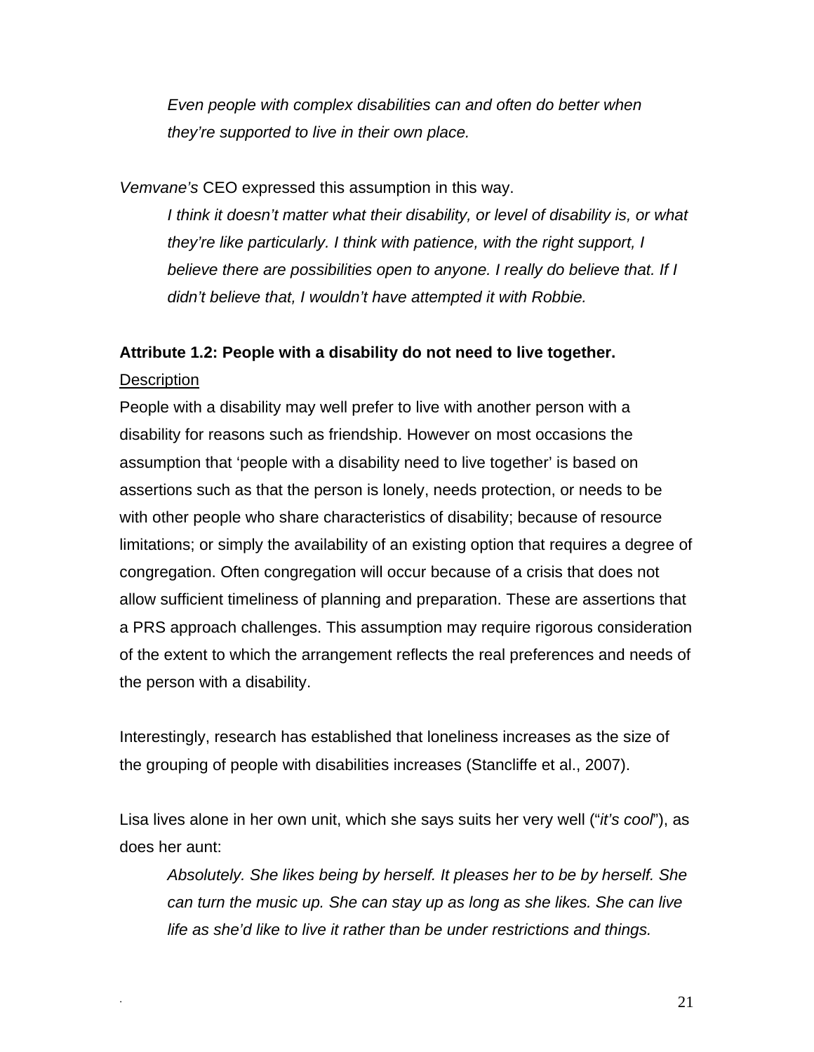> *Even people with complex disabilities can and often do better when they're supported to live in their own place.*

*Vemvane's* CEO expressed this assumption in this way.

> *I think it doesn't matter what their disability, or level of disability is, or what they're like particularly. I think with patience, with the right support, I believe there are possibilities open to anyone. I really do believe that. If I didn't believe that, I wouldn't have attempted it with Robbie.*

**Attribute 1.2: People with a disability do not need to live together.**

Description

People with a disability may well prefer to live with another person with a disability for reasons such as friendship. However on most occasions the assumption that 'people with a disability need to live together' is based on assertions such as that the person is lonely, needs protection, or needs to be with other people who share characteristics of disability; because of resource limitations; or simply the availability of an existing option that requires a degree of congregation. Often congregation will occur because of a crisis that does not allow sufficient timeliness of planning and preparation. These are assertions that a PRS approach challenges. This assumption may require rigorous consideration of the extent to which the arrangement reflects the real preferences and needs of the person with a disability.

Interestingly, research has established that loneliness increases as the size of the grouping of people with disabilities increases (Stancliffe et al., 2007).

Lisa lives alone in her own unit, which she says suits her very well ("*it's cool*"), as does her aunt:

> *Absolutely. She likes being by herself. It pleases her to be by herself. She can turn the music up. She can stay up as long as she likes. She can live life as she'd like to live it rather than be under restrictions and things.*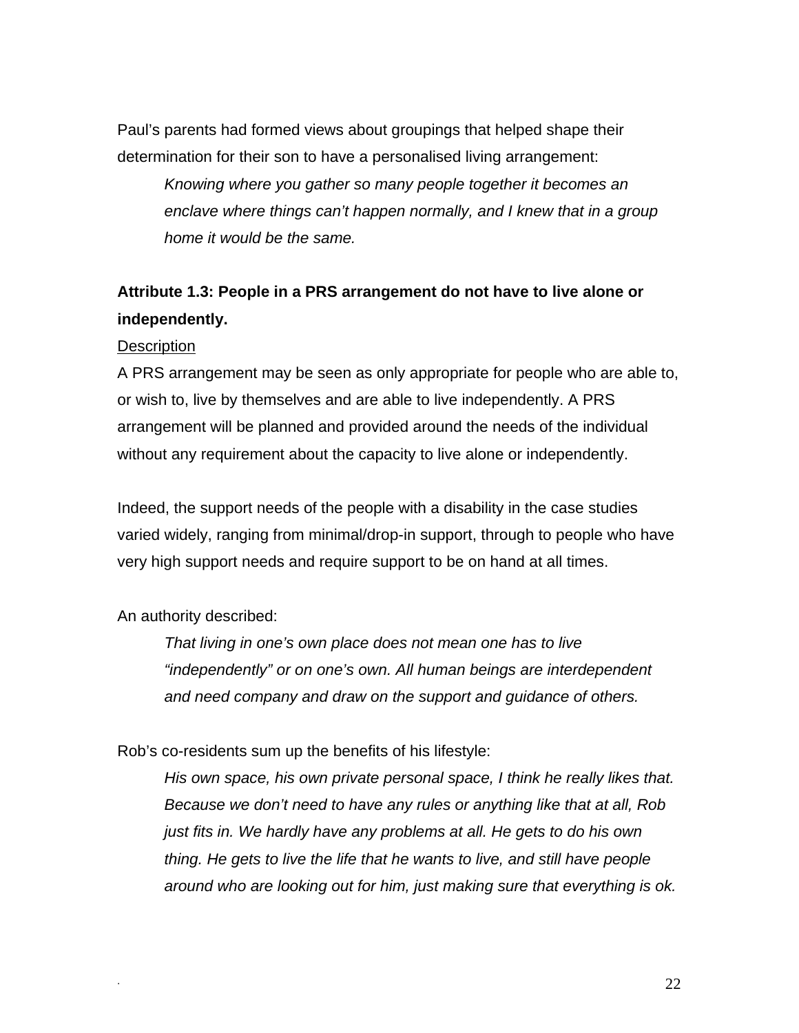Paul’s parents had formed views about groupings that helped shape their determination for their son to have a personalised living arrangement:

> *Knowing where you gather so many people together it becomes an enclave where things can’t happen normally, and I knew that in a group home it would be the same.*

**Attribute 1.3: People in a PRS arrangement do not have to live alone or independently.**

Description

A PRS arrangement may be seen as only appropriate for people who are able to, or wish to, live by themselves and are able to live independently. A PRS arrangement will be planned and provided around the needs of the individual without any requirement about the capacity to live alone or independently.

Indeed, the support needs of the people with a disability in the case studies varied widely, ranging from minimal/drop-in support, through to people who have very high support needs and require support to be on hand at all times.

An authority described:

> *That living in one’s own place does not mean one has to live “independently” or on one’s own. All human beings are interdependent and need company and draw on the support and guidance of others.*

Rob’s co-residents sum up the benefits of his lifestyle:

> *His own space, his own private personal space, I think he really likes that. Because we don’t need to have any rules or anything like that at all, Rob just fits in. We hardly have any problems at all. He gets to do his own thing. He gets to live the life that he wants to live, and still have people around who are looking out for him, just making sure that everything is ok.*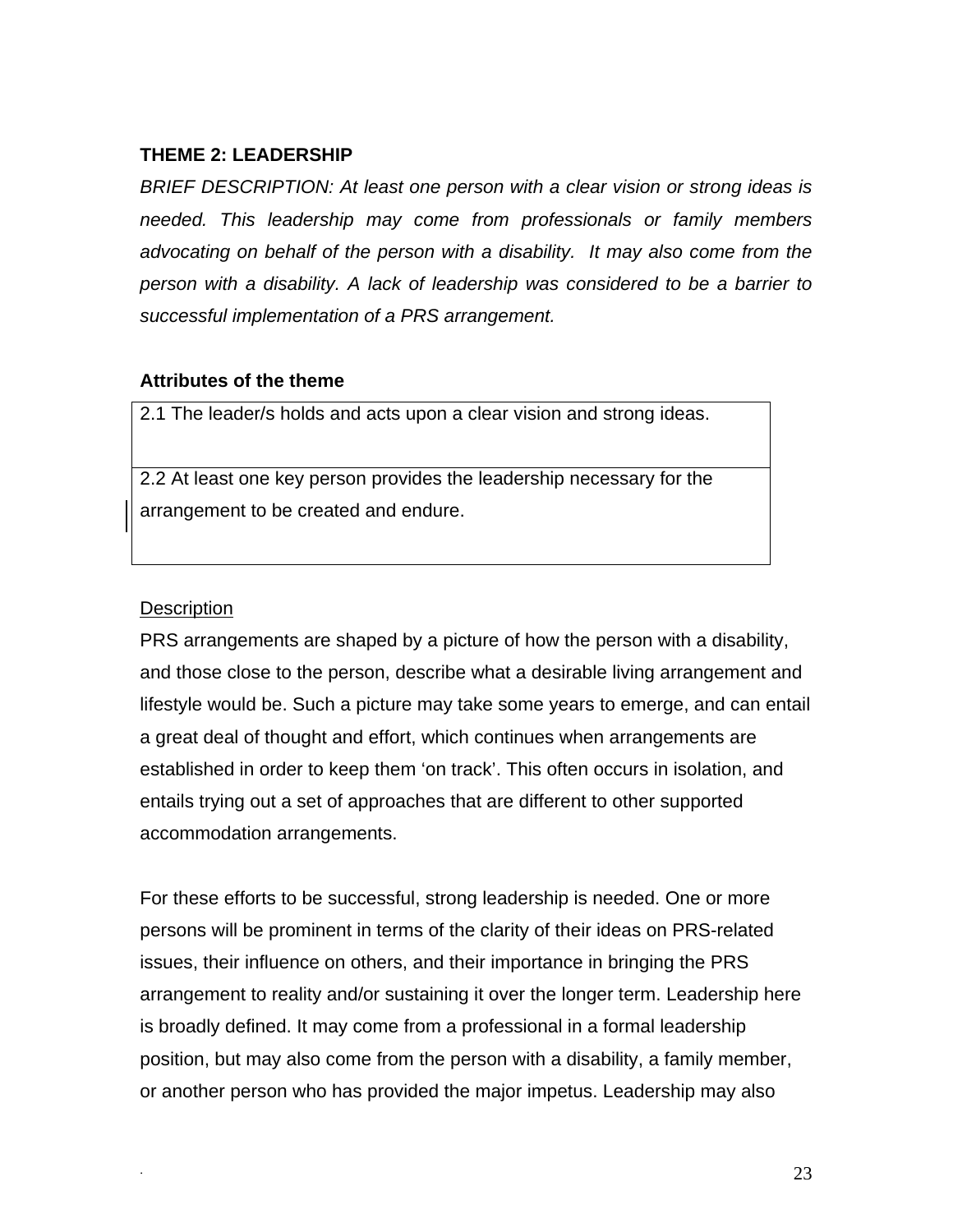### THEME 2: LEADERSHIP

*BRIEF DESCRIPTION: At least one person with a clear vision or strong ideas is needed. This leadership may come from professionals or family members advocating on behalf of the person with a disability. It may also come from the person with a disability. A lack of leadership was considered to be a barrier to successful implementation of a PRS arrangement.*

**Attributes of the theme**

| |
|---|
| 2.1 The leader/s holds and acts upon a clear vision and strong ideas. |
| 2.2 At least one key person provides the leadership necessary for the arrangement to be created and endure. |

Description

PRS arrangements are shaped by a picture of how the person with a disability, and those close to the person, describe what a desirable living arrangement and lifestyle would be. Such a picture may take some years to emerge, and can entail a great deal of thought and effort, which continues when arrangements are established in order to keep them 'on track'. This often occurs in isolation, and entails trying out a set of approaches that are different to other supported accommodation arrangements.

For these efforts to be successful, strong leadership is needed. One or more persons will be prominent in terms of the clarity of their ideas on PRS-related issues, their influence on others, and their importance in bringing the PRS arrangement to reality and/or sustaining it over the longer term. Leadership here is broadly defined. It may come from a professional in a formal leadership position, but may also come from the person with a disability, a family member, or another person who has provided the major impetus. Leadership may also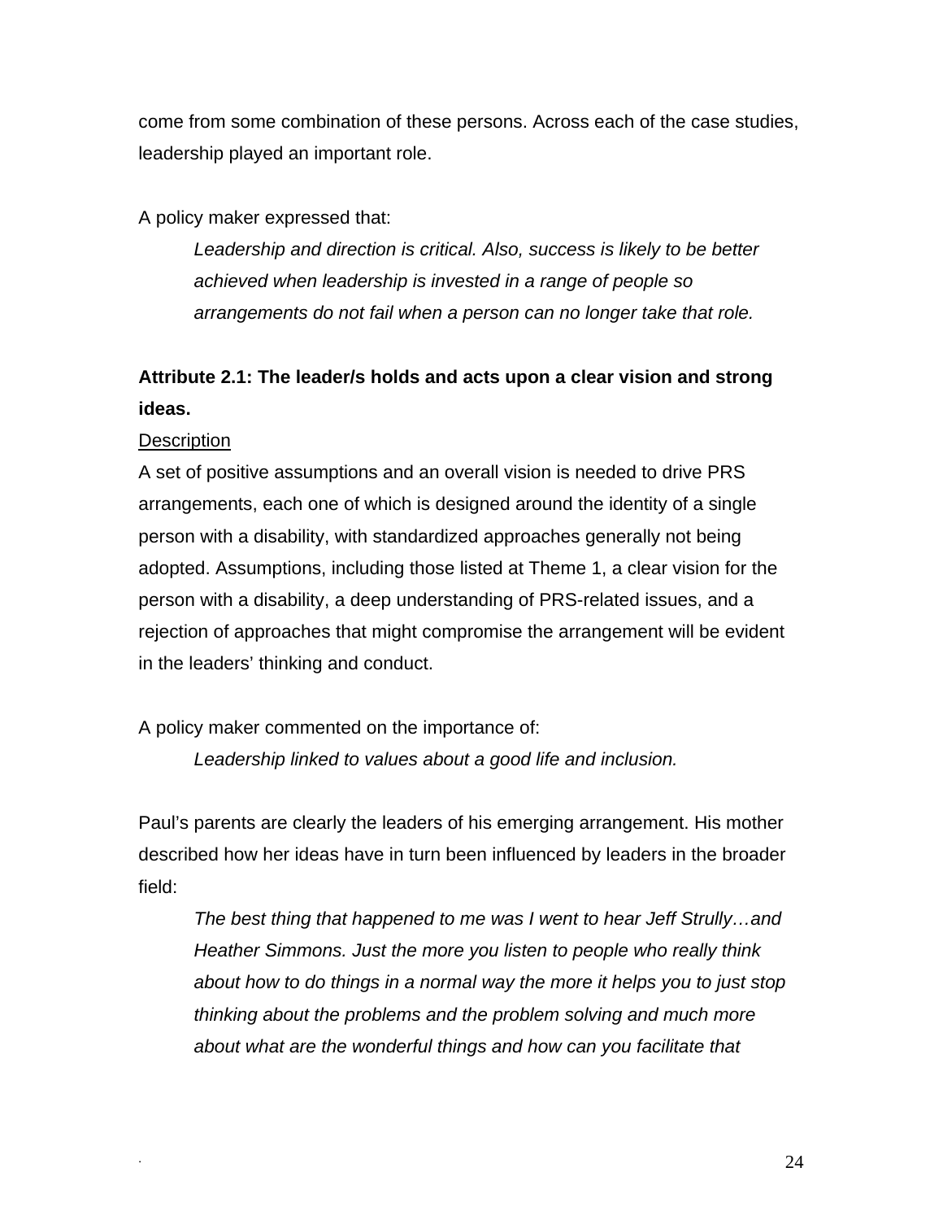come from some combination of these persons. Across each of the case studies, leadership played an important role.

A policy maker expressed that:

> *Leadership and direction is critical. Also, success is likely to be better achieved when leadership is invested in a range of people so arrangements do not fail when a person can no longer take that role.*

**Attribute 2.1: The leader/s holds and acts upon a clear vision and strong ideas.**

<u>Description</u>

A set of positive assumptions and an overall vision is needed to drive PRS arrangements, each one of which is designed around the identity of a single person with a disability, with standardized approaches generally not being adopted. Assumptions, including those listed at Theme 1, a clear vision for the person with a disability, a deep understanding of PRS-related issues, and a rejection of approaches that might compromise the arrangement will be evident in the leaders' thinking and conduct.

A policy maker commented on the importance of:

> *Leadership linked to values about a good life and inclusion.*

Paul's parents are clearly the leaders of his emerging arrangement. His mother described how her ideas have in turn been influenced by leaders in the broader field:

> *The best thing that happened to me was I went to hear Jeff Strully…and Heather Simmons. Just the more you listen to people who really think about how to do things in a normal way the more it helps you to just stop thinking about the problems and the problem solving and much more about what are the wonderful things and how can you facilitate that*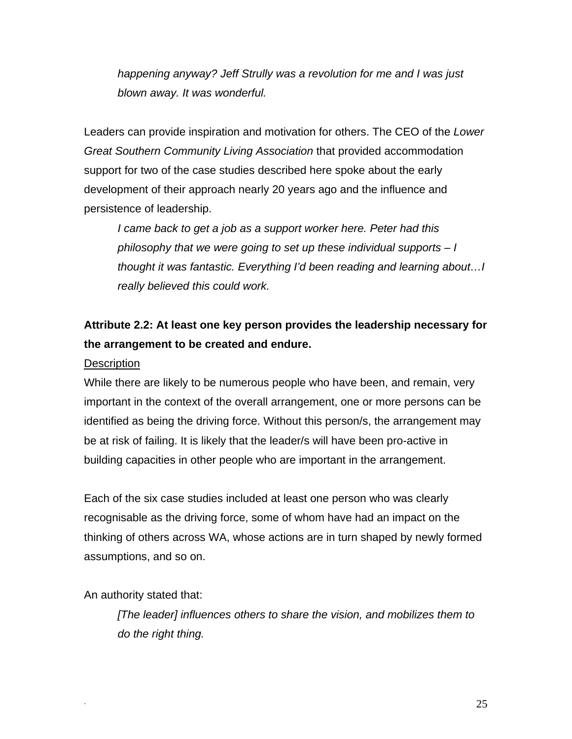> *happening anyway? Jeff Strully was a revolution for me and I was just blown away. It was wonderful.*

Leaders can provide inspiration and motivation for others. The CEO of the *Lower Great Southern Community Living Association* that provided accommodation support for two of the case studies described here spoke about the early development of their approach nearly 20 years ago and the influence and persistence of leadership.

> *I came back to get a job as a support worker here. Peter had this philosophy that we were going to set up these individual supports – I thought it was fantastic. Everything I'd been reading and learning about…I really believed this could work.*

**Attribute 2.2: At least one key person provides the leadership necessary for the arrangement to be created and endure.**

<u>Description</u>

While there are likely to be numerous people who have been, and remain, very important in the context of the overall arrangement, one or more persons can be identified as being the driving force. Without this person/s, the arrangement may be at risk of failing. It is likely that the leader/s will have been pro-active in building capacities in other people who are important in the arrangement.

Each of the six case studies included at least one person who was clearly recognisable as the driving force, some of whom have had an impact on the thinking of others across WA, whose actions are in turn shaped by newly formed assumptions, and so on.

An authority stated that:

> *[The leader] influences others to share the vision, and mobilizes them to do the right thing.*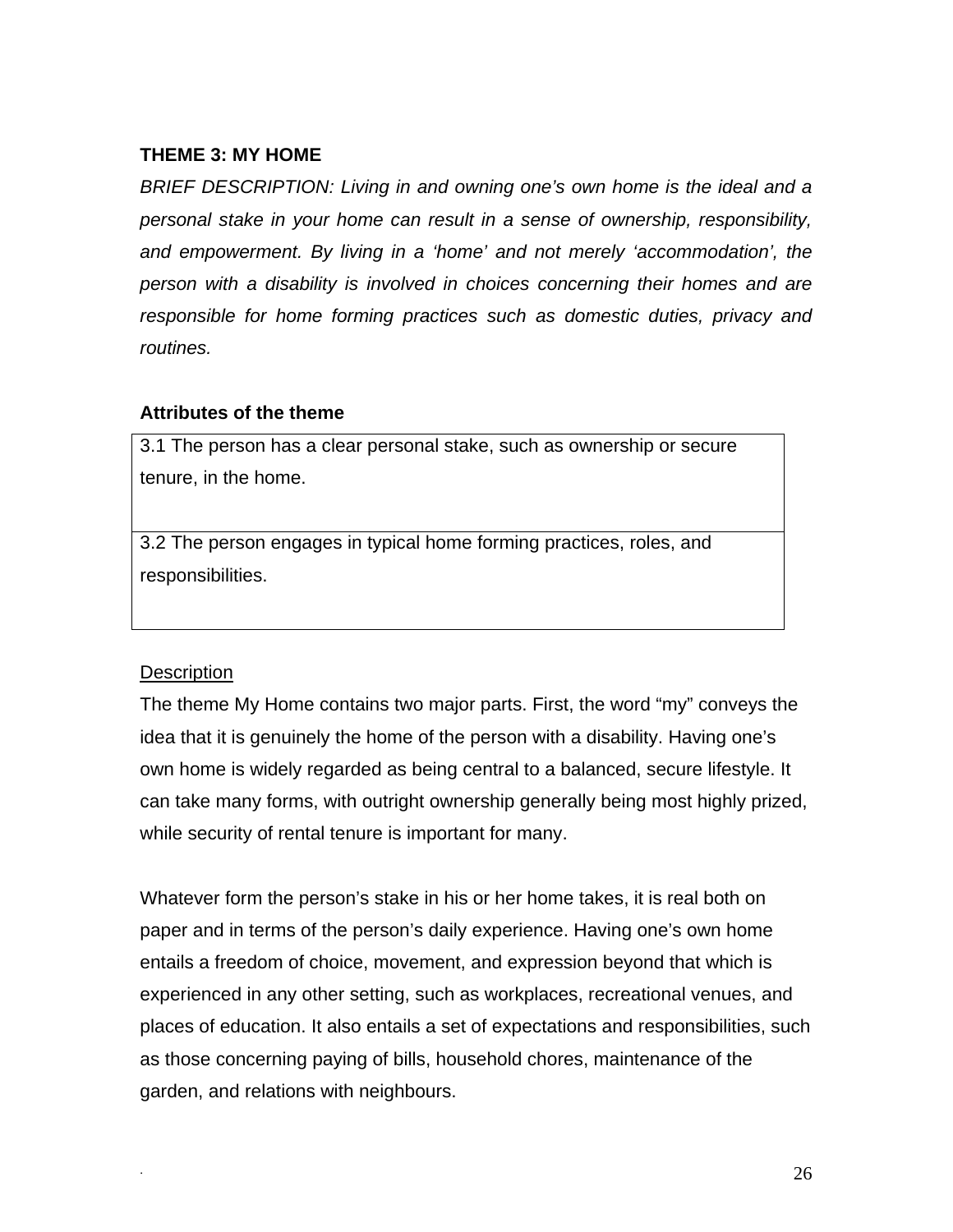**THEME 3: MY HOME**

*BRIEF DESCRIPTION: Living in and owning one's own home is the ideal and a personal stake in your home can result in a sense of ownership, responsibility, and empowerment. By living in a 'home' and not merely 'accommodation', the person with a disability is involved in choices concerning their homes and are responsible for home forming practices such as domestic duties, privacy and routines.*

**Attributes of the theme**

| |
|---|
| 3.1 The person has a clear personal stake, such as ownership or secure tenure, in the home. |
| 3.2 The person engages in typical home forming practices, roles, and responsibilities. |

<u>Description</u>

The theme My Home contains two major parts. First, the word "my" conveys the idea that it is genuinely the home of the person with a disability. Having one's own home is widely regarded as being central to a balanced, secure lifestyle. It can take many forms, with outright ownership generally being most highly prized, while security of rental tenure is important for many.

Whatever form the person's stake in his or her home takes, it is real both on paper and in terms of the person's daily experience. Having one's own home entails a freedom of choice, movement, and expression beyond that which is experienced in any other setting, such as workplaces, recreational venues, and places of education. It also entails a set of expectations and responsibilities, such as those concerning paying of bills, household chores, maintenance of the garden, and relations with neighbours.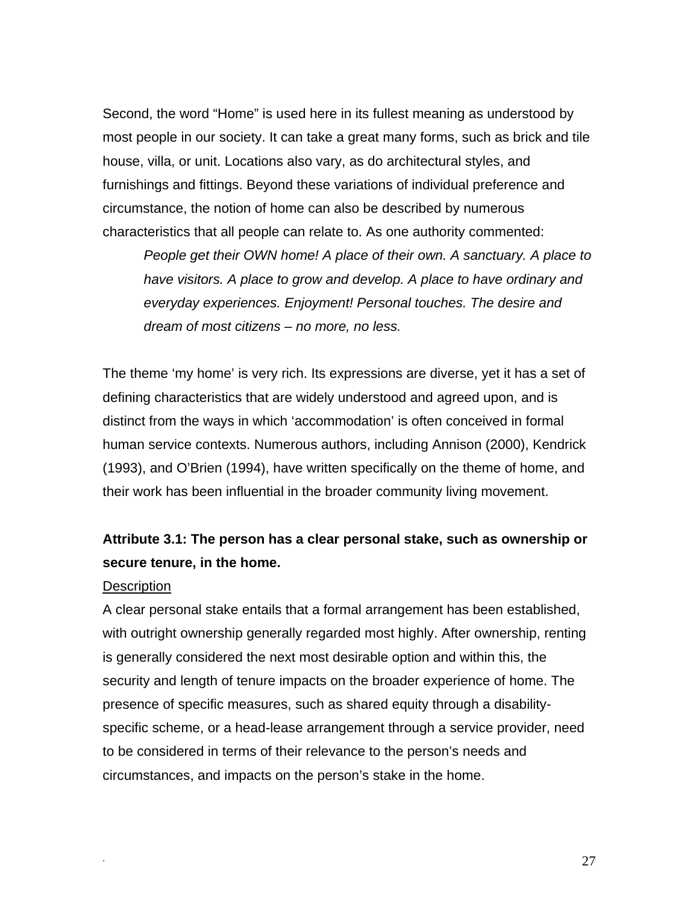Second, the word “Home” is used here in its fullest meaning as understood by most people in our society. It can take a great many forms, such as brick and tile house, villa, or unit. Locations also vary, as do architectural styles, and furnishings and fittings. Beyond these variations of individual preference and circumstance, the notion of home can also be described by numerous characteristics that all people can relate to. As one authority commented:

> *People get their OWN home! A place of their own. A sanctuary. A place to have visitors. A place to grow and develop. A place to have ordinary and everyday experiences. Enjoyment! Personal touches. The desire and dream of most citizens – no more, no less.*

The theme ‘my home’ is very rich. Its expressions are diverse, yet it has a set of defining characteristics that are widely understood and agreed upon, and is distinct from the ways in which ‘accommodation’ is often conceived in formal human service contexts. Numerous authors, including Annison (2000), Kendrick (1993), and O’Brien (1994), have written specifically on the theme of home, and their work has been influential in the broader community living movement.

**Attribute 3.1: The person has a clear personal stake, such as ownership or secure tenure, in the home.**

<u>Description</u>

A clear personal stake entails that a formal arrangement has been established, with outright ownership generally regarded most highly. After ownership, renting is generally considered the next most desirable option and within this, the security and length of tenure impacts on the broader experience of home. The presence of specific measures, such as shared equity through a disability-specific scheme, or a head-lease arrangement through a service provider, need to be considered in terms of their relevance to the person’s needs and circumstances, and impacts on the person’s stake in the home.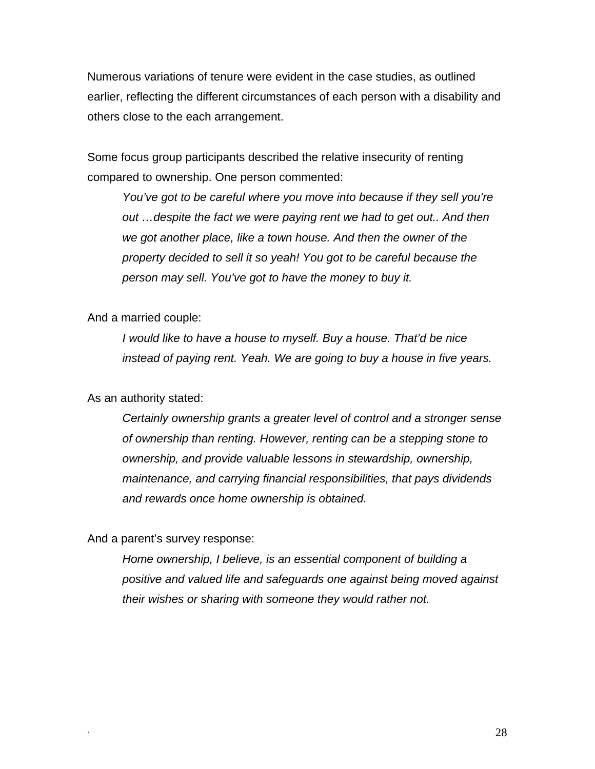Numerous variations of tenure were evident in the case studies, as outlined earlier, reflecting the different circumstances of each person with a disability and others close to the each arrangement.

Some focus group participants described the relative insecurity of renting compared to ownership. One person commented:

> *You've got to be careful where you move into because if they sell you're out …despite the fact we were paying rent we had to get out.. And then we got another place, like a town house. And then the owner of the property decided to sell it so yeah! You got to be careful because the person may sell. You've got to have the money to buy it.*

And a married couple:

> *I would like to have a house to myself. Buy a house. That'd be nice instead of paying rent. Yeah. We are going to buy a house in five years.*

As an authority stated:

> *Certainly ownership grants a greater level of control and a stronger sense of ownership than renting. However, renting can be a stepping stone to ownership, and provide valuable lessons in stewardship, ownership, maintenance, and carrying financial responsibilities, that pays dividends and rewards once home ownership is obtained.*

And a parent's survey response:

> *Home ownership, I believe, is an essential component of building a positive and valued life and safeguards one against being moved against their wishes or sharing with someone they would rather not.*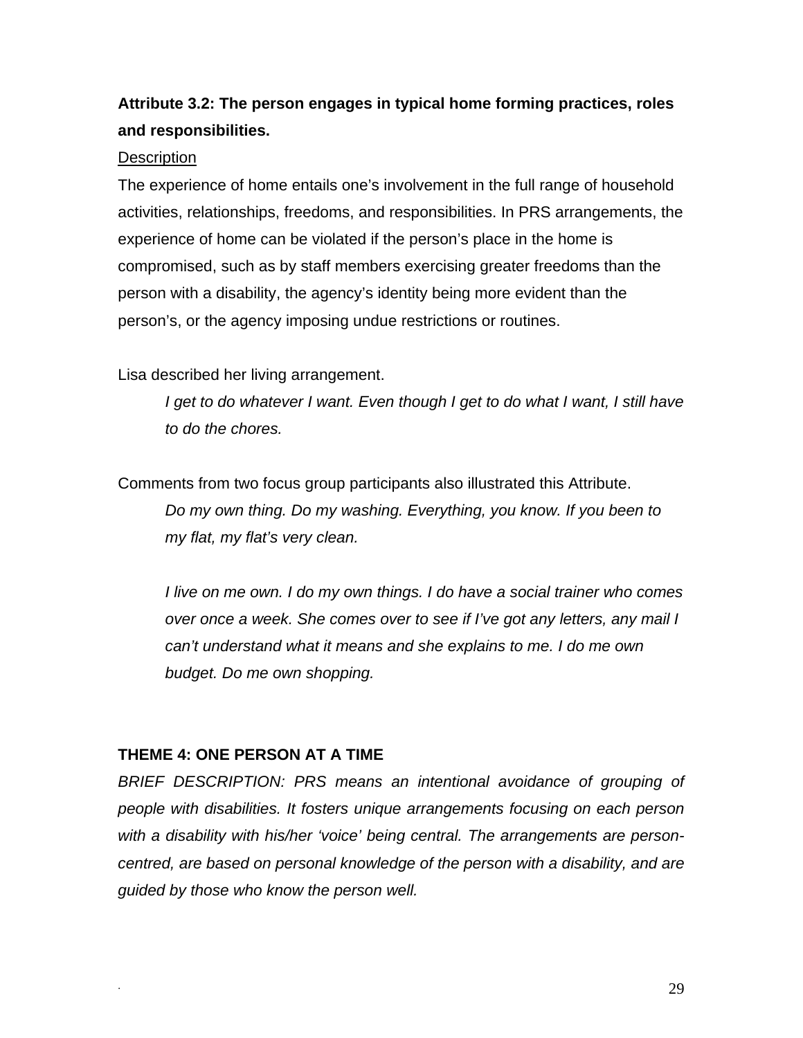**Attribute 3.2: The person engages in typical home forming practices, roles and responsibilities.**

Description

The experience of home entails one's involvement in the full range of household activities, relationships, freedoms, and responsibilities. In PRS arrangements, the experience of home can be violated if the person's place in the home is compromised, such as by staff members exercising greater freedoms than the person with a disability, the agency's identity being more evident than the person's, or the agency imposing undue restrictions or routines.

Lisa described her living arrangement.

> *I get to do whatever I want. Even though I get to do what I want, I still have to do the chores.*

Comments from two focus group participants also illustrated this Attribute.

> *Do my own thing. Do my washing. Everything, you know. If you been to my flat, my flat's very clean.*
>
> *I live on me own. I do my own things. I do have a social trainer who comes over once a week. She comes over to see if I've got any letters, any mail I can't understand what it means and she explains to me. I do me own budget. Do me own shopping.*

**THEME 4: ONE PERSON AT A TIME**

*BRIEF DESCRIPTION: PRS means an intentional avoidance of grouping of people with disabilities. It fosters unique arrangements focusing on each person with a disability with his/her 'voice' being central. The arrangements are person-centred, are based on personal knowledge of the person with a disability, and are guided by those who know the person well.*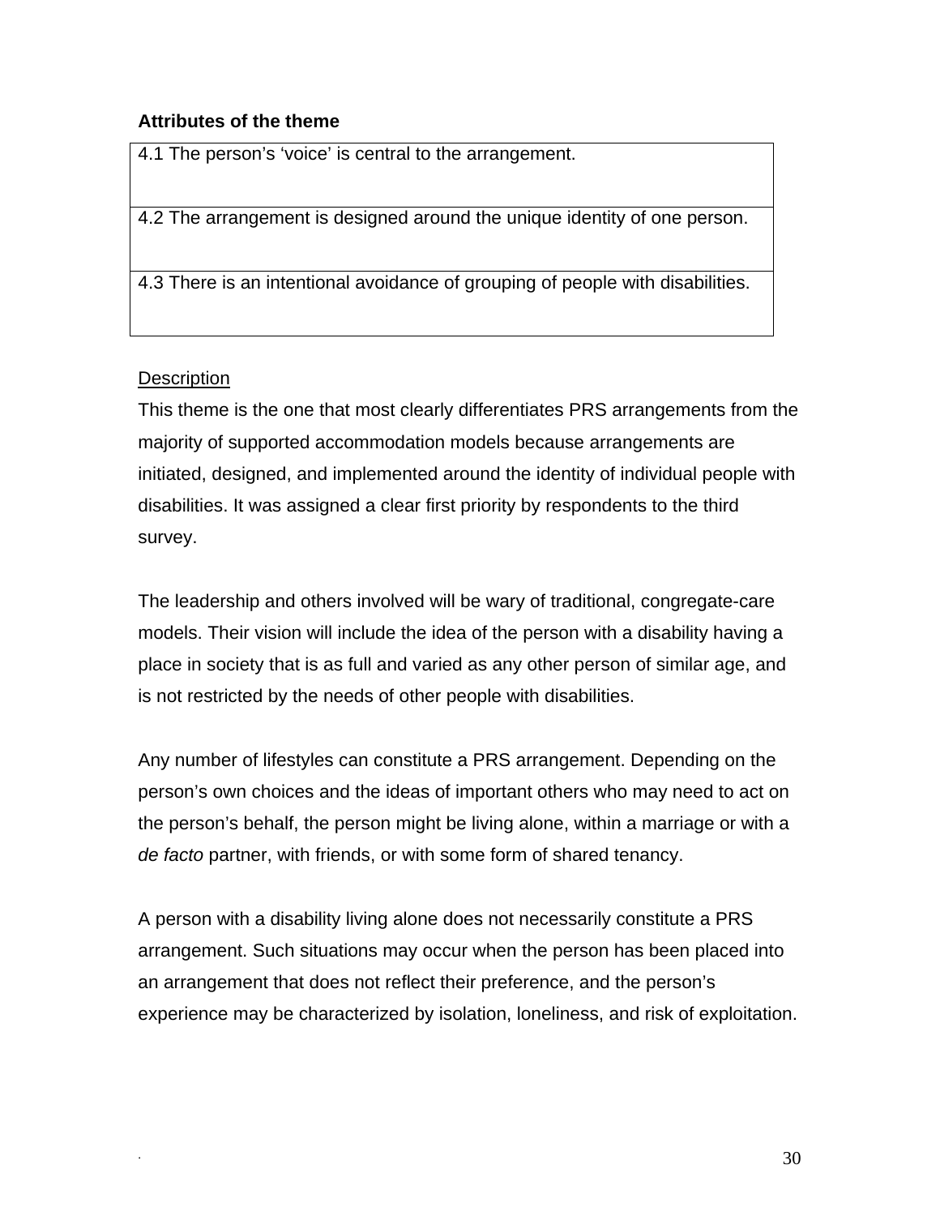**Attributes of the theme**

| 4.1 The person's 'voice' is central to the arrangement. |
|---|
| 4.2 The arrangement is designed around the unique identity of one person. |
| 4.3 There is an intentional avoidance of grouping of people with disabilities. |

Description

This theme is the one that most clearly differentiates PRS arrangements from the majority of supported accommodation models because arrangements are initiated, designed, and implemented around the identity of individual people with disabilities. It was assigned a clear first priority by respondents to the third survey.

The leadership and others involved will be wary of traditional, congregate-care models. Their vision will include the idea of the person with a disability having a place in society that is as full and varied as any other person of similar age, and is not restricted by the needs of other people with disabilities.

Any number of lifestyles can constitute a PRS arrangement. Depending on the person's own choices and the ideas of important others who may need to act on the person's behalf, the person might be living alone, within a marriage or with a *de facto* partner, with friends, or with some form of shared tenancy.

A person with a disability living alone does not necessarily constitute a PRS arrangement. Such situations may occur when the person has been placed into an arrangement that does not reflect their preference, and the person's experience may be characterized by isolation, loneliness, and risk of exploitation.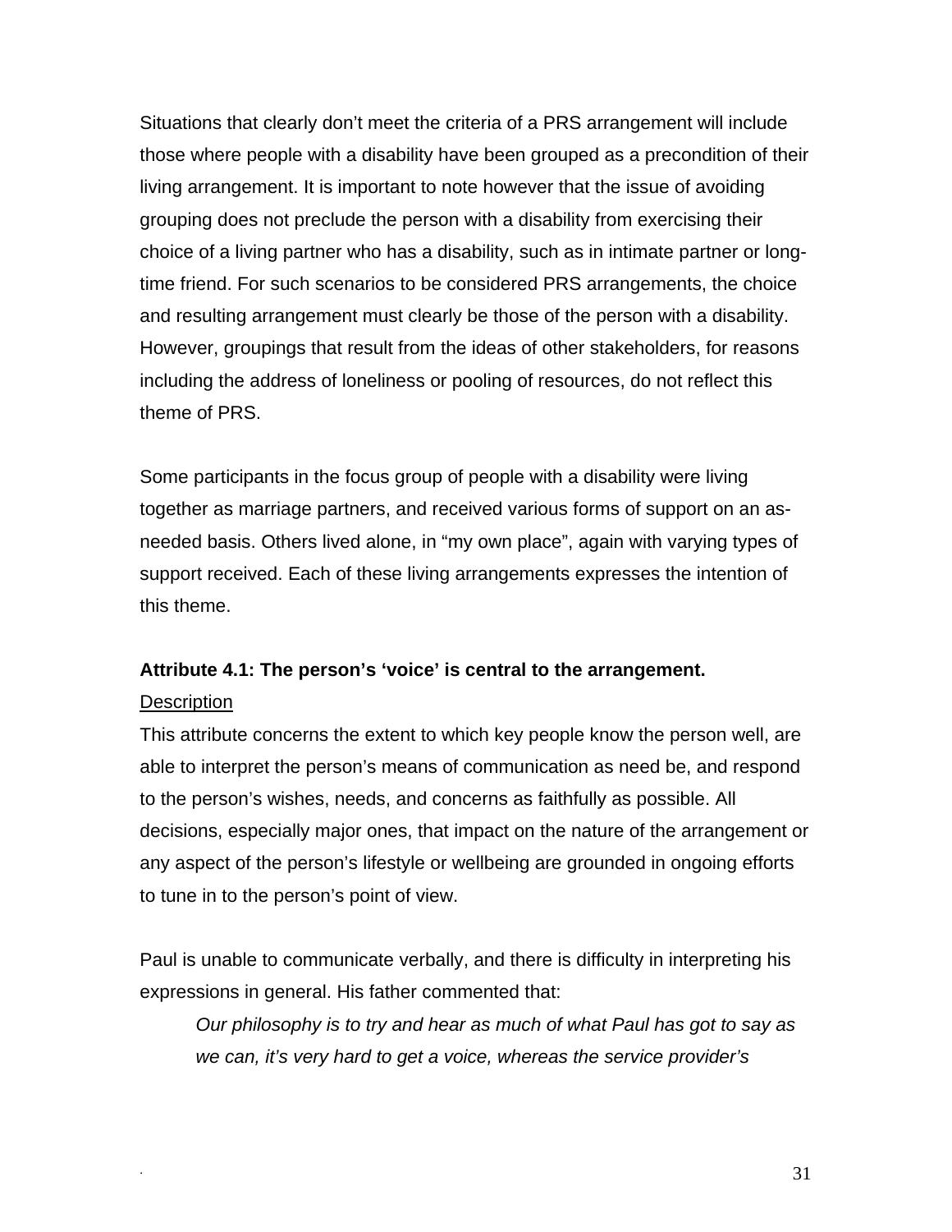Situations that clearly don't meet the criteria of a PRS arrangement will include those where people with a disability have been grouped as a precondition of their living arrangement. It is important to note however that the issue of avoiding grouping does not preclude the person with a disability from exercising their choice of a living partner who has a disability, such as in intimate partner or long-time friend. For such scenarios to be considered PRS arrangements, the choice and resulting arrangement must clearly be those of the person with a disability. However, groupings that result from the ideas of other stakeholders, for reasons including the address of loneliness or pooling of resources, do not reflect this theme of PRS.

Some participants in the focus group of people with a disability were living together as marriage partners, and received various forms of support on an as-needed basis. Others lived alone, in "my own place", again with varying types of support received. Each of these living arrangements expresses the intention of this theme.

**Attribute 4.1: The person's 'voice' is central to the arrangement.**

Description

This attribute concerns the extent to which key people know the person well, are able to interpret the person's means of communication as need be, and respond to the person's wishes, needs, and concerns as faithfully as possible. All decisions, especially major ones, that impact on the nature of the arrangement or any aspect of the person's lifestyle or wellbeing are grounded in ongoing efforts to tune in to the person's point of view.

Paul is unable to communicate verbally, and there is difficulty in interpreting his expressions in general. His father commented that:

> *Our philosophy is to try and hear as much of what Paul has got to say as we can, it's very hard to get a voice, whereas the service provider's*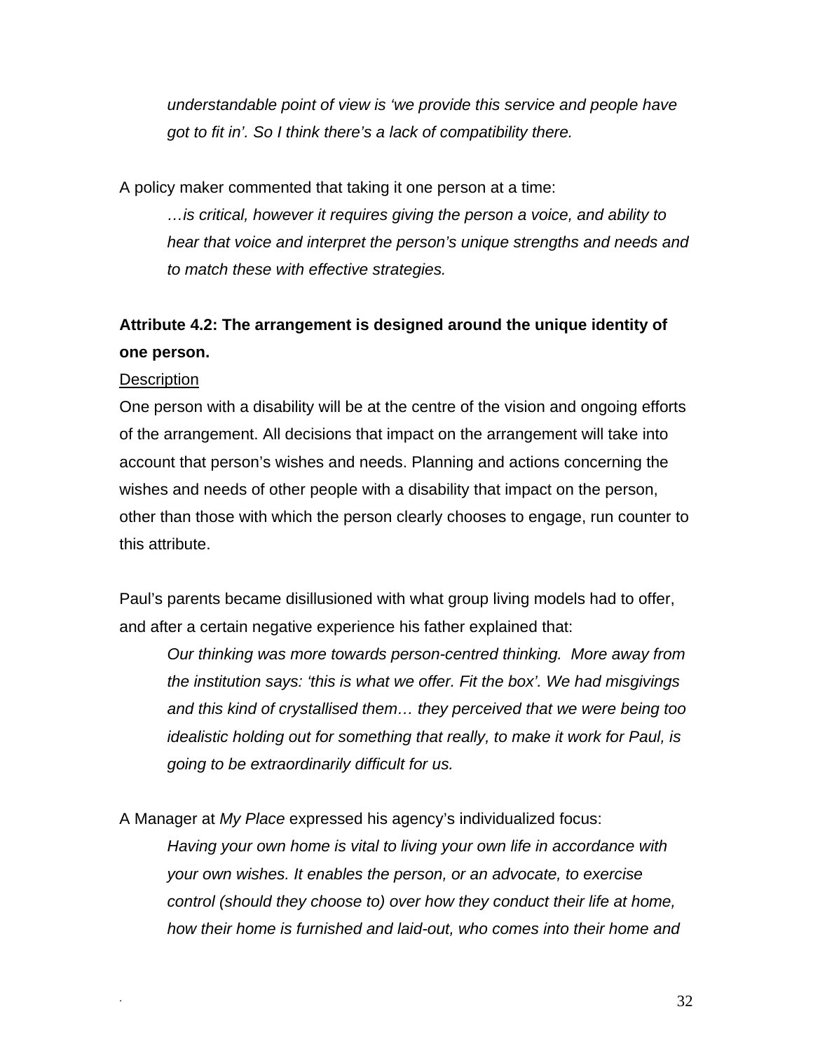*understandable point of view is 'we provide this service and people have got to fit in'. So I think there's a lack of compatibility there.*

A policy maker commented that taking it one person at a time:

> *…is critical, however it requires giving the person a voice, and ability to hear that voice and interpret the person's unique strengths and needs and to match these with effective strategies.*

**Attribute 4.2: The arrangement is designed around the unique identity of one person.**

Description

One person with a disability will be at the centre of the vision and ongoing efforts of the arrangement. All decisions that impact on the arrangement will take into account that person's wishes and needs. Planning and actions concerning the wishes and needs of other people with a disability that impact on the person, other than those with which the person clearly chooses to engage, run counter to this attribute.

Paul's parents became disillusioned with what group living models had to offer, and after a certain negative experience his father explained that:

> *Our thinking was more towards person-centred thinking. More away from the institution says: 'this is what we offer. Fit the box'. We had misgivings and this kind of crystallised them… they perceived that we were being too idealistic holding out for something that really, to make it work for Paul, is going to be extraordinarily difficult for us.*

A Manager at *My Place* expressed his agency's individualized focus:

> *Having your own home is vital to living your own life in accordance with your own wishes. It enables the person, or an advocate, to exercise control (should they choose to) over how they conduct their life at home, how their home is furnished and laid-out, who comes into their home and*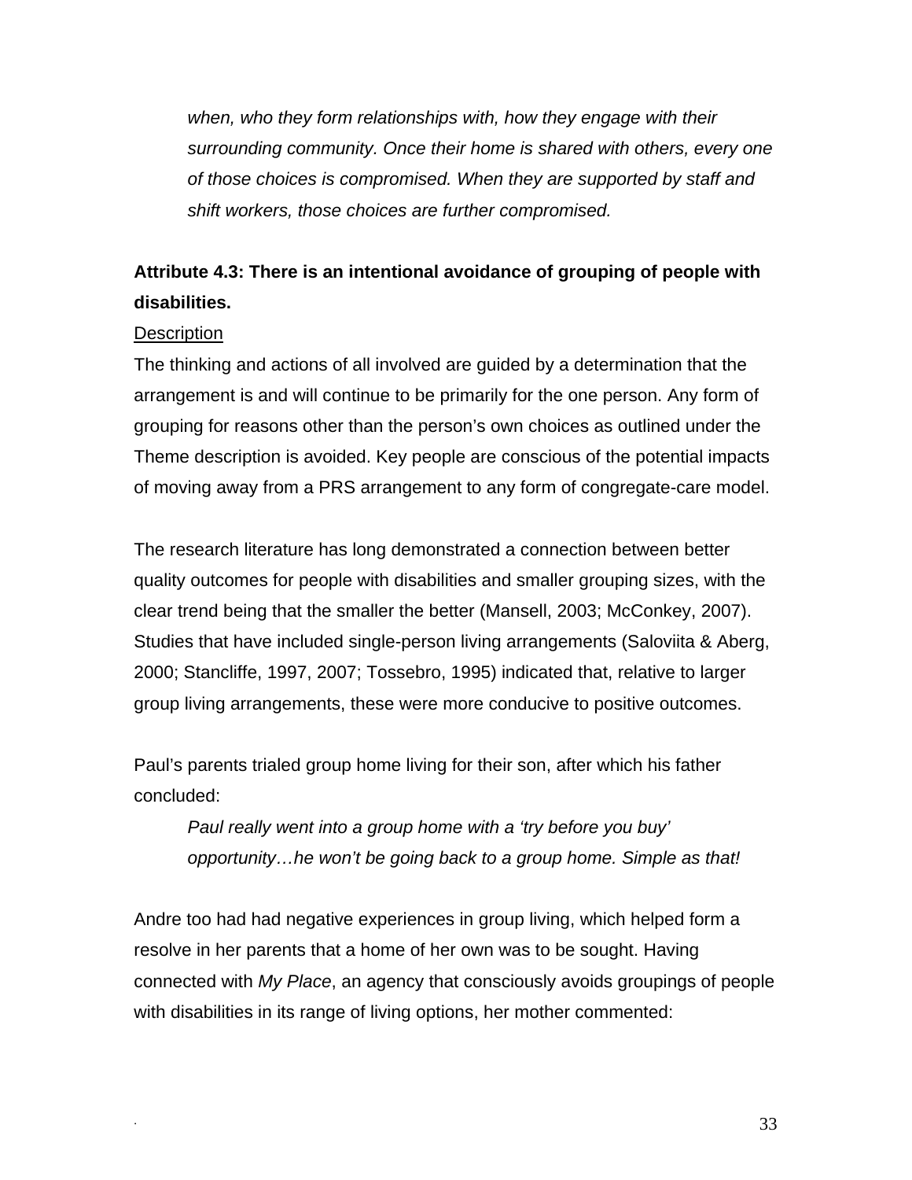*when, who they form relationships with, how they engage with their surrounding community. Once their home is shared with others, every one of those choices is compromised. When they are supported by staff and shift workers, those choices are further compromised.*

**Attribute 4.3: There is an intentional avoidance of grouping of people with disabilities.**

Description

The thinking and actions of all involved are guided by a determination that the arrangement is and will continue to be primarily for the one person. Any form of grouping for reasons other than the person's own choices as outlined under the Theme description is avoided. Key people are conscious of the potential impacts of moving away from a PRS arrangement to any form of congregate-care model.

The research literature has long demonstrated a connection between better quality outcomes for people with disabilities and smaller grouping sizes, with the clear trend being that the smaller the better (Mansell, 2003; McConkey, 2007). Studies that have included single-person living arrangements (Saloviita & Aberg, 2000; Stancliffe, 1997, 2007; Tossebro, 1995) indicated that, relative to larger group living arrangements, these were more conducive to positive outcomes.

Paul's parents trialed group home living for their son, after which his father concluded:

> *Paul really went into a group home with a 'try before you buy' opportunity…he won't be going back to a group home. Simple as that!*

Andre too had had negative experiences in group living, which helped form a resolve in her parents that a home of her own was to be sought. Having connected with *My Place*, an agency that consciously avoids groupings of people with disabilities in its range of living options, her mother commented: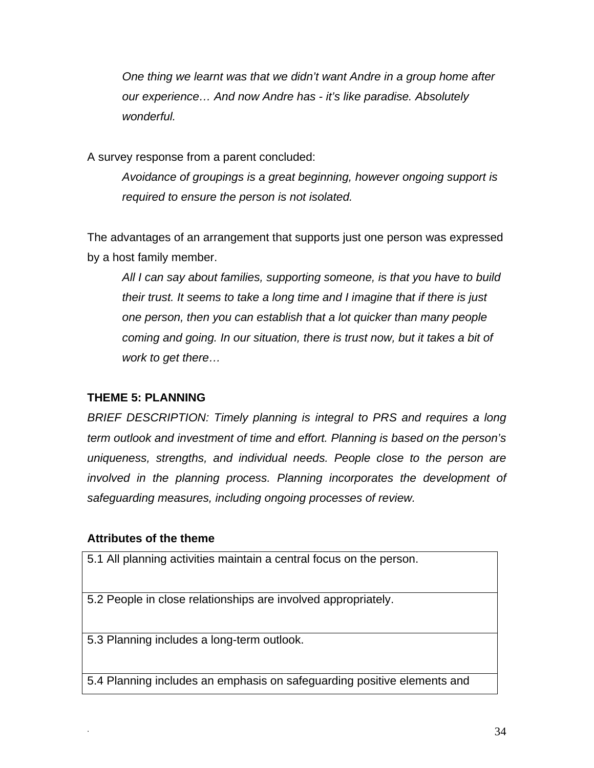*One thing we learnt was that we didn't want Andre in a group home after our experience… And now Andre has - it's like paradise. Absolutely wonderful.*

A survey response from a parent concluded:

*Avoidance of groupings is a great beginning, however ongoing support is required to ensure the person is not isolated.*

The advantages of an arrangement that supports just one person was expressed by a host family member.

*All I can say about families, supporting someone, is that you have to build their trust. It seems to take a long time and I imagine that if there is just one person, then you can establish that a lot quicker than many people coming and going. In our situation, there is trust now, but it takes a bit of work to get there…*

### THEME 5: PLANNING

*BRIEF DESCRIPTION: Timely planning is integral to PRS and requires a long term outlook and investment of time and effort. Planning is based on the person's uniqueness, strengths, and individual needs. People close to the person are involved in the planning process. Planning incorporates the development of safeguarding measures, including ongoing processes of review.*

**Attributes of the theme**

| |
|---|
| 5.1 All planning activities maintain a central focus on the person. |
| 5.2 People in close relationships are involved appropriately. |
| 5.3 Planning includes a long-term outlook. |
| 5.4 Planning includes an emphasis on safeguarding positive elements and |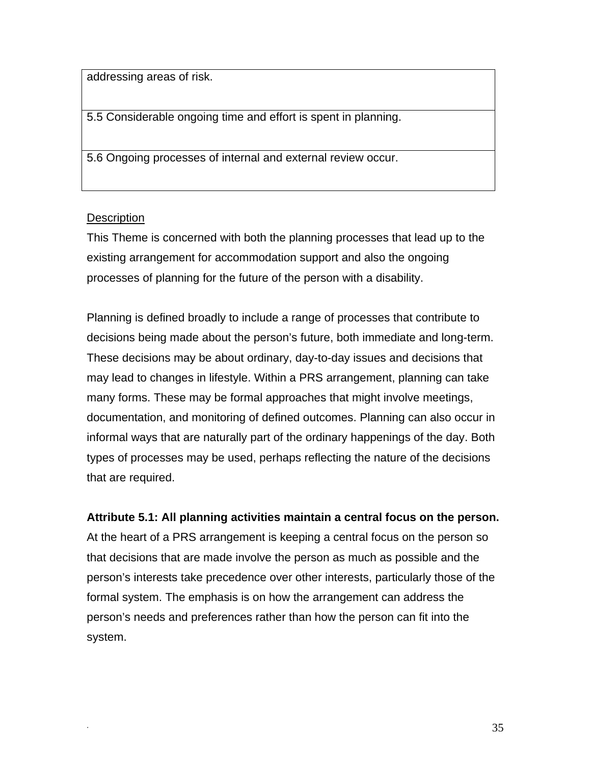| addressing areas of risk. |
|---|
| 5.5 Considerable ongoing time and effort is spent in planning. |
| 5.6 Ongoing processes of internal and external review occur. |

Description

This Theme is concerned with both the planning processes that lead up to the existing arrangement for accommodation support and also the ongoing processes of planning for the future of the person with a disability.

Planning is defined broadly to include a range of processes that contribute to decisions being made about the person's future, both immediate and long-term. These decisions may be about ordinary, day-to-day issues and decisions that may lead to changes in lifestyle. Within a PRS arrangement, planning can take many forms. These may be formal approaches that might involve meetings, documentation, and monitoring of defined outcomes. Planning can also occur in informal ways that are naturally part of the ordinary happenings of the day. Both types of processes may be used, perhaps reflecting the nature of the decisions that are required.

**Attribute 5.1: All planning activities maintain a central focus on the person.**

At the heart of a PRS arrangement is keeping a central focus on the person so that decisions that are made involve the person as much as possible and the person's interests take precedence over other interests, particularly those of the formal system. The emphasis is on how the arrangement can address the person's needs and preferences rather than how the person can fit into the system.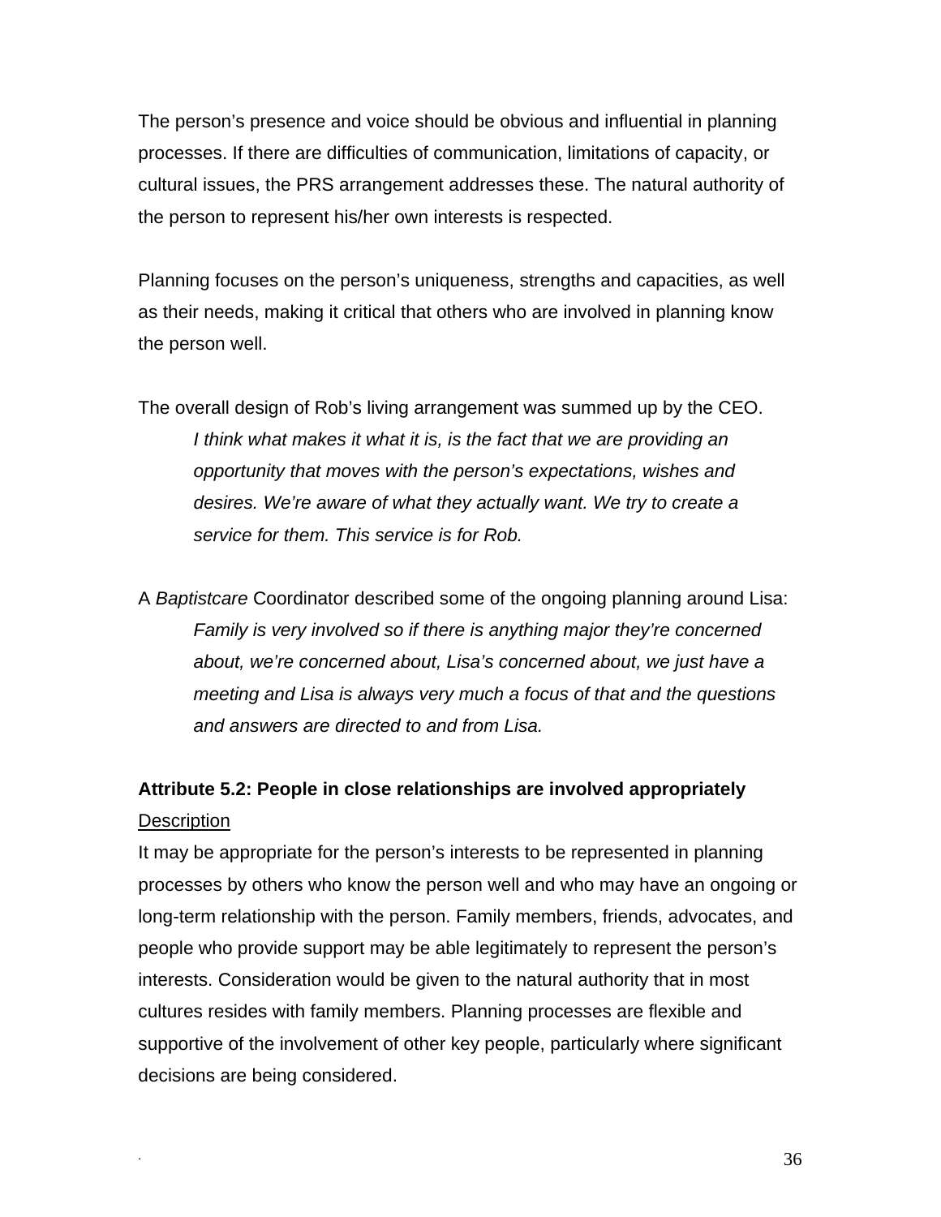The person's presence and voice should be obvious and influential in planning processes. If there are difficulties of communication, limitations of capacity, or cultural issues, the PRS arrangement addresses these. The natural authority of the person to represent his/her own interests is respected.

Planning focuses on the person's uniqueness, strengths and capacities, as well as their needs, making it critical that others who are involved in planning know the person well.

The overall design of Rob's living arrangement was summed up by the CEO.

> *I think what makes it what it is, is the fact that we are providing an opportunity that moves with the person's expectations, wishes and desires. We're aware of what they actually want. We try to create a service for them. This service is for Rob.*

A *Baptistcare* Coordinator described some of the ongoing planning around Lisa:

> *Family is very involved so if there is anything major they're concerned about, we're concerned about, Lisa's concerned about, we just have a meeting and Lisa is always very much a focus of that and the questions and answers are directed to and from Lisa.*

**Attribute 5.2: People in close relationships are involved appropriately**

<u>Description</u>

It may be appropriate for the person's interests to be represented in planning processes by others who know the person well and who may have an ongoing or long-term relationship with the person. Family members, friends, advocates, and people who provide support may be able legitimately to represent the person's interests. Consideration would be given to the natural authority that in most cultures resides with family members. Planning processes are flexible and supportive of the involvement of other key people, particularly where significant decisions are being considered.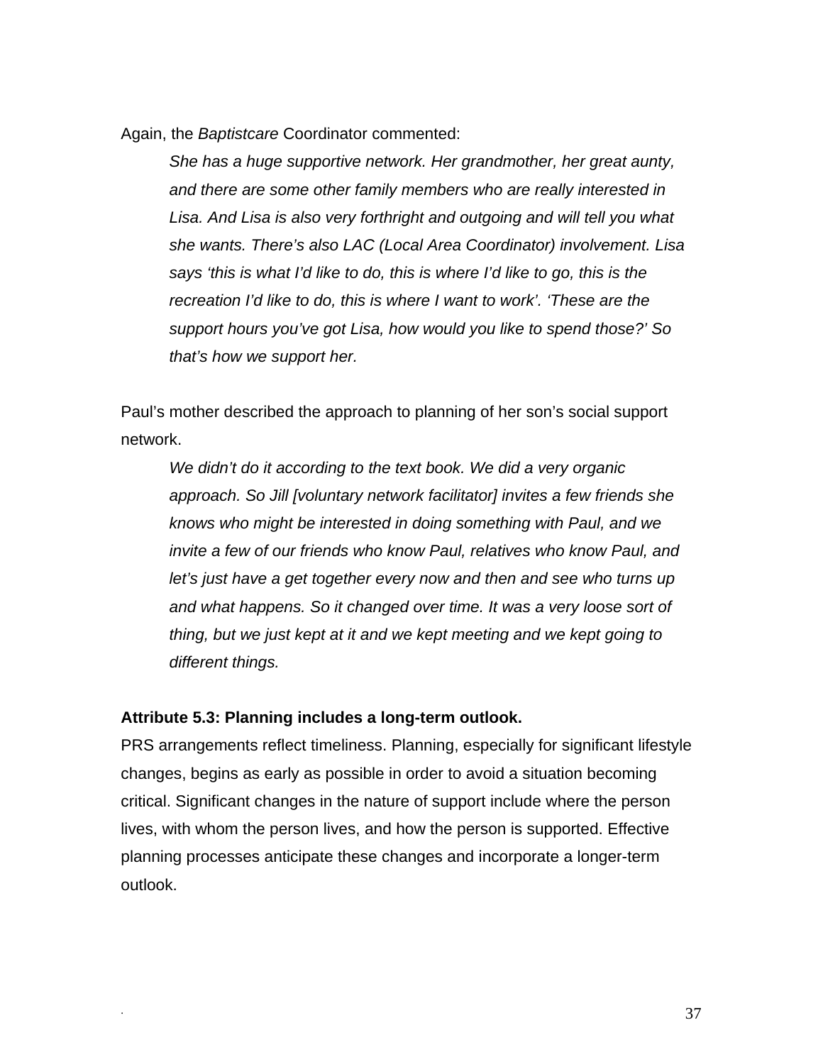Again, the *Baptistcare* Coordinator commented:

> *She has a huge supportive network. Her grandmother, her great aunty, and there are some other family members who are really interested in Lisa. And Lisa is also very forthright and outgoing and will tell you what she wants. There's also LAC (Local Area Coordinator) involvement. Lisa says 'this is what I'd like to do, this is where I'd like to go, this is the recreation I'd like to do, this is where I want to work'. 'These are the support hours you've got Lisa, how would you like to spend those?' So that's how we support her.*

Paul's mother described the approach to planning of her son's social support network.

> *We didn't do it according to the text book. We did a very organic approach. So Jill [voluntary network facilitator] invites a few friends she knows who might be interested in doing something with Paul, and we invite a few of our friends who know Paul, relatives who know Paul, and let's just have a get together every now and then and see who turns up and what happens. So it changed over time. It was a very loose sort of thing, but we just kept at it and we kept meeting and we kept going to different things.*

**Attribute 5.3: Planning includes a long-term outlook.**

PRS arrangements reflect timeliness. Planning, especially for significant lifestyle changes, begins as early as possible in order to avoid a situation becoming critical. Significant changes in the nature of support include where the person lives, with whom the person lives, and how the person is supported. Effective planning processes anticipate these changes and incorporate a longer-term outlook.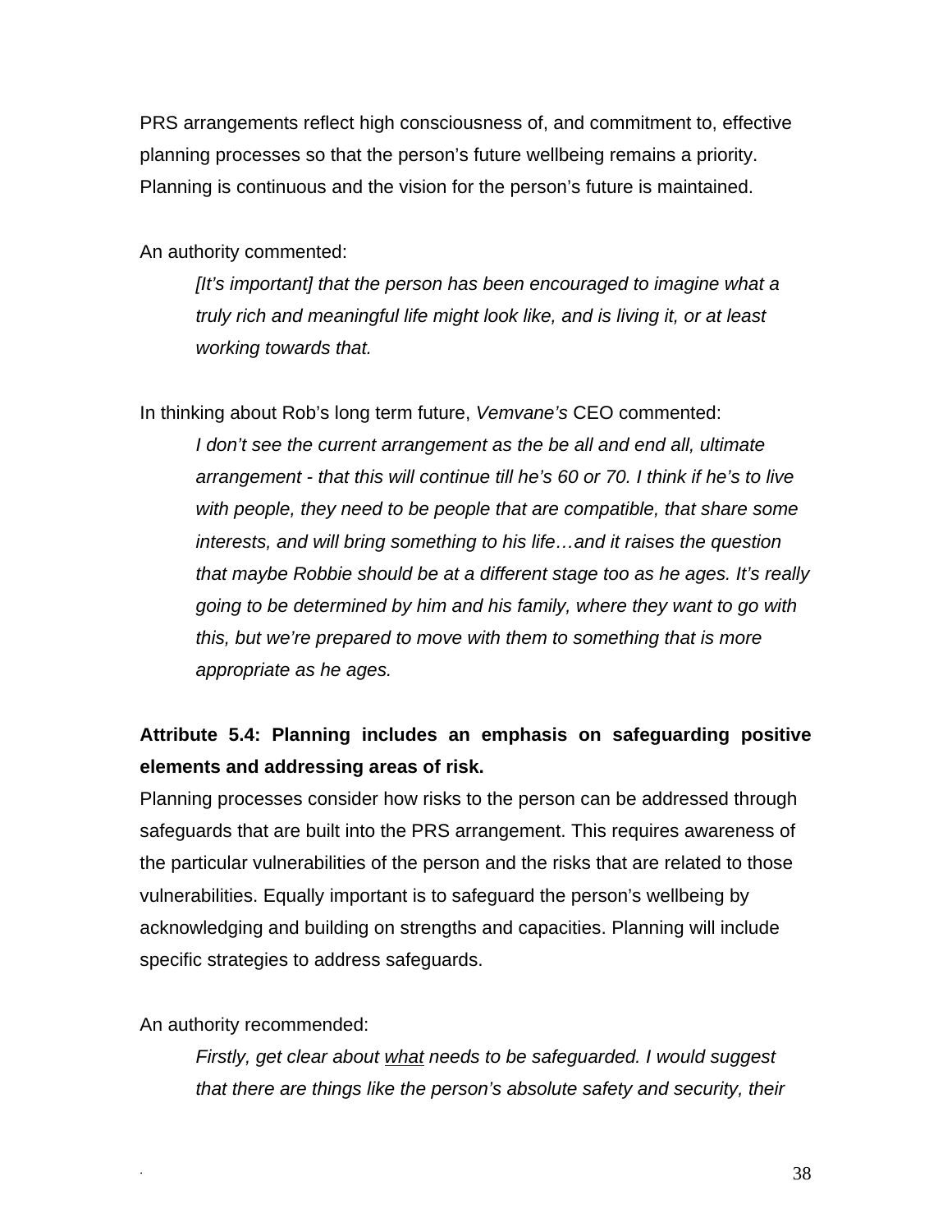PRS arrangements reflect high consciousness of, and commitment to, effective planning processes so that the person's future wellbeing remains a priority. Planning is continuous and the vision for the person's future is maintained.

An authority commented:

> *[It's important] that the person has been encouraged to imagine what a truly rich and meaningful life might look like, and is living it, or at least working towards that.*

In thinking about Rob's long term future, *Vemvane's* CEO commented:

> *I don't see the current arrangement as the be all and end all, ultimate arrangement - that this will continue till he's 60 or 70. I think if he's to live with people, they need to be people that are compatible, that share some interests, and will bring something to his life…and it raises the question that maybe Robbie should be at a different stage too as he ages. It's really going to be determined by him and his family, where they want to go with this, but we're prepared to move with them to something that is more appropriate as he ages.*

**Attribute 5.4: Planning includes an emphasis on safeguarding positive elements and addressing areas of risk.**

Planning processes consider how risks to the person can be addressed through safeguards that are built into the PRS arrangement. This requires awareness of the particular vulnerabilities of the person and the risks that are related to those vulnerabilities. Equally important is to safeguard the person's wellbeing by acknowledging and building on strengths and capacities. Planning will include specific strategies to address safeguards.

An authority recommended:

> *Firstly, get clear about <u>what</u> needs to be safeguarded. I would suggest that there are things like the person's absolute safety and security, their*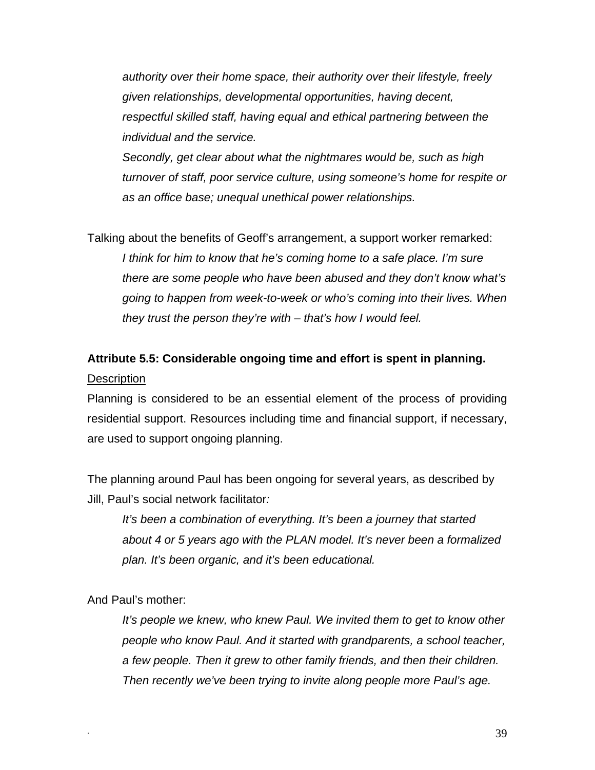*authority over their home space, their authority over their lifestyle, freely given relationships, developmental opportunities, having decent, respectful skilled staff, having equal and ethical partnering between the individual and the service.*

*Secondly, get clear about what the nightmares would be, such as high turnover of staff, poor service culture, using someone's home for respite or as an office base; unequal unethical power relationships.*

Talking about the benefits of Geoff's arrangement, a support worker remarked:

> *I think for him to know that he's coming home to a safe place. I'm sure there are some people who have been abused and they don't know what's going to happen from week-to-week or who's coming into their lives. When they trust the person they're with – that's how I would feel.*

**Attribute 5.5: Considerable ongoing time and effort is spent in planning.**

Description

Planning is considered to be an essential element of the process of providing residential support. Resources including time and financial support, if necessary, are used to support ongoing planning.

The planning around Paul has been ongoing for several years, as described by Jill, Paul's social network facilitator:

> *It's been a combination of everything. It's been a journey that started about 4 or 5 years ago with the PLAN model. It's never been a formalized plan. It's been organic, and it's been educational.*

And Paul's mother:

> *It's people we knew, who knew Paul. We invited them to get to know other people who know Paul. And it started with grandparents, a school teacher, a few people. Then it grew to other family friends, and then their children. Then recently we've been trying to invite along people more Paul's age.*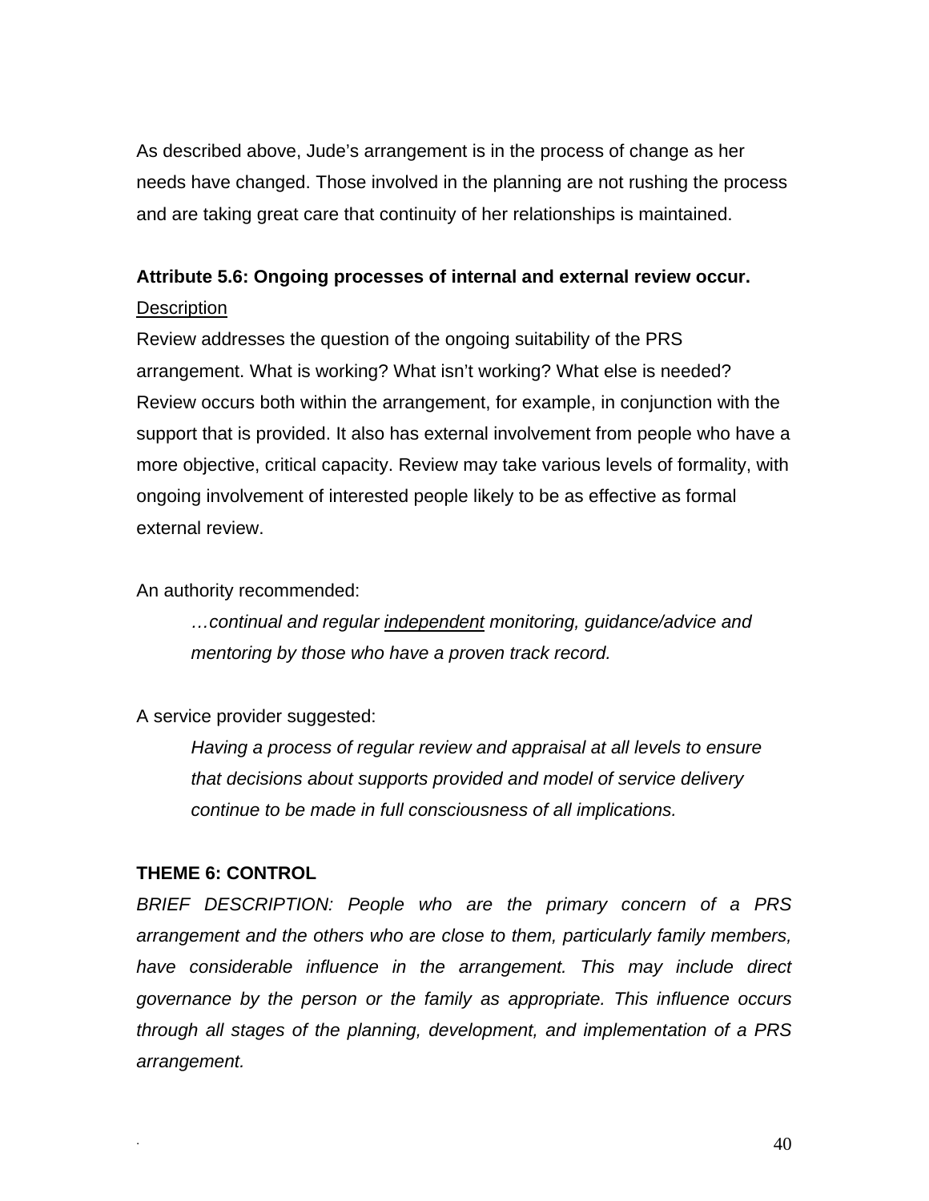As described above, Jude's arrangement is in the process of change as her needs have changed. Those involved in the planning are not rushing the process and are taking great care that continuity of her relationships is maintained.

**Attribute 5.6: Ongoing processes of internal and external review occur.**

<u>Description</u>

Review addresses the question of the ongoing suitability of the PRS arrangement. What is working? What isn't working? What else is needed? Review occurs both within the arrangement, for example, in conjunction with the support that is provided. It also has external involvement from people who have a more objective, critical capacity. Review may take various levels of formality, with ongoing involvement of interested people likely to be as effective as formal external review.

An authority recommended:

> *…continual and regular <u>independent</u> monitoring, guidance/advice and mentoring by those who have a proven track record.*

A service provider suggested:

> *Having a process of regular review and appraisal at all levels to ensure that decisions about supports provided and model of service delivery continue to be made in full consciousness of all implications.*

## THEME 6: CONTROL

*BRIEF DESCRIPTION: People who are the primary concern of a PRS arrangement and the others who are close to them, particularly family members, have considerable influence in the arrangement. This may include direct governance by the person or the family as appropriate. This influence occurs through all stages of the planning, development, and implementation of a PRS arrangement.*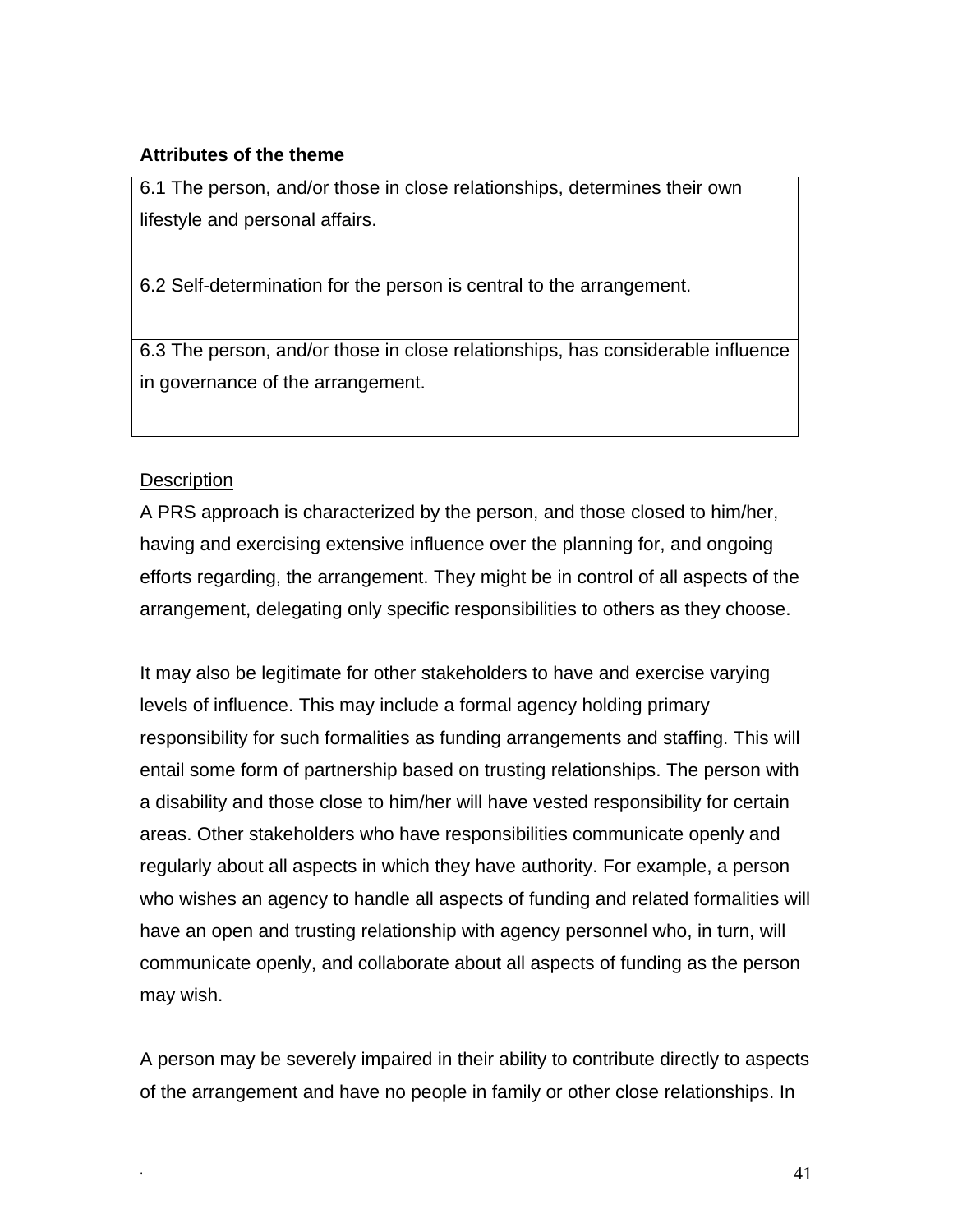**Attributes of the theme**

| 6.1 The person, and/or those in close relationships, determines their own lifestyle and personal affairs. |
|---|
| 6.2 Self-determination for the person is central to the arrangement. |
| 6.3 The person, and/or those in close relationships, has considerable influence in governance of the arrangement. |

Description

A PRS approach is characterized by the person, and those closed to him/her, having and exercising extensive influence over the planning for, and ongoing efforts regarding, the arrangement. They might be in control of all aspects of the arrangement, delegating only specific responsibilities to others as they choose.

It may also be legitimate for other stakeholders to have and exercise varying levels of influence. This may include a formal agency holding primary responsibility for such formalities as funding arrangements and staffing. This will entail some form of partnership based on trusting relationships. The person with a disability and those close to him/her will have vested responsibility for certain areas. Other stakeholders who have responsibilities communicate openly and regularly about all aspects in which they have authority. For example, a person who wishes an agency to handle all aspects of funding and related formalities will have an open and trusting relationship with agency personnel who, in turn, will communicate openly, and collaborate about all aspects of funding as the person may wish.

A person may be severely impaired in their ability to contribute directly to aspects of the arrangement and have no people in family or other close relationships. In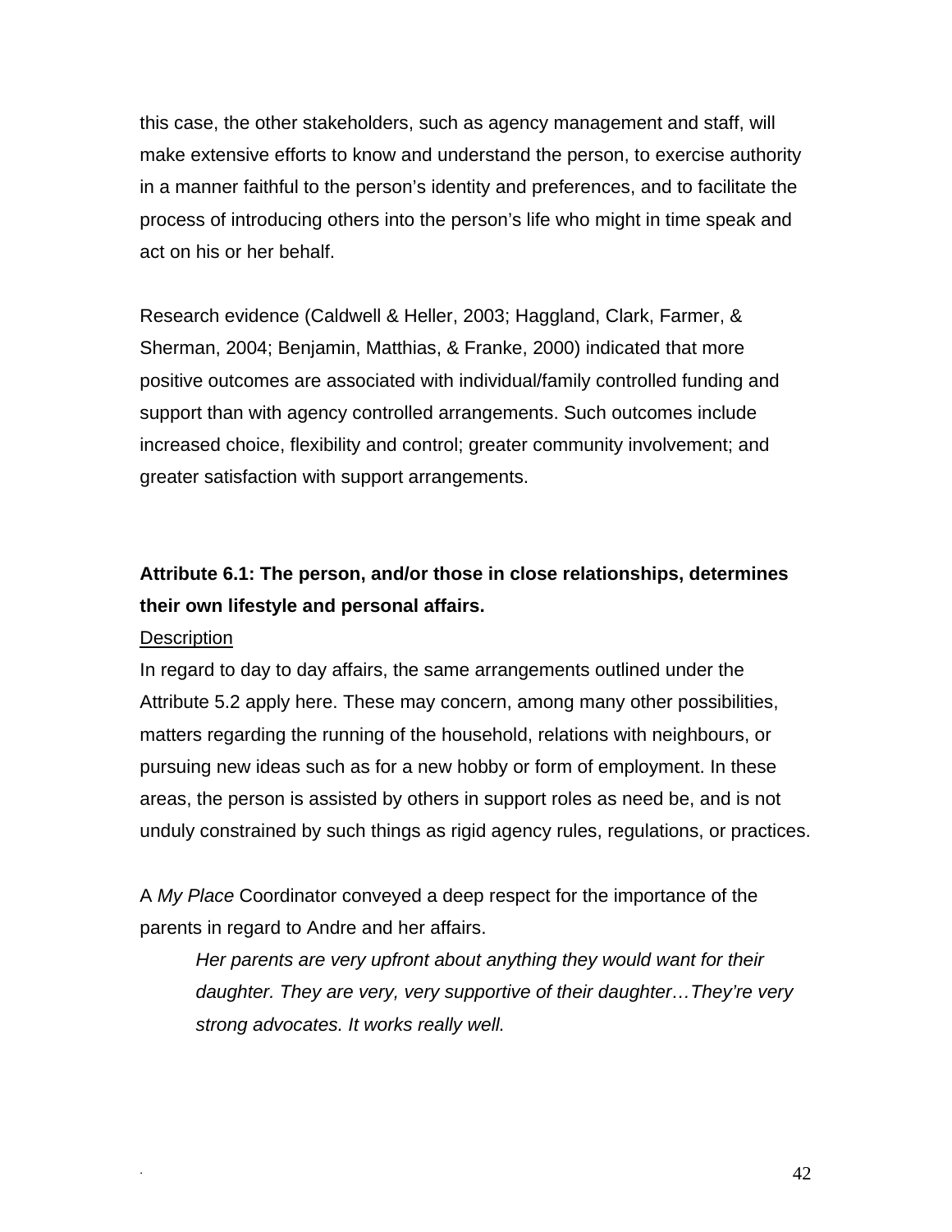this case, the other stakeholders, such as agency management and staff, will make extensive efforts to know and understand the person, to exercise authority in a manner faithful to the person's identity and preferences, and to facilitate the process of introducing others into the person's life who might in time speak and act on his or her behalf.

Research evidence (Caldwell & Heller, 2003; Haggland, Clark, Farmer, & Sherman, 2004; Benjamin, Matthias, & Franke, 2000) indicated that more positive outcomes are associated with individual/family controlled funding and support than with agency controlled arrangements. Such outcomes include increased choice, flexibility and control; greater community involvement; and greater satisfaction with support arrangements.

**Attribute 6.1: The person, and/or those in close relationships, determines their own lifestyle and personal affairs.**

<u>Description</u>

In regard to day to day affairs, the same arrangements outlined under the Attribute 5.2 apply here. These may concern, among many other possibilities, matters regarding the running of the household, relations with neighbours, or pursuing new ideas such as for a new hobby or form of employment. In these areas, the person is assisted by others in support roles as need be, and is not unduly constrained by such things as rigid agency rules, regulations, or practices.

A *My Place* Coordinator conveyed a deep respect for the importance of the parents in regard to Andre and her affairs.

> *Her parents are very upfront about anything they would want for their daughter. They are very, very supportive of their daughter…They're very strong advocates. It works really well.*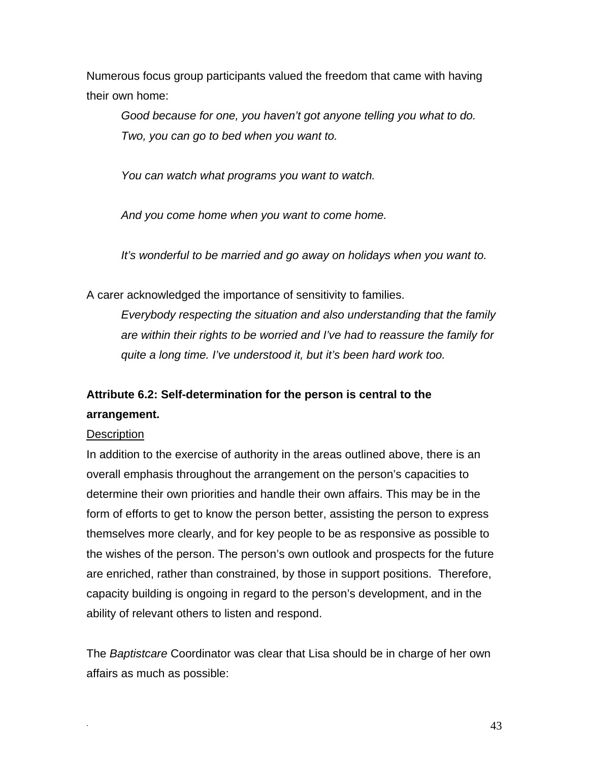Numerous focus group participants valued the freedom that came with having their own home:

> *Good because for one, you haven't got anyone telling you what to do. Two, you can go to bed when you want to.*
>
> *You can watch what programs you want to watch.*
>
> *And you come home when you want to come home.*
>
> *It's wonderful to be married and go away on holidays when you want to.*

A carer acknowledged the importance of sensitivity to families.

> *Everybody respecting the situation and also understanding that the family are within their rights to be worried and I've had to reassure the family for quite a long time. I've understood it, but it's been hard work too.*

**Attribute 6.2: Self-determination for the person is central to the arrangement.**

<u>Description</u>

In addition to the exercise of authority in the areas outlined above, there is an overall emphasis throughout the arrangement on the person's capacities to determine their own priorities and handle their own affairs. This may be in the form of efforts to get to know the person better, assisting the person to express themselves more clearly, and for key people to be as responsive as possible to the wishes of the person. The person's own outlook and prospects for the future are enriched, rather than constrained, by those in support positions. Therefore, capacity building is ongoing in regard to the person's development, and in the ability of relevant others to listen and respond.

The *Baptistcare* Coordinator was clear that Lisa should be in charge of her own affairs as much as possible: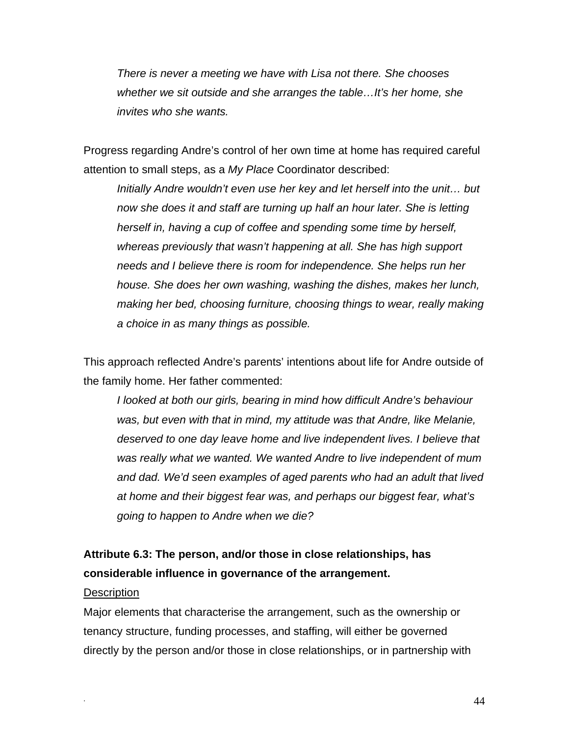*There is never a meeting we have with Lisa not there. She chooses whether we sit outside and she arranges the table…It's her home, she invites who she wants.*

Progress regarding Andre's control of her own time at home has required careful attention to small steps, as a *My Place* Coordinator described:

*Initially Andre wouldn't even use her key and let herself into the unit… but now she does it and staff are turning up half an hour later. She is letting herself in, having a cup of coffee and spending some time by herself, whereas previously that wasn't happening at all. She has high support needs and I believe there is room for independence. She helps run her house. She does her own washing, washing the dishes, makes her lunch, making her bed, choosing furniture, choosing things to wear, really making a choice in as many things as possible.*

This approach reflected Andre's parents' intentions about life for Andre outside of the family home. Her father commented:

*I looked at both our girls, bearing in mind how difficult Andre's behaviour was, but even with that in mind, my attitude was that Andre, like Melanie, deserved to one day leave home and live independent lives. I believe that was really what we wanted. We wanted Andre to live independent of mum and dad. We'd seen examples of aged parents who had an adult that lived at home and their biggest fear was, and perhaps our biggest fear, what's going to happen to Andre when we die?*

**Attribute 6.3: The person, and/or those in close relationships, has considerable influence in governance of the arrangement.**

Description

Major elements that characterise the arrangement, such as the ownership or tenancy structure, funding processes, and staffing, will either be governed directly by the person and/or those in close relationships, or in partnership with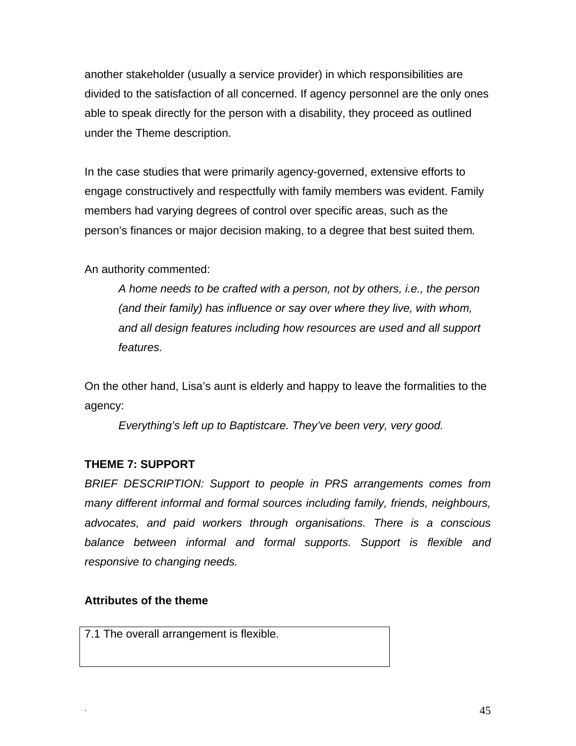another stakeholder (usually a service provider) in which responsibilities are divided to the satisfaction of all concerned. If agency personnel are the only ones able to speak directly for the person with a disability, they proceed as outlined under the Theme description.

In the case studies that were primarily agency-governed, extensive efforts to engage constructively and respectfully with family members was evident. Family members had varying degrees of control over specific areas, such as the person's finances or major decision making, to a degree that best suited them.

An authority commented:

> *A home needs to be crafted with a person, not by others, i.e., the person (and their family) has influence or say over where they live, with whom, and all design features including how resources are used and all support features.*

On the other hand, Lisa's aunt is elderly and happy to leave the formalities to the agency:

> *Everything's left up to Baptistcare. They've been very, very good.*

**THEME 7: SUPPORT**

*BRIEF DESCRIPTION: Support to people in PRS arrangements comes from many different informal and formal sources including family, friends, neighbours, advocates, and paid workers through organisations. There is a conscious balance between informal and formal supports. Support is flexible and responsive to changing needs.*

**Attributes of the theme**

| 7.1 The overall arrangement is flexible. |
| --- |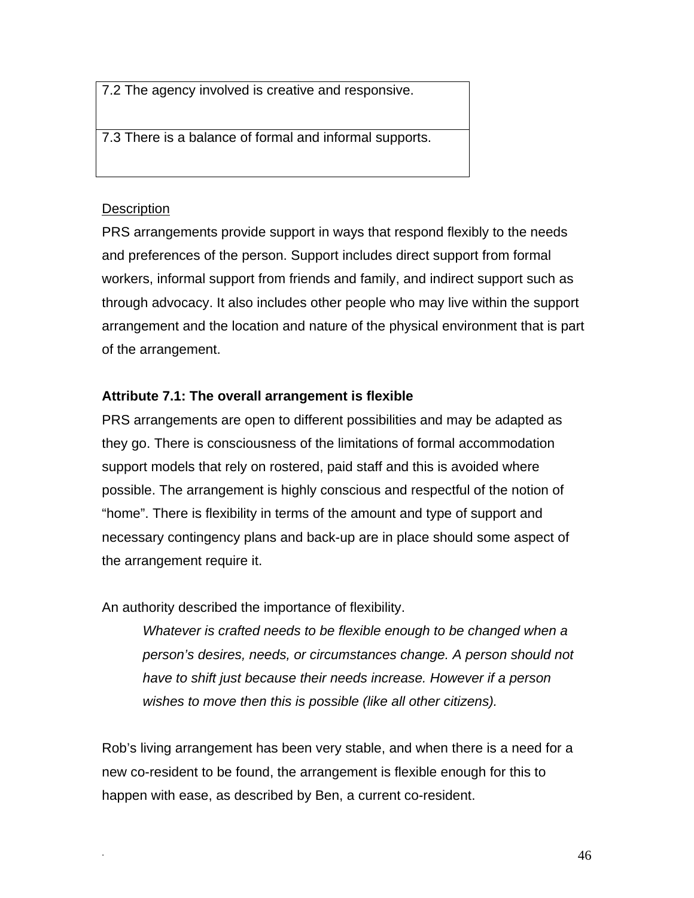| 7.2 The agency involved is creative and responsive. |
| --- |
| 7.3 There is a balance of formal and informal supports. |

Description

PRS arrangements provide support in ways that respond flexibly to the needs and preferences of the person. Support includes direct support from formal workers, informal support from friends and family, and indirect support such as through advocacy. It also includes other people who may live within the support arrangement and the location and nature of the physical environment that is part of the arrangement.

**Attribute 7.1: The overall arrangement is flexible**

PRS arrangements are open to different possibilities and may be adapted as they go. There is consciousness of the limitations of formal accommodation support models that rely on rostered, paid staff and this is avoided where possible. The arrangement is highly conscious and respectful of the notion of "home". There is flexibility in terms of the amount and type of support and necessary contingency plans and back-up are in place should some aspect of the arrangement require it.

An authority described the importance of flexibility.

> *Whatever is crafted needs to be flexible enough to be changed when a person's desires, needs, or circumstances change. A person should not have to shift just because their needs increase. However if a person wishes to move then this is possible (like all other citizens).*

Rob's living arrangement has been very stable, and when there is a need for a new co-resident to be found, the arrangement is flexible enough for this to happen with ease, as described by Ben, a current co-resident.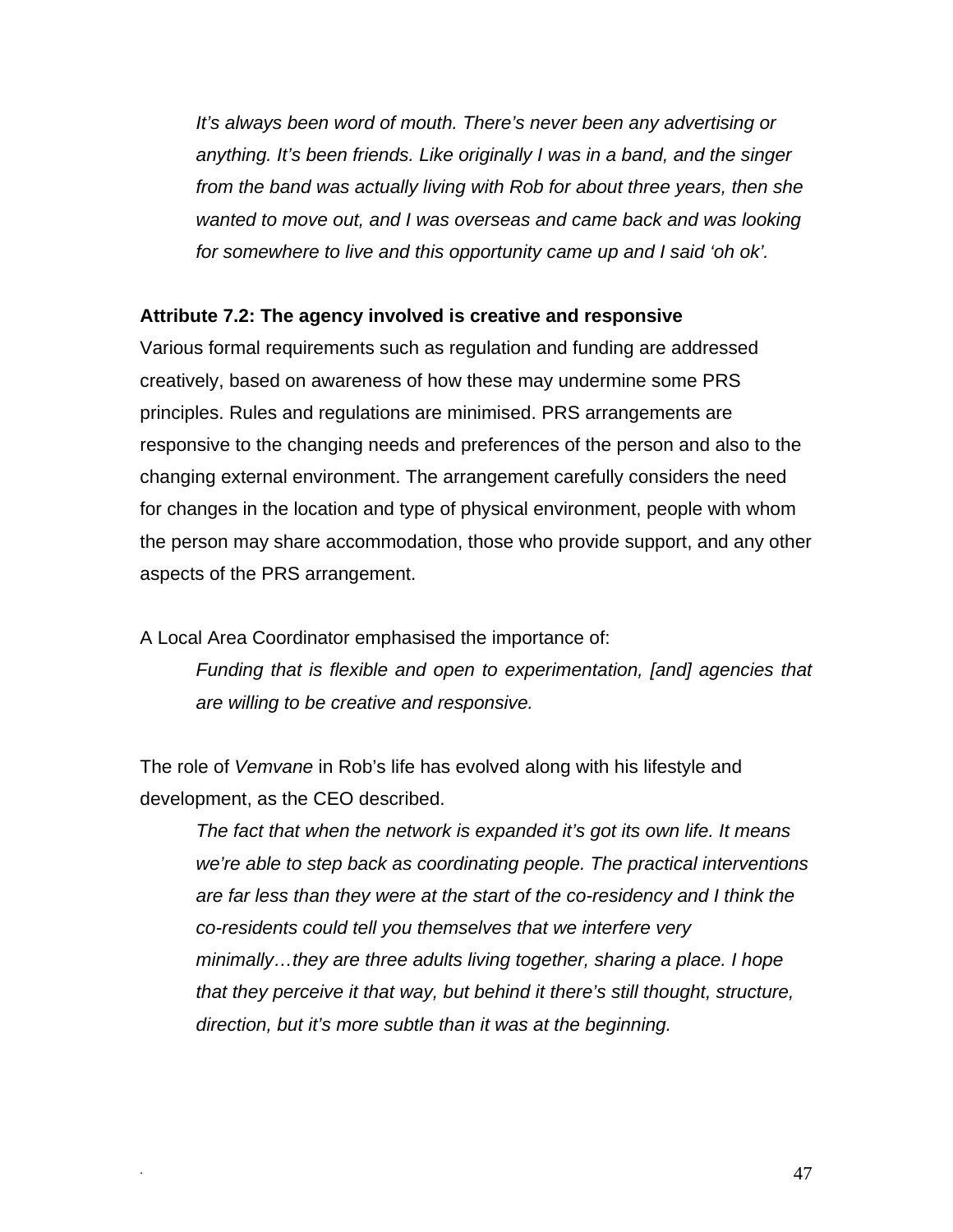*It's always been word of mouth. There's never been any advertising or anything. It's been friends. Like originally I was in a band, and the singer from the band was actually living with Rob for about three years, then she wanted to move out, and I was overseas and came back and was looking for somewhere to live and this opportunity came up and I said 'oh ok'.*

**Attribute 7.2: The agency involved is creative and responsive**

Various formal requirements such as regulation and funding are addressed creatively, based on awareness of how these may undermine some PRS principles. Rules and regulations are minimised. PRS arrangements are responsive to the changing needs and preferences of the person and also to the changing external environment. The arrangement carefully considers the need for changes in the location and type of physical environment, people with whom the person may share accommodation, those who provide support, and any other aspects of the PRS arrangement.

A Local Area Coordinator emphasised the importance of:

*Funding that is flexible and open to experimentation, [and] agencies that are willing to be creative and responsive.*

The role of *Vemvane* in Rob's life has evolved along with his lifestyle and development, as the CEO described.

*The fact that when the network is expanded it's got its own life. It means we're able to step back as coordinating people. The practical interventions are far less than they were at the start of the co-residency and I think the co-residents could tell you themselves that we interfere very minimally…they are three adults living together, sharing a place. I hope that they perceive it that way, but behind it there's still thought, structure, direction, but it's more subtle than it was at the beginning.*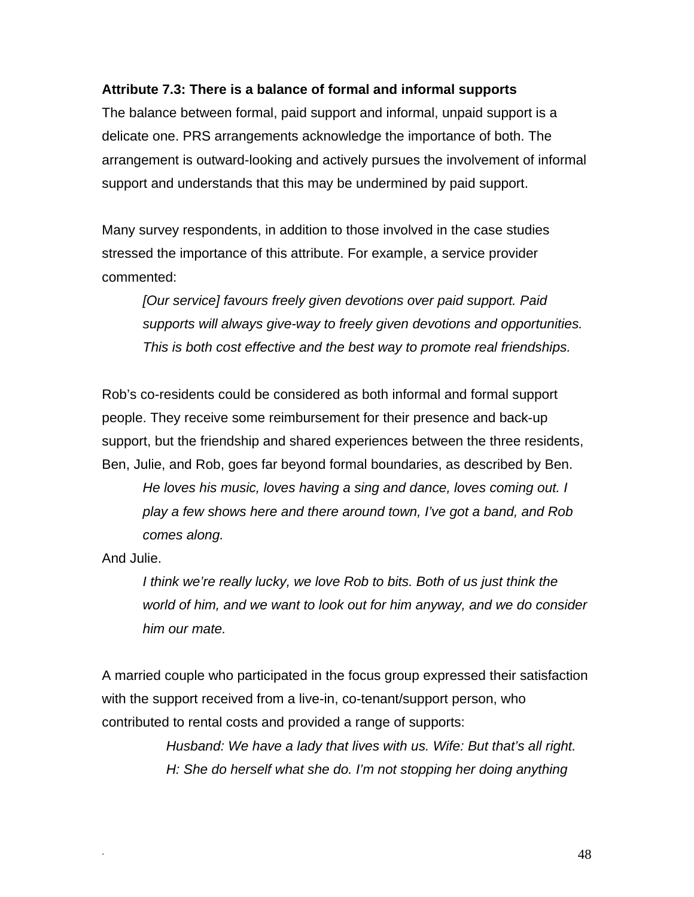**Attribute 7.3: There is a balance of formal and informal supports**

The balance between formal, paid support and informal, unpaid support is a delicate one. PRS arrangements acknowledge the importance of both. The arrangement is outward-looking and actively pursues the involvement of informal support and understands that this may be undermined by paid support.

Many survey respondents, in addition to those involved in the case studies stressed the importance of this attribute. For example, a service provider commented:

> *[Our service] favours freely given devotions over paid support. Paid supports will always give-way to freely given devotions and opportunities. This is both cost effective and the best way to promote real friendships.*

Rob's co-residents could be considered as both informal and formal support people. They receive some reimbursement for their presence and back-up support, but the friendship and shared experiences between the three residents, Ben, Julie, and Rob, goes far beyond formal boundaries, as described by Ben.

> *He loves his music, loves having a sing and dance, loves coming out. I play a few shows here and there around town, I've got a band, and Rob comes along.*

And Julie.

> *I think we're really lucky, we love Rob to bits. Both of us just think the world of him, and we want to look out for him anyway, and we do consider him our mate.*

A married couple who participated in the focus group expressed their satisfaction with the support received from a live-in, co-tenant/support person, who contributed to rental costs and provided a range of supports:

> *Husband: We have a lady that lives with us. Wife: But that's all right. H: She do herself what she do. I'm not stopping her doing anything*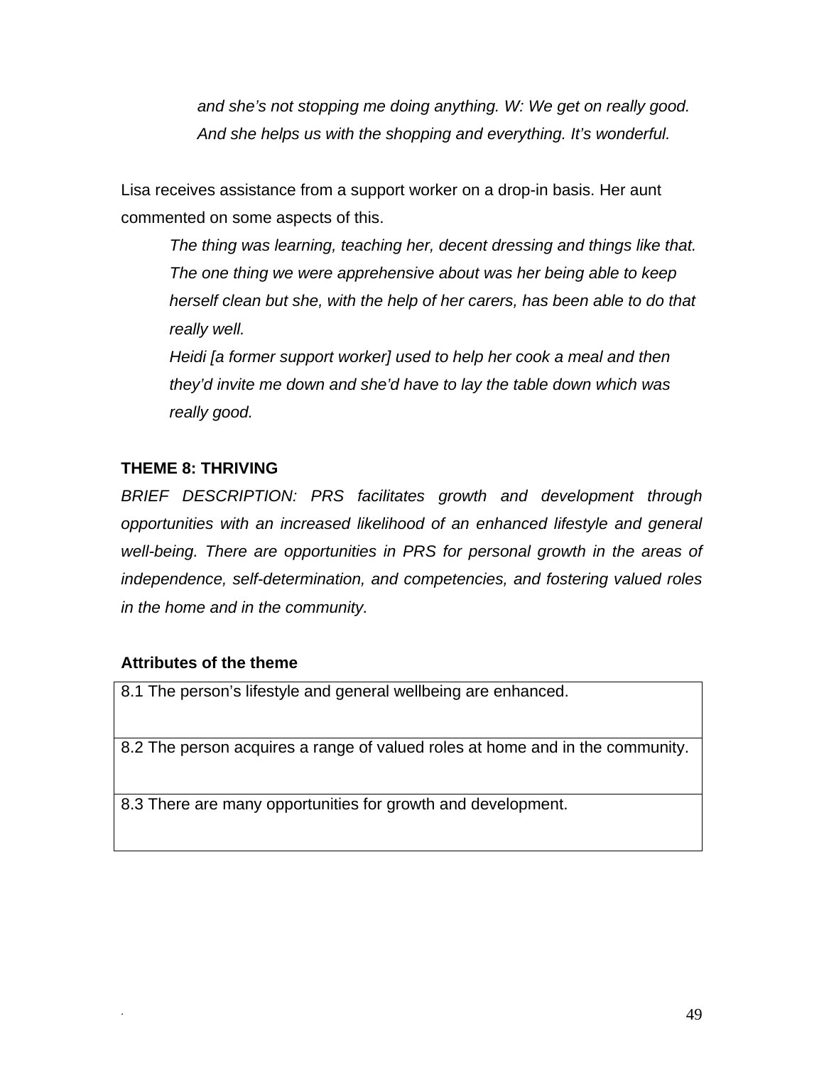*and she's not stopping me doing anything. W: We get on really good. And she helps us with the shopping and everything. It's wonderful.*

Lisa receives assistance from a support worker on a drop-in basis. Her aunt commented on some aspects of this.

> *The thing was learning, teaching her, decent dressing and things like that. The one thing we were apprehensive about was her being able to keep herself clean but she, with the help of her carers, has been able to do that really well.*
>
> *Heidi [a former support worker] used to help her cook a meal and then they'd invite me down and she'd have to lay the table down which was really good.*

### THEME 8: THRIVING

*BRIEF DESCRIPTION: PRS facilitates growth and development through opportunities with an increased likelihood of an enhanced lifestyle and general well-being. There are opportunities in PRS for personal growth in the areas of independence, self-determination, and competencies, and fostering valued roles in the home and in the community.*

**Attributes of the theme**

| Attributes |
|---|
| 8.1 The person's lifestyle and general wellbeing are enhanced. |
| 8.2 The person acquires a range of valued roles at home and in the community. |
| 8.3 There are many opportunities for growth and development. |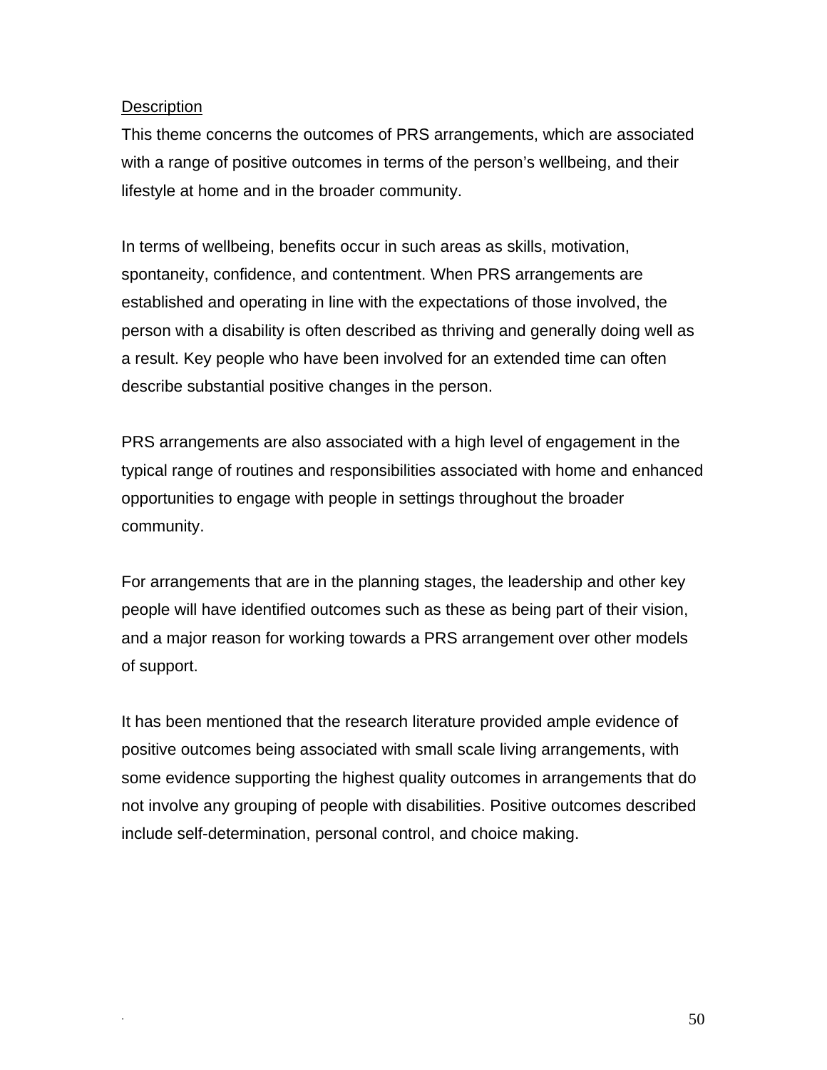Description

This theme concerns the outcomes of PRS arrangements, which are associated with a range of positive outcomes in terms of the person's wellbeing, and their lifestyle at home and in the broader community.

In terms of wellbeing, benefits occur in such areas as skills, motivation, spontaneity, confidence, and contentment. When PRS arrangements are established and operating in line with the expectations of those involved, the person with a disability is often described as thriving and generally doing well as a result. Key people who have been involved for an extended time can often describe substantial positive changes in the person.

PRS arrangements are also associated with a high level of engagement in the typical range of routines and responsibilities associated with home and enhanced opportunities to engage with people in settings throughout the broader community.

For arrangements that are in the planning stages, the leadership and other key people will have identified outcomes such as these as being part of their vision, and a major reason for working towards a PRS arrangement over other models of support.

It has been mentioned that the research literature provided ample evidence of positive outcomes being associated with small scale living arrangements, with some evidence supporting the highest quality outcomes in arrangements that do not involve any grouping of people with disabilities. Positive outcomes described include self-determination, personal control, and choice making.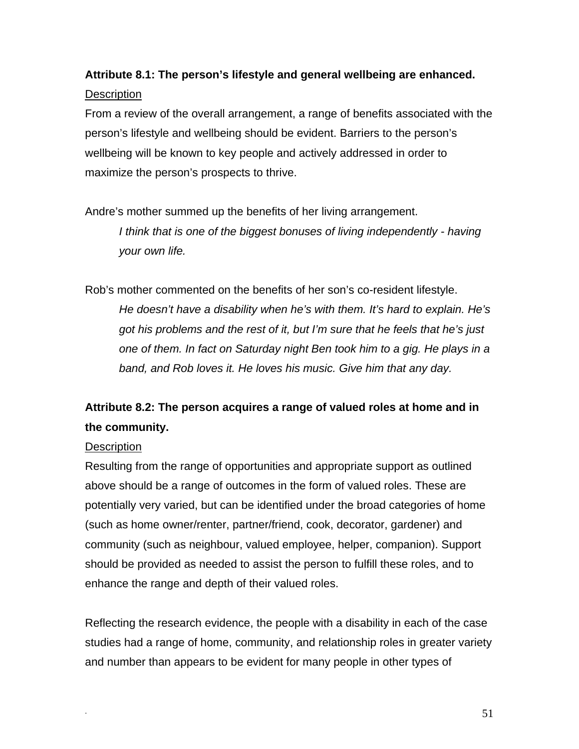**Attribute 8.1: The person's lifestyle and general wellbeing are enhanced.**

Description

From a review of the overall arrangement, a range of benefits associated with the person's lifestyle and wellbeing should be evident. Barriers to the person's wellbeing will be known to key people and actively addressed in order to maximize the person's prospects to thrive.

Andre's mother summed up the benefits of her living arrangement.

> *I think that is one of the biggest bonuses of living independently - having your own life.*

Rob's mother commented on the benefits of her son's co-resident lifestyle.

> *He doesn't have a disability when he's with them. It's hard to explain. He's got his problems and the rest of it, but I'm sure that he feels that he's just one of them. In fact on Saturday night Ben took him to a gig. He plays in a band, and Rob loves it. He loves his music. Give him that any day.*

**Attribute 8.2: The person acquires a range of valued roles at home and in the community.**

Description

Resulting from the range of opportunities and appropriate support as outlined above should be a range of outcomes in the form of valued roles. These are potentially very varied, but can be identified under the broad categories of home (such as home owner/renter, partner/friend, cook, decorator, gardener) and community (such as neighbour, valued employee, helper, companion). Support should be provided as needed to assist the person to fulfill these roles, and to enhance the range and depth of their valued roles.

Reflecting the research evidence, the people with a disability in each of the case studies had a range of home, community, and relationship roles in greater variety and number than appears to be evident for many people in other types of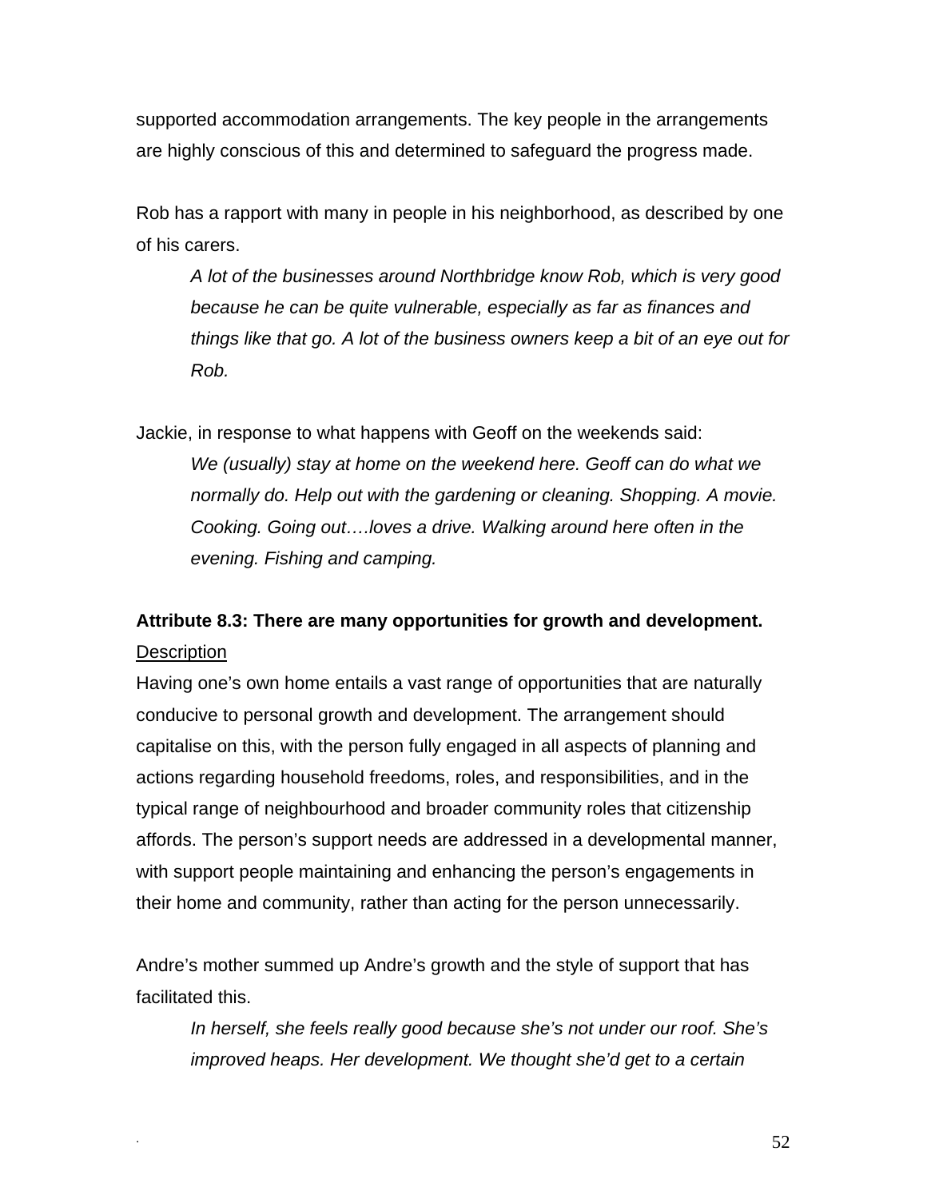supported accommodation arrangements. The key people in the arrangements are highly conscious of this and determined to safeguard the progress made.

Rob has a rapport with many in people in his neighborhood, as described by one of his carers.

> *A lot of the businesses around Northbridge know Rob, which is very good because he can be quite vulnerable, especially as far as finances and things like that go. A lot of the business owners keep a bit of an eye out for Rob.*

Jackie, in response to what happens with Geoff on the weekends said:

> *We (usually) stay at home on the weekend here. Geoff can do what we normally do. Help out with the gardening or cleaning. Shopping. A movie. Cooking. Going out….loves a drive. Walking around here often in the evening. Fishing and camping.*

**Attribute 8.3: There are many opportunities for growth and development.**

<u>Description</u>

Having one's own home entails a vast range of opportunities that are naturally conducive to personal growth and development. The arrangement should capitalise on this, with the person fully engaged in all aspects of planning and actions regarding household freedoms, roles, and responsibilities, and in the typical range of neighbourhood and broader community roles that citizenship affords. The person's support needs are addressed in a developmental manner, with support people maintaining and enhancing the person's engagements in their home and community, rather than acting for the person unnecessarily.

Andre's mother summed up Andre's growth and the style of support that has facilitated this.

> *In herself, she feels really good because she's not under our roof. She's improved heaps. Her development. We thought she'd get to a certain*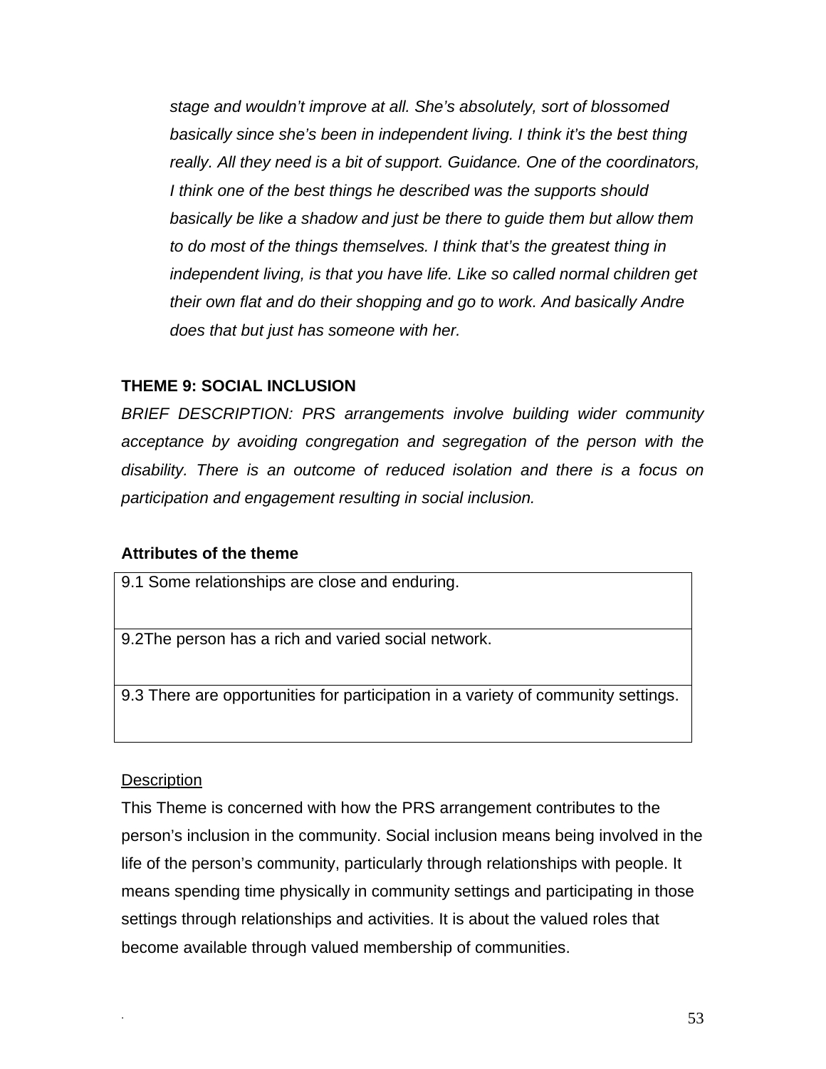> *stage and wouldn't improve at all. She's absolutely, sort of blossomed basically since she's been in independent living. I think it's the best thing really. All they need is a bit of support. Guidance. One of the coordinators, I think one of the best things he described was the supports should basically be like a shadow and just be there to guide them but allow them to do most of the things themselves. I think that's the greatest thing in independent living, is that you have life. Like so called normal children get their own flat and do their shopping and go to work. And basically Andre does that but just has someone with her.*

## THEME 9: SOCIAL INCLUSION

*BRIEF DESCRIPTION: PRS arrangements involve building wider community acceptance by avoiding congregation and segregation of the person with the disability. There is an outcome of reduced isolation and there is a focus on participation and engagement resulting in social inclusion.*

**Attributes of the theme**

| |
|---|
| 9.1 Some relationships are close and enduring. |
| 9.2The person has a rich and varied social network. |
| 9.3 There are opportunities for participation in a variety of community settings. |

<u>Description</u>

This Theme is concerned with how the PRS arrangement contributes to the person's inclusion in the community. Social inclusion means being involved in the life of the person's community, particularly through relationships with people. It means spending time physically in community settings and participating in those settings through relationships and activities. It is about the valued roles that become available through valued membership of communities.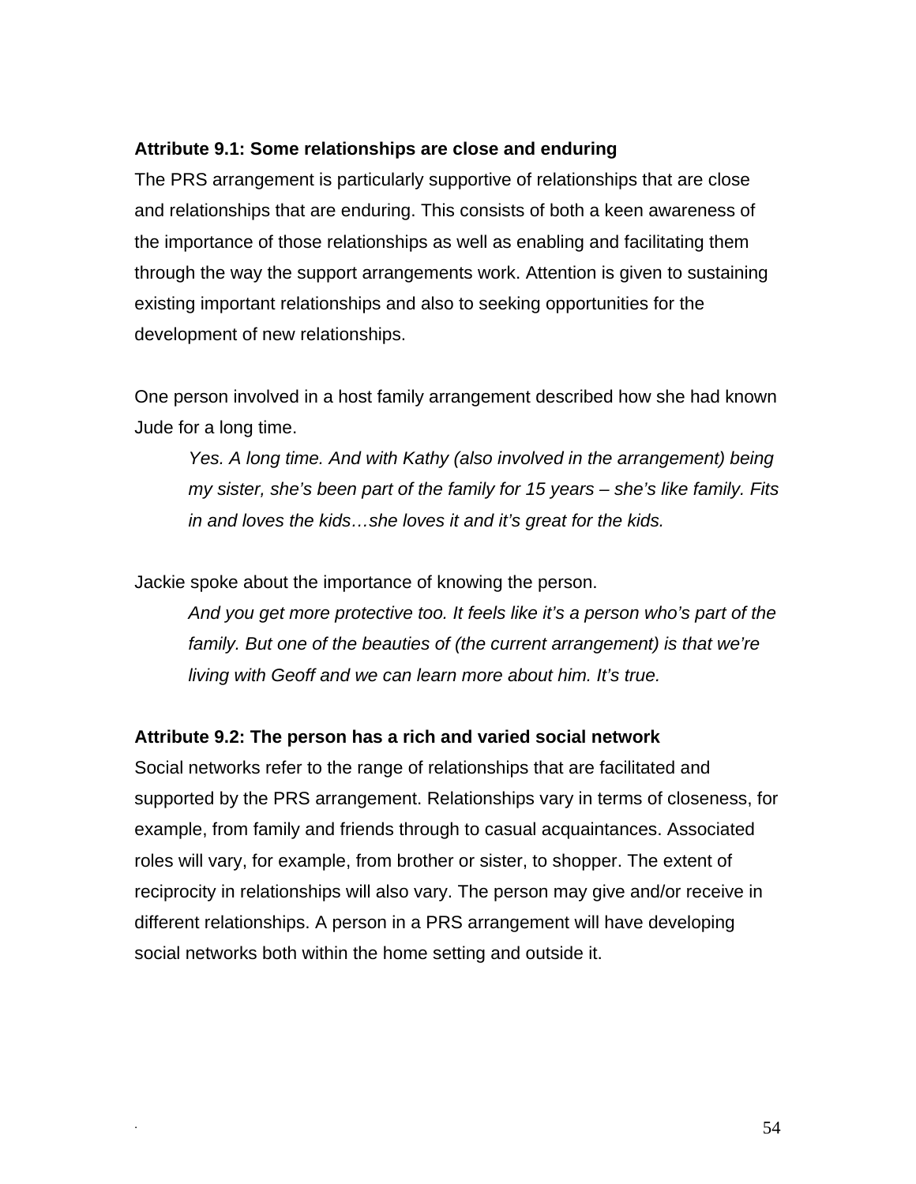### Attribute 9.1: Some relationships are close and enduring

The PRS arrangement is particularly supportive of relationships that are close and relationships that are enduring. This consists of both a keen awareness of the importance of those relationships as well as enabling and facilitating them through the way the support arrangements work. Attention is given to sustaining existing important relationships and also to seeking opportunities for the development of new relationships.

One person involved in a host family arrangement described how she had known Jude for a long time.

> *Yes. A long time. And with Kathy (also involved in the arrangement) being my sister, she's been part of the family for 15 years – she's like family. Fits in and loves the kids…she loves it and it's great for the kids.*

Jackie spoke about the importance of knowing the person.

> *And you get more protective too. It feels like it's a person who's part of the family. But one of the beauties of (the current arrangement) is that we're living with Geoff and we can learn more about him. It's true.*

### Attribute 9.2: The person has a rich and varied social network

Social networks refer to the range of relationships that are facilitated and supported by the PRS arrangement. Relationships vary in terms of closeness, for example, from family and friends through to casual acquaintances. Associated roles will vary, for example, from brother or sister, to shopper. The extent of reciprocity in relationships will also vary. The person may give and/or receive in different relationships. A person in a PRS arrangement will have developing social networks both within the home setting and outside it.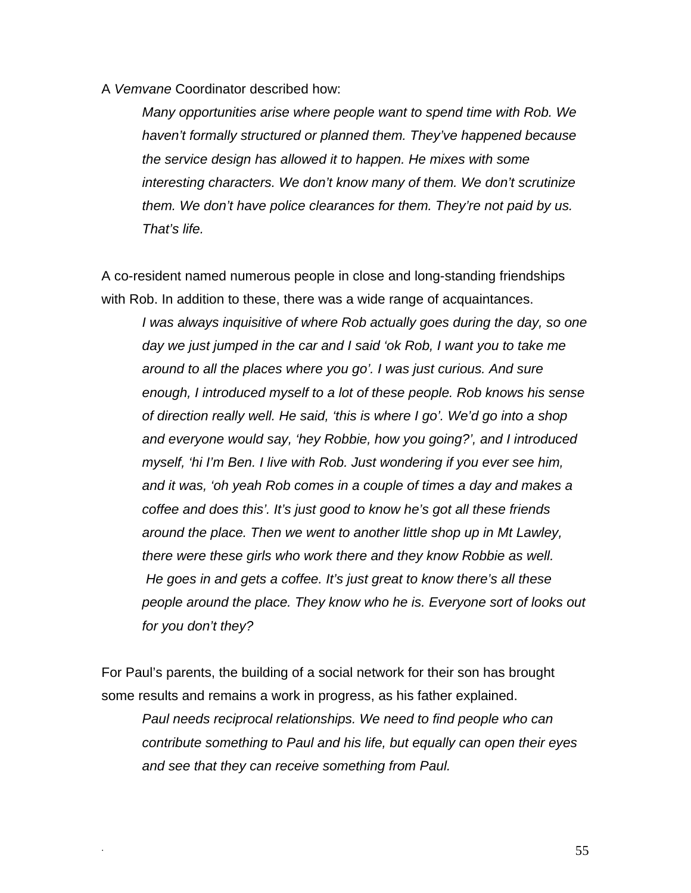A *Vemvane* Coordinator described how:

> *Many opportunities arise where people want to spend time with Rob. We haven't formally structured or planned them. They've happened because the service design has allowed it to happen. He mixes with some interesting characters. We don't know many of them. We don't scrutinize them. We don't have police clearances for them. They're not paid by us. That's life.*

A co-resident named numerous people in close and long-standing friendships with Rob. In addition to these, there was a wide range of acquaintances.

> *I was always inquisitive of where Rob actually goes during the day, so one day we just jumped in the car and I said 'ok Rob, I want you to take me around to all the places where you go'. I was just curious. And sure enough, I introduced myself to a lot of these people. Rob knows his sense of direction really well. He said, 'this is where I go'. We'd go into a shop and everyone would say, 'hey Robbie, how you going?', and I introduced myself, 'hi I'm Ben. I live with Rob. Just wondering if you ever see him, and it was, 'oh yeah Rob comes in a couple of times a day and makes a coffee and does this'. It's just good to know he's got all these friends around the place. Then we went to another little shop up in Mt Lawley, there were these girls who work there and they know Robbie as well. He goes in and gets a coffee. It's just great to know there's all these people around the place. They know who he is. Everyone sort of looks out for you don't they?*

For Paul's parents, the building of a social network for their son has brought some results and remains a work in progress, as his father explained.

> *Paul needs reciprocal relationships. We need to find people who can contribute something to Paul and his life, but equally can open their eyes and see that they can receive something from Paul.*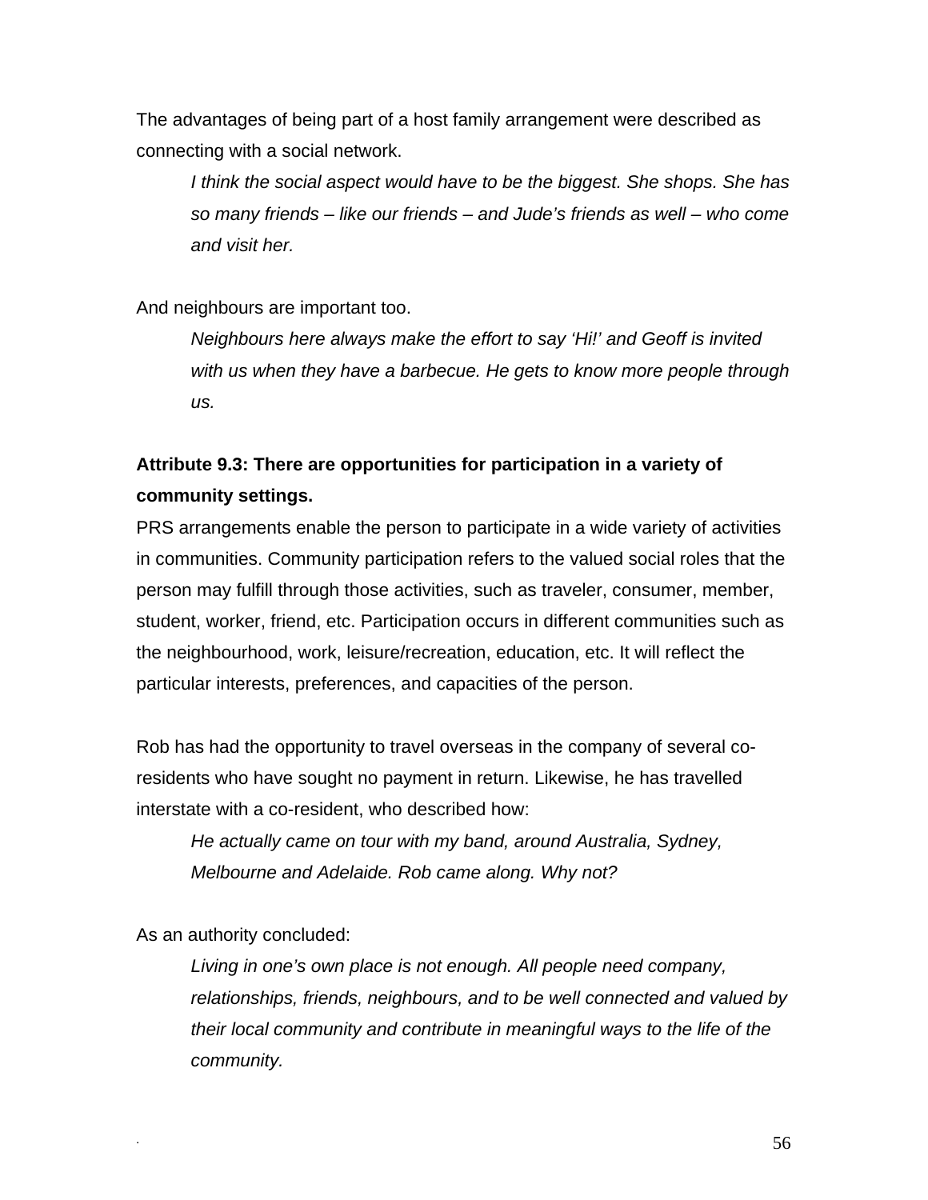The advantages of being part of a host family arrangement were described as connecting with a social network.

> *I think the social aspect would have to be the biggest. She shops. She has so many friends – like our friends – and Jude's friends as well – who come and visit her.*

And neighbours are important too.

> *Neighbours here always make the effort to say 'Hi!' and Geoff is invited with us when they have a barbecue. He gets to know more people through us.*

**Attribute 9.3: There are opportunities for participation in a variety of community settings.**

PRS arrangements enable the person to participate in a wide variety of activities in communities. Community participation refers to the valued social roles that the person may fulfill through those activities, such as traveler, consumer, member, student, worker, friend, etc. Participation occurs in different communities such as the neighbourhood, work, leisure/recreation, education, etc. It will reflect the particular interests, preferences, and capacities of the person.

Rob has had the opportunity to travel overseas in the company of several co-residents who have sought no payment in return. Likewise, he has travelled interstate with a co-resident, who described how:

> *He actually came on tour with my band, around Australia, Sydney, Melbourne and Adelaide. Rob came along. Why not?*

As an authority concluded:

> *Living in one's own place is not enough. All people need company, relationships, friends, neighbours, and to be well connected and valued by their local community and contribute in meaningful ways to the life of the community.*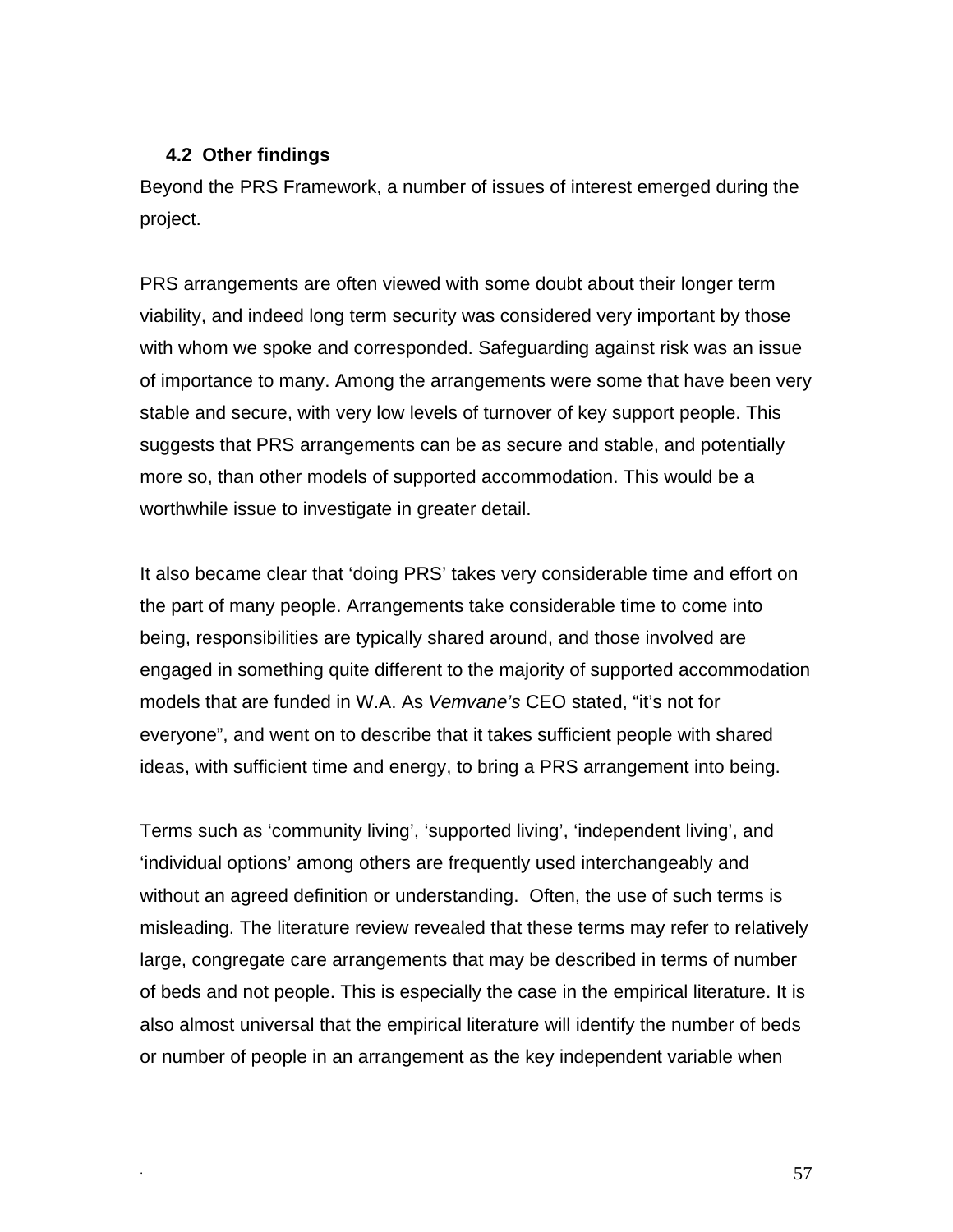### 4.2 Other findings

Beyond the PRS Framework, a number of issues of interest emerged during the project.

PRS arrangements are often viewed with some doubt about their longer term viability, and indeed long term security was considered very important by those with whom we spoke and corresponded. Safeguarding against risk was an issue of importance to many. Among the arrangements were some that have been very stable and secure, with very low levels of turnover of key support people. This suggests that PRS arrangements can be as secure and stable, and potentially more so, than other models of supported accommodation. This would be a worthwhile issue to investigate in greater detail.

It also became clear that 'doing PRS' takes very considerable time and effort on the part of many people. Arrangements take considerable time to come into being, responsibilities are typically shared around, and those involved are engaged in something quite different to the majority of supported accommodation models that are funded in W.A. As *Vemvane's* CEO stated, "it's not for everyone", and went on to describe that it takes sufficient people with shared ideas, with sufficient time and energy, to bring a PRS arrangement into being.

Terms such as 'community living', 'supported living', 'independent living', and 'individual options' among others are frequently used interchangeably and without an agreed definition or understanding. Often, the use of such terms is misleading. The literature review revealed that these terms may refer to relatively large, congregate care arrangements that may be described in terms of number of beds and not people. This is especially the case in the empirical literature. It is also almost universal that the empirical literature will identify the number of beds or number of people in an arrangement as the key independent variable when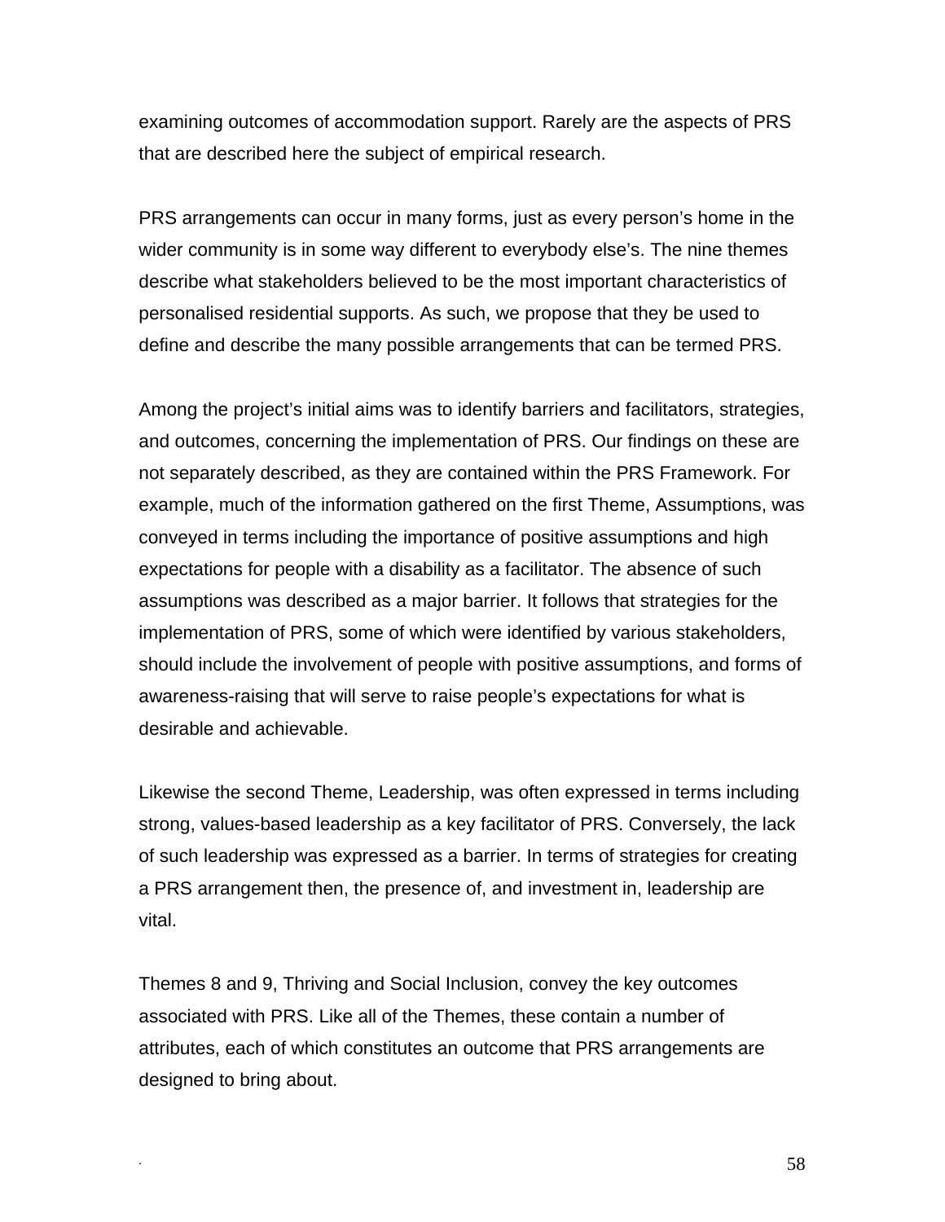examining outcomes of accommodation support. Rarely are the aspects of PRS that are described here the subject of empirical research.

PRS arrangements can occur in many forms, just as every person's home in the wider community is in some way different to everybody else's. The nine themes describe what stakeholders believed to be the most important characteristics of personalised residential supports. As such, we propose that they be used to define and describe the many possible arrangements that can be termed PRS.

Among the project's initial aims was to identify barriers and facilitators, strategies, and outcomes, concerning the implementation of PRS. Our findings on these are not separately described, as they are contained within the PRS Framework. For example, much of the information gathered on the first Theme, Assumptions, was conveyed in terms including the importance of positive assumptions and high expectations for people with a disability as a facilitator. The absence of such assumptions was described as a major barrier. It follows that strategies for the implementation of PRS, some of which were identified by various stakeholders, should include the involvement of people with positive assumptions, and forms of awareness-raising that will serve to raise people's expectations for what is desirable and achievable.

Likewise the second Theme, Leadership, was often expressed in terms including strong, values-based leadership as a key facilitator of PRS. Conversely, the lack of such leadership was expressed as a barrier. In terms of strategies for creating a PRS arrangement then, the presence of, and investment in, leadership are vital.

Themes 8 and 9, Thriving and Social Inclusion, convey the key outcomes associated with PRS. Like all of the Themes, these contain a number of attributes, each of which constitutes an outcome that PRS arrangements are designed to bring about.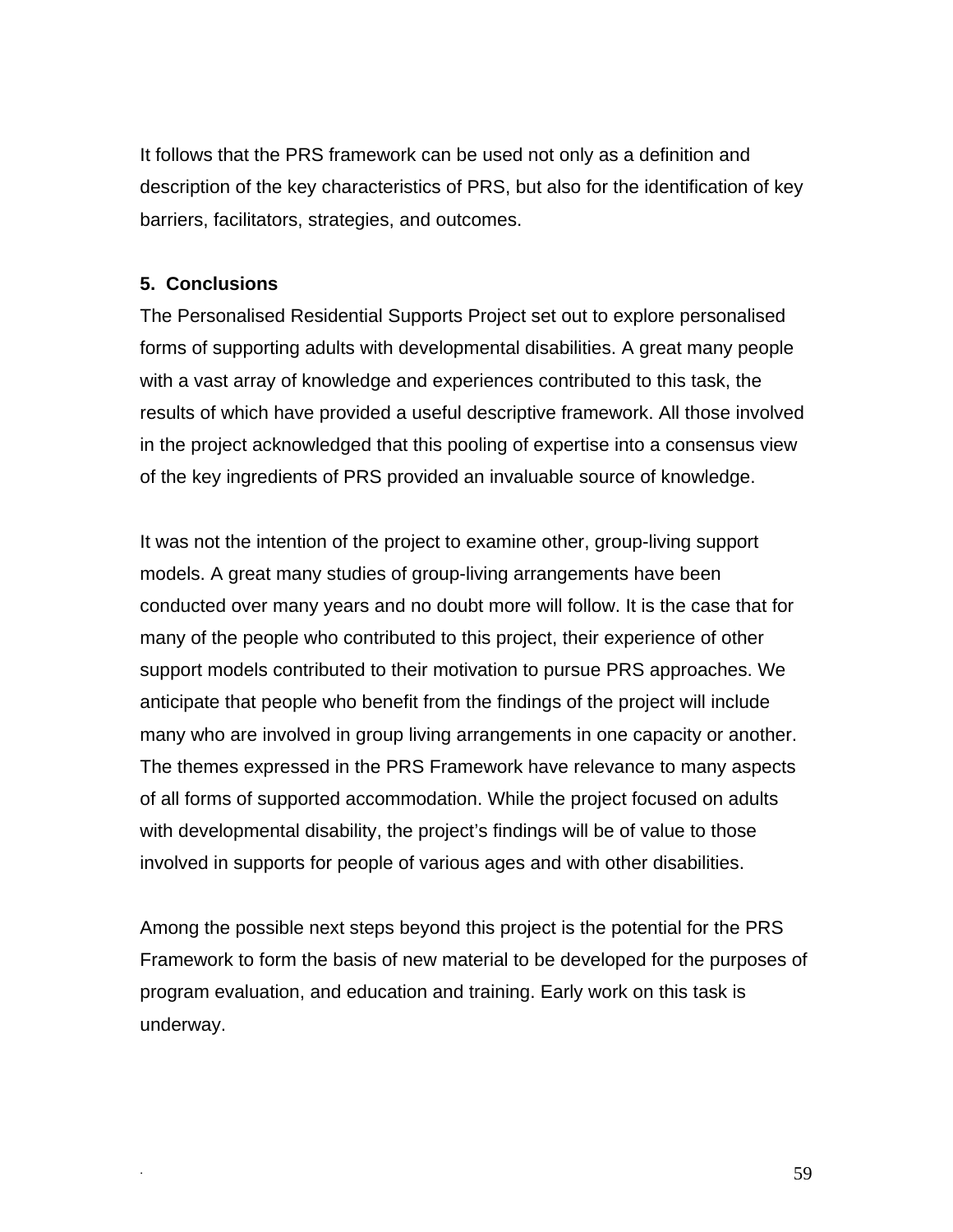It follows that the PRS framework can be used not only as a definition and description of the key characteristics of PRS, but also for the identification of key barriers, facilitators, strategies, and outcomes.

## 5. Conclusions

The Personalised Residential Supports Project set out to explore personalised forms of supporting adults with developmental disabilities. A great many people with a vast array of knowledge and experiences contributed to this task, the results of which have provided a useful descriptive framework. All those involved in the project acknowledged that this pooling of expertise into a consensus view of the key ingredients of PRS provided an invaluable source of knowledge.

It was not the intention of the project to examine other, group-living support models. A great many studies of group-living arrangements have been conducted over many years and no doubt more will follow. It is the case that for many of the people who contributed to this project, their experience of other support models contributed to their motivation to pursue PRS approaches. We anticipate that people who benefit from the findings of the project will include many who are involved in group living arrangements in one capacity or another. The themes expressed in the PRS Framework have relevance to many aspects of all forms of supported accommodation. While the project focused on adults with developmental disability, the project's findings will be of value to those involved in supports for people of various ages and with other disabilities.

Among the possible next steps beyond this project is the potential for the PRS Framework to form the basis of new material to be developed for the purposes of program evaluation, and education and training. Early work on this task is underway.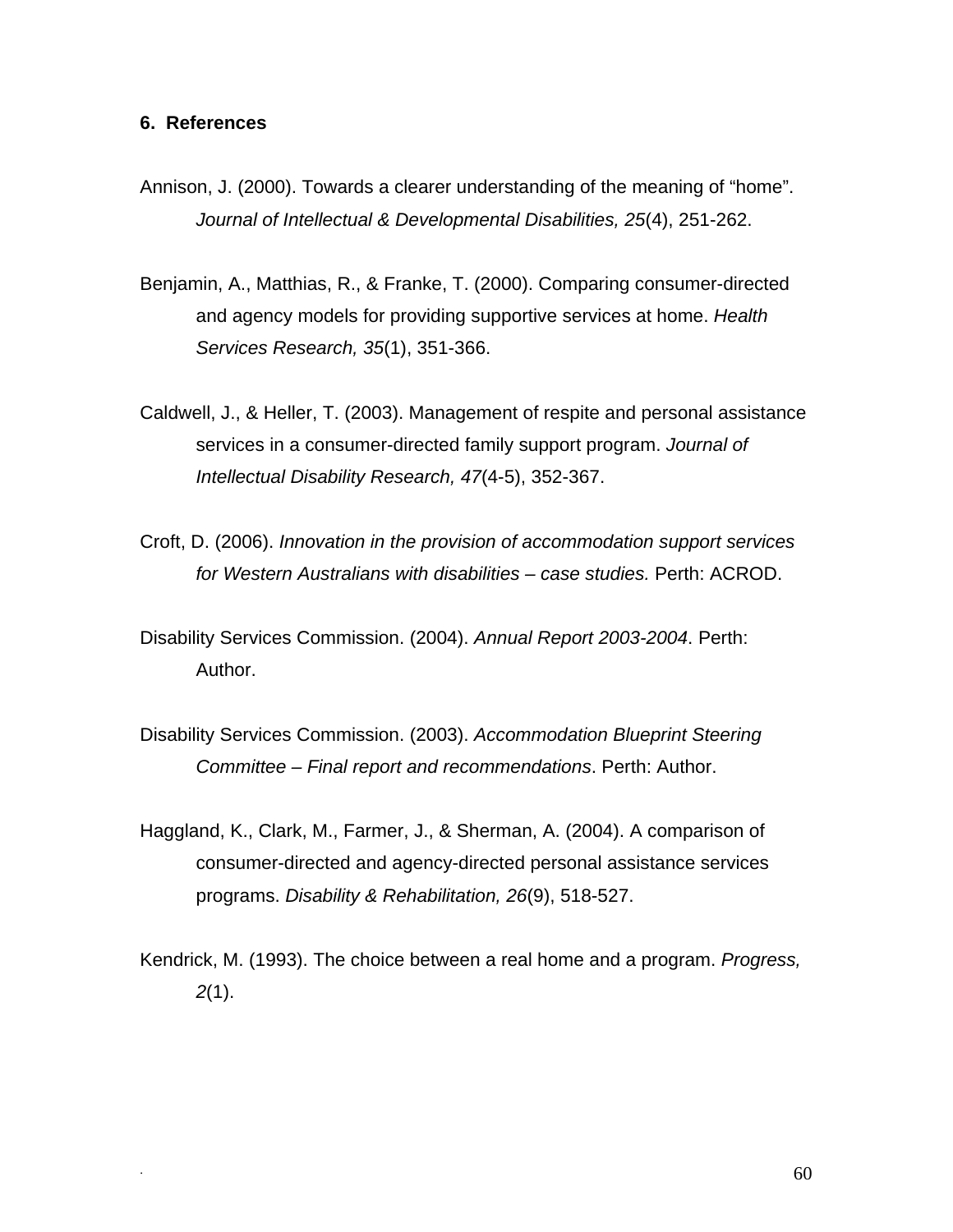## 6. References

Annison, J. (2000). Towards a clearer understanding of the meaning of “home”. *Journal of Intellectual & Developmental Disabilities, 25*(4), 251-262.

Benjamin, A., Matthias, R., & Franke, T. (2000). Comparing consumer-directed and agency models for providing supportive services at home. *Health Services Research, 35*(1), 351-366.

Caldwell, J., & Heller, T. (2003). Management of respite and personal assistance services in a consumer-directed family support program. *Journal of Intellectual Disability Research, 47*(4-5), 352-367.

Croft, D. (2006). *Innovation in the provision of accommodation support services for Western Australians with disabilities – case studies.* Perth: ACROD.

Disability Services Commission. (2004). *Annual Report 2003-2004*. Perth: Author.

Disability Services Commission. (2003). *Accommodation Blueprint Steering Committee – Final report and recommendations*. Perth: Author.

Haggland, K., Clark, M., Farmer, J., & Sherman, A. (2004). A comparison of consumer-directed and agency-directed personal assistance services programs. *Disability & Rehabilitation, 26*(9), 518-527.

Kendrick, M. (1993). The choice between a real home and a program. *Progress, 2*(1).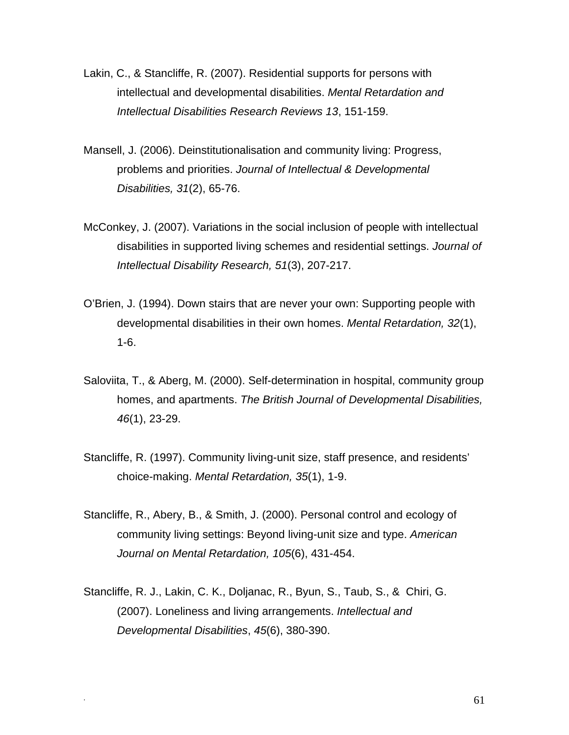Lakin, C., & Stancliffe, R. (2007). Residential supports for persons with intellectual and developmental disabilities. *Mental Retardation and Intellectual Disabilities Research Reviews 13*, 151-159.

Mansell, J. (2006). Deinstitutionalisation and community living: Progress, problems and priorities. *Journal of Intellectual & Developmental Disabilities, 31*(2), 65-76.

McConkey, J. (2007). Variations in the social inclusion of people with intellectual disabilities in supported living schemes and residential settings. *Journal of Intellectual Disability Research, 51*(3), 207-217.

O'Brien, J. (1994). Down stairs that are never your own: Supporting people with developmental disabilities in their own homes. *Mental Retardation, 32*(1), 1-6.

Saloviita, T., & Aberg, M. (2000). Self-determination in hospital, community group homes, and apartments. *The British Journal of Developmental Disabilities, 46*(1), 23-29.

Stancliffe, R. (1997). Community living-unit size, staff presence, and residents' choice-making. *Mental Retardation, 35*(1), 1-9.

Stancliffe, R., Abery, B., & Smith, J. (2000). Personal control and ecology of community living settings: Beyond living-unit size and type. *American Journal on Mental Retardation, 105*(6), 431-454.

Stancliffe, R. J., Lakin, C. K., Doljanac, R., Byun, S., Taub, S., & Chiri, G. (2007). Loneliness and living arrangements. *Intellectual and Developmental Disabilities*, *45*(6), 380-390.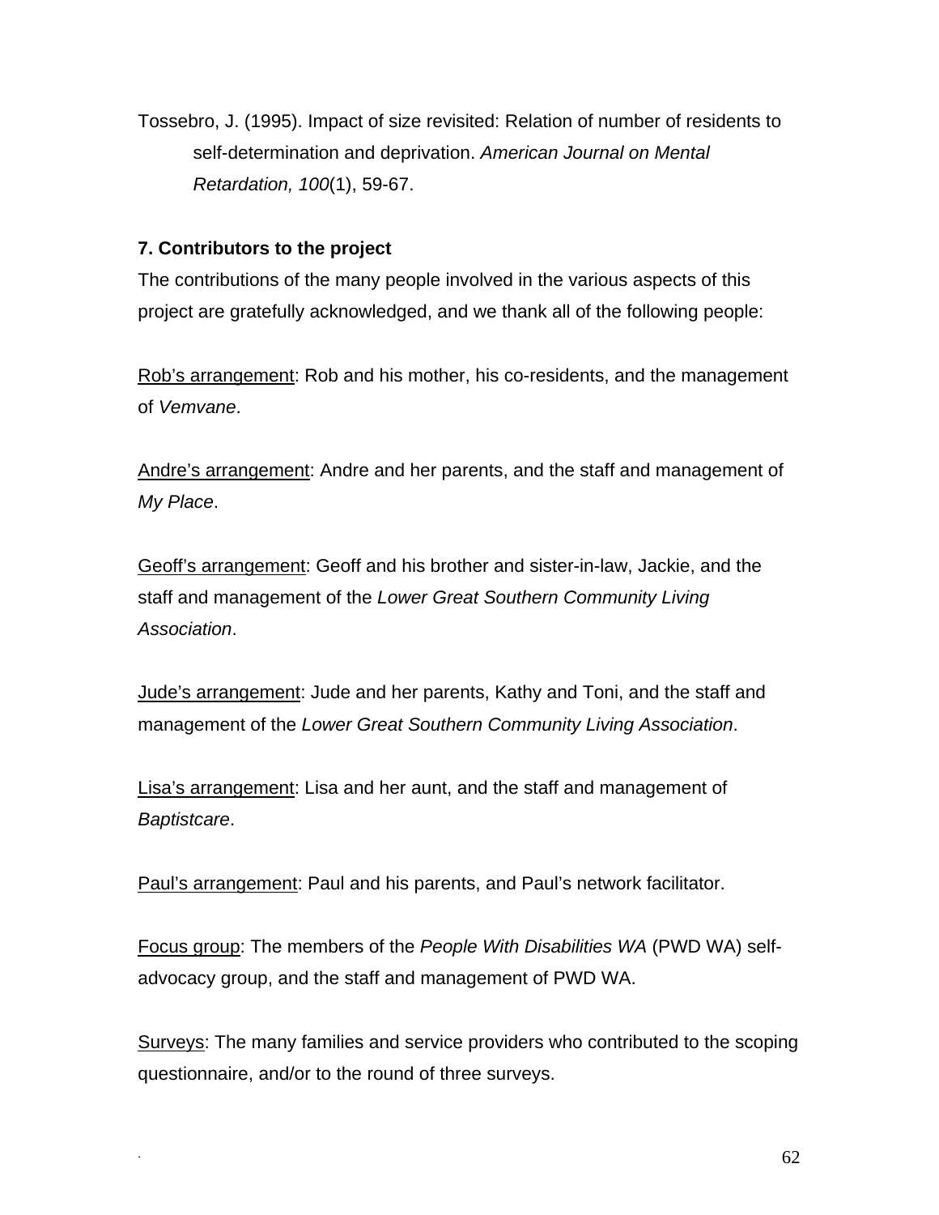Tossebro, J. (1995). Impact of size revisited: Relation of number of residents to self-determination and deprivation. *American Journal on Mental Retardation, 100*(1), 59-67.

## 7. Contributors to the project

The contributions of the many people involved in the various aspects of this project are gratefully acknowledged, and we thank all of the following people:

Rob's arrangement: Rob and his mother, his co-residents, and the management of *Vemvane*.

Andre's arrangement: Andre and her parents, and the staff and management of *My Place*.

Geoff's arrangement: Geoff and his brother and sister-in-law, Jackie, and the staff and management of the *Lower Great Southern Community Living Association*.

Jude's arrangement: Jude and her parents, Kathy and Toni, and the staff and management of the *Lower Great Southern Community Living Association*.

Lisa's arrangement: Lisa and her aunt, and the staff and management of *Baptistcare*.

Paul's arrangement: Paul and his parents, and Paul's network facilitator.

Focus group: The members of the *People With Disabilities WA* (PWD WA) self-advocacy group, and the staff and management of PWD WA.

Surveys: The many families and service providers who contributed to the scoping questionnaire, and/or to the round of three surveys.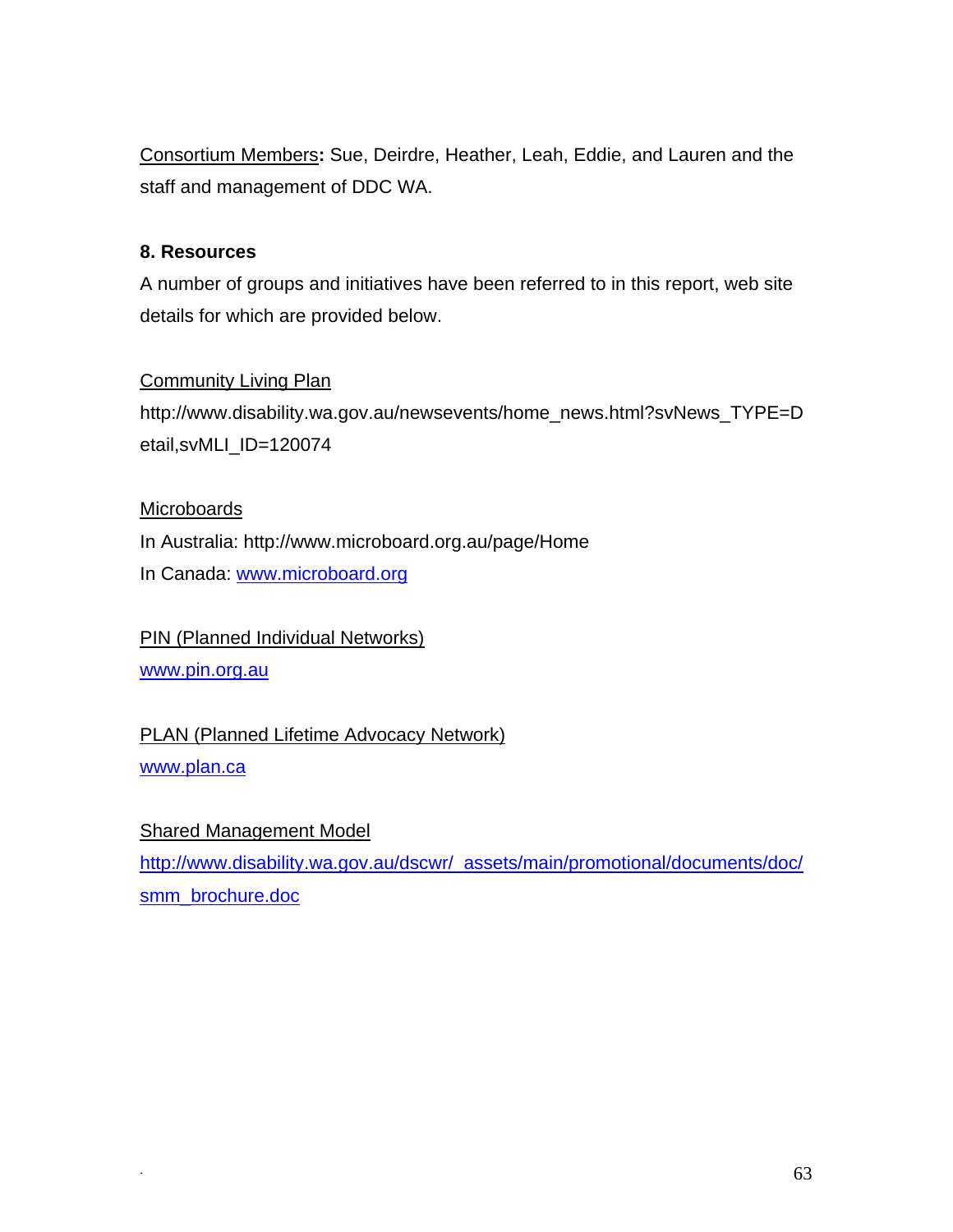Consortium Members**:** Sue, Deirdre, Heather, Leah, Eddie, and Lauren and the staff and management of DDC WA.

### 8. Resources

A number of groups and initiatives have been referred to in this report, web site details for which are provided below.

Community Living Plan

http://www.disability.wa.gov.au/newsevents/home_news.html?svNews_TYPE=Detail,svMLI_ID=120074

Microboards

In Australia: http://www.microboard.org.au/page/Home

In Canada: www.microboard.org

PIN (Planned Individual Networks)

www.pin.org.au

PLAN (Planned Lifetime Advocacy Network)

www.plan.ca

Shared Management Model

http://www.disability.wa.gov.au/dscwr/_assets/main/promotional/documents/doc/smm_brochure.doc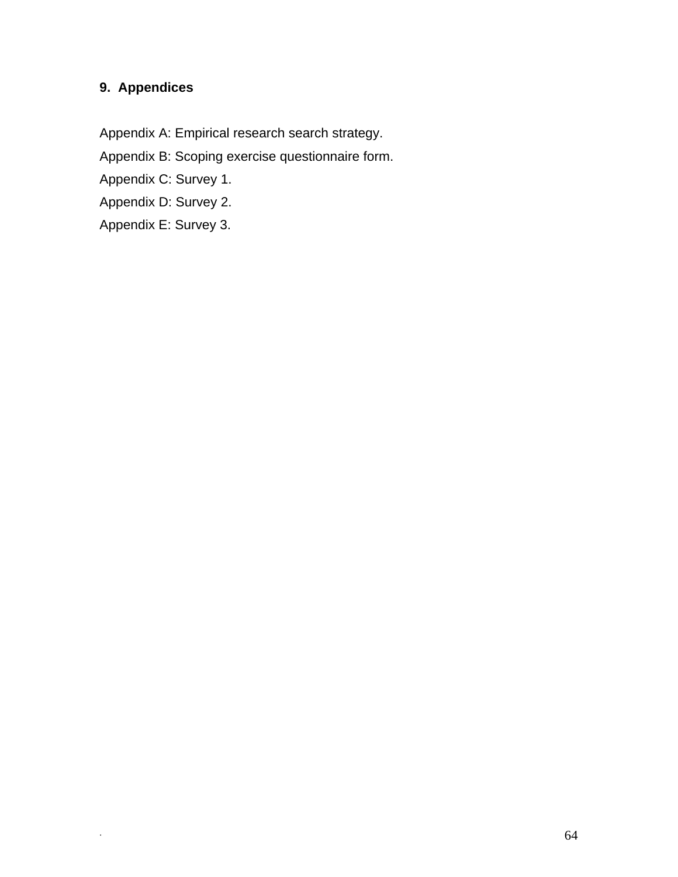## 9. Appendices

Appendix A: Empirical research search strategy.

Appendix B: Scoping exercise questionnaire form.

Appendix C: Survey 1.

Appendix D: Survey 2.

Appendix E: Survey 3.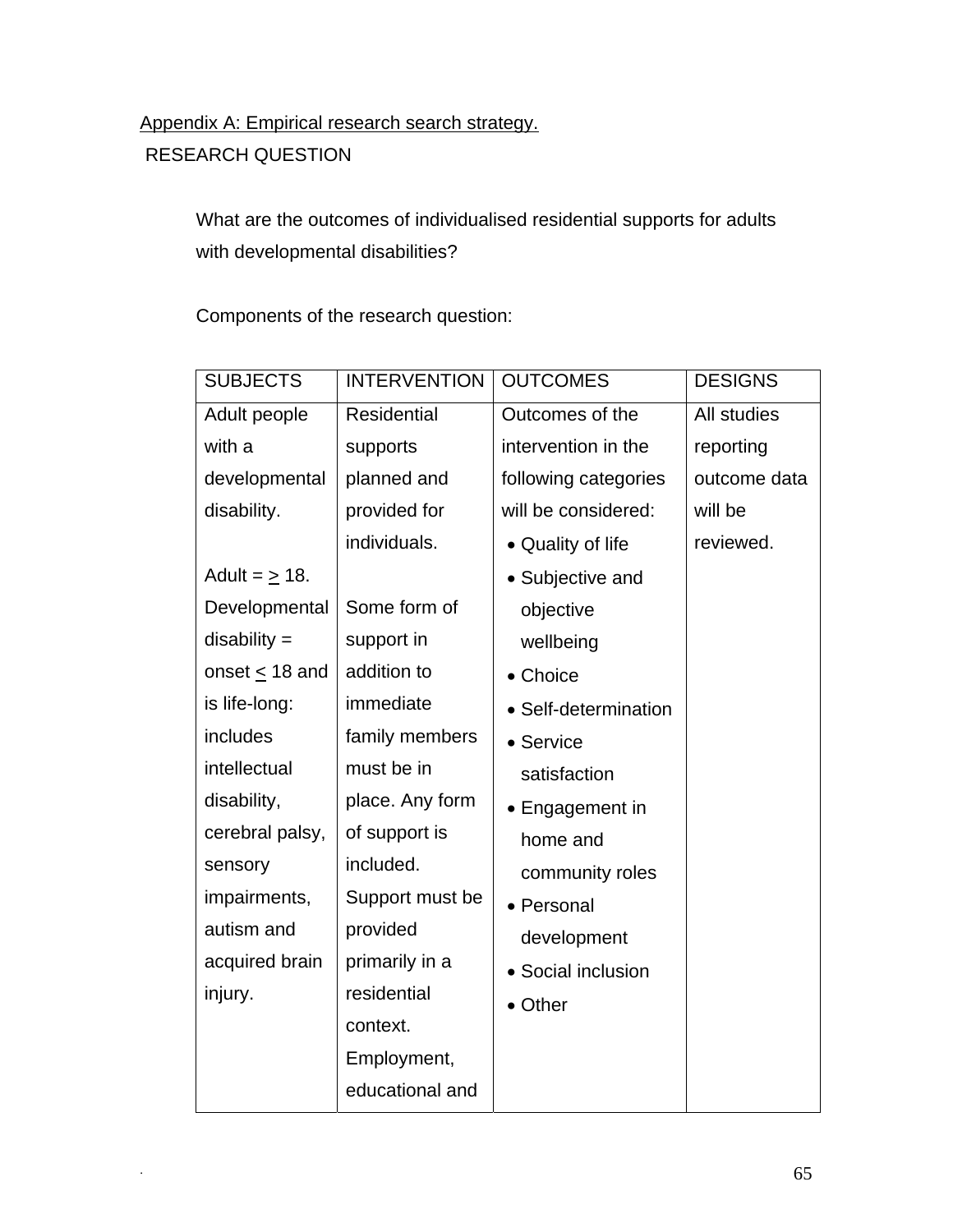Appendix A: Empirical research search strategy.

RESEARCH QUESTION

What are the outcomes of individualised residential supports for adults with developmental disabilities?

Components of the research question:

| SUBJECTS | INTERVENTION | OUTCOMES | DESIGNS |
|---|---|---|---|
| Adult people with a developmental disability.<br><br>Adult = $\geq$ 18. Developmental disability = onset $\leq$ 18 and is life-long: includes intellectual disability, cerebral palsy, sensory impairments, autism and acquired brain injury. | Residential supports planned and provided for individuals.<br><br>Some form of support in addition to immediate family members must be in place. Any form of support is included. Support must be provided primarily in a residential context. Employment, educational and | Outcomes of the intervention in the following categories will be considered:<br>• Quality of life<br>• Subjective and objective wellbeing<br>• Choice<br>• Self-determination<br>• Service satisfaction<br>• Engagement in home and community roles<br>• Personal development<br>• Social inclusion<br>• Other | All studies reporting outcome data will be reviewed. |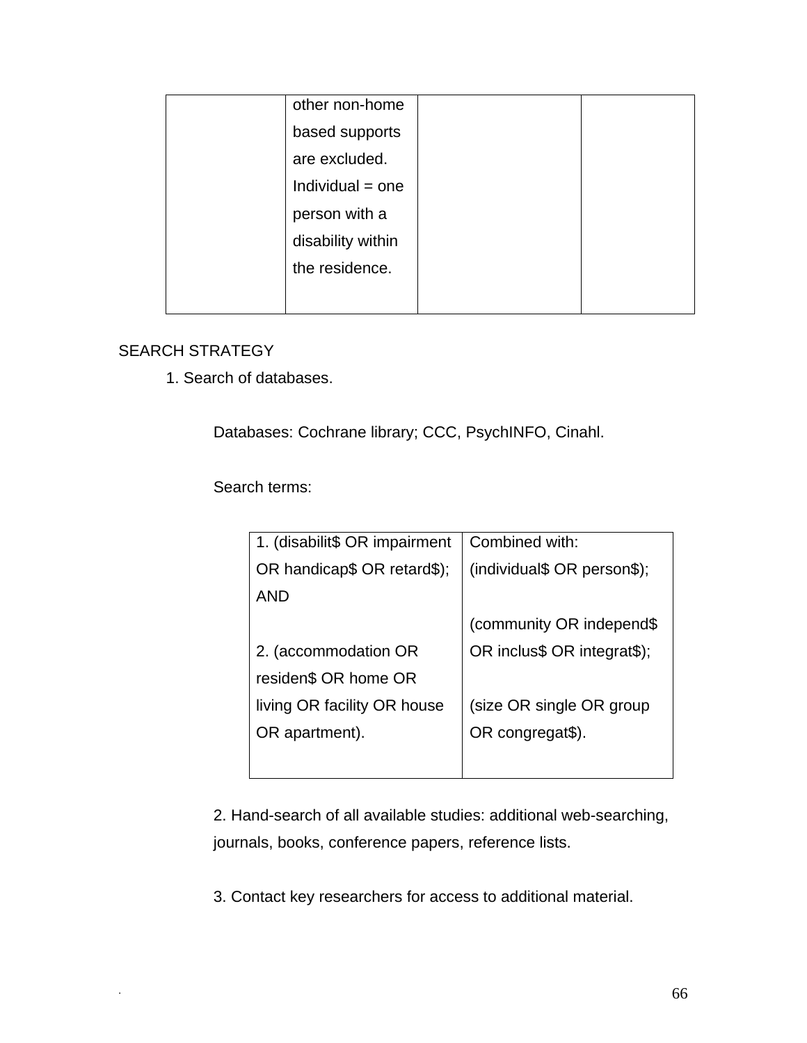| | | | |
|---|---|---|---|
| | other non-home based supports are excluded. Individual = one person with a disability within the residence. | | |

SEARCH STRATEGY

1. Search of databases.

Databases: Cochrane library; CCC, PsychINFO, Cinahl.

Search terms:

| | |
|---|---|
| 1. (disabilit$ OR impairment OR handicap$ OR retard$); AND<br><br>2. (accommodation OR residen$ OR home OR living OR facility OR house OR apartment). | Combined with: (individual$ OR person$);<br><br>(community OR independ$ OR inclus$ OR integrat$);<br><br>(size OR single OR group OR congregat$). |

2. Hand-search of all available studies: additional web-searching, journals, books, conference papers, reference lists.

3. Contact key researchers for access to additional material.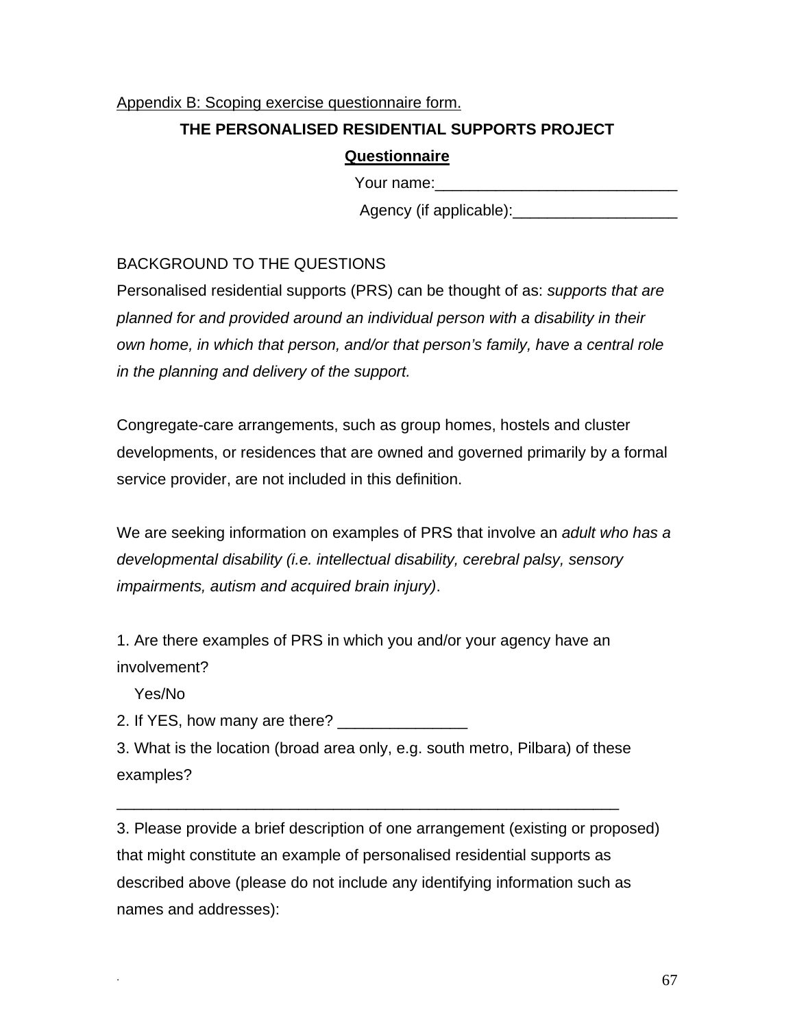Appendix B: Scoping exercise questionnaire form.

**THE PERSONALISED RESIDENTIAL SUPPORTS PROJECT**

**Questionnaire**

Your name:____________________________

Agency (if applicable):___________________

BACKGROUND TO THE QUESTIONS

Personalised residential supports (PRS) can be thought of as: *supports that are planned for and provided around an individual person with a disability in their own home, in which that person, and/or that person's family, have a central role in the planning and delivery of the support.*

Congregate-care arrangements, such as group homes, hostels and cluster developments, or residences that are owned and governed primarily by a formal service provider, are not included in this definition.

We are seeking information on examples of PRS that involve an *adult who has a developmental disability (i.e. intellectual disability, cerebral palsy, sensory impairments, autism and acquired brain injury)*.

1. Are there examples of PRS in which you and/or your agency have an involvement?

   Yes/No

2. If YES, how many are there? _______________

3. What is the location (broad area only, e.g. south metro, Pilbara) of these examples?

___________________________________________________________

3. Please provide a brief description of one arrangement (existing or proposed) that might constitute an example of personalised residential supports as described above (please do not include any identifying information such as names and addresses):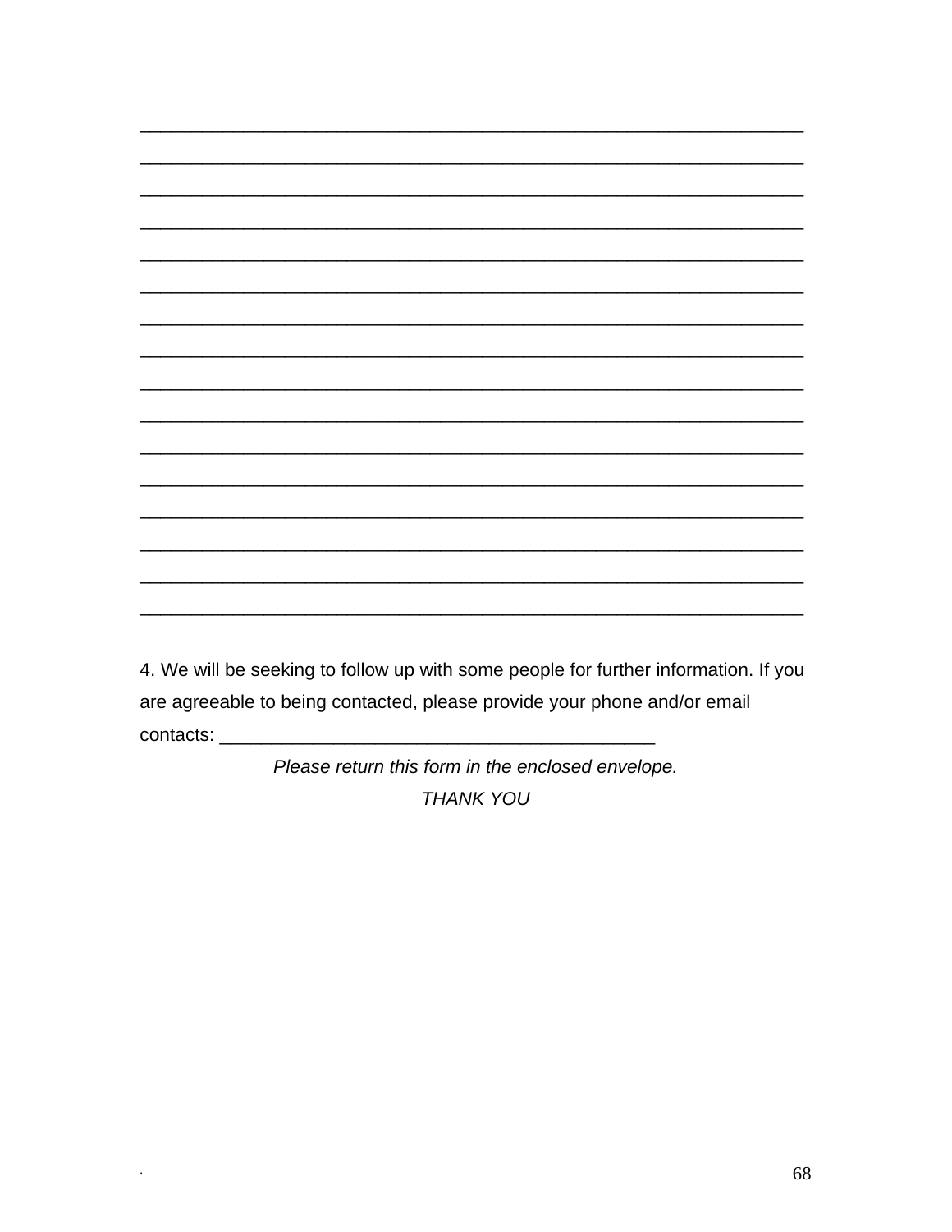_________________________________________________________________

_________________________________________________________________

_________________________________________________________________

_________________________________________________________________

_________________________________________________________________

_________________________________________________________________

_________________________________________________________________

_________________________________________________________________

_________________________________________________________________

_________________________________________________________________

_________________________________________________________________

_________________________________________________________________

_________________________________________________________________

_________________________________________________________________

_________________________________________________________________

_________________________________________________________________

4. We will be seeking to follow up with some people for further information. If you are agreeable to being contacted, please provide your phone and/or email contacts: ___________________________________________

*Please return this form in the enclosed envelope.*

*THANK YOU*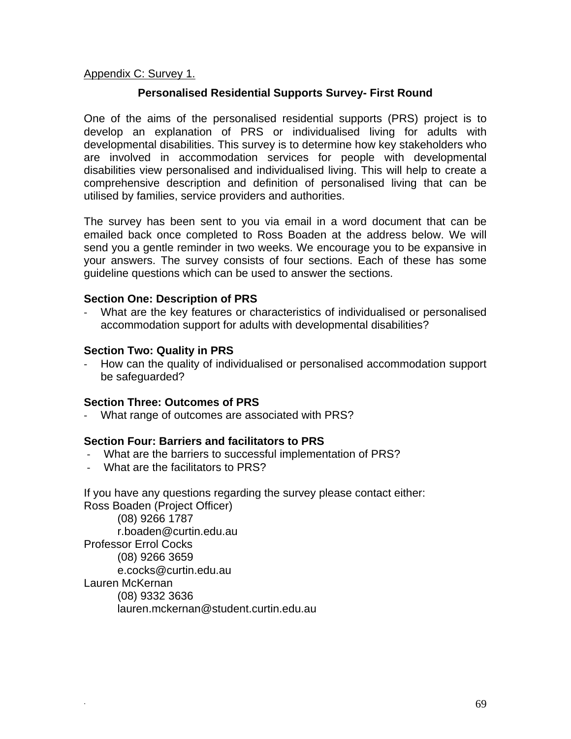Appendix C: Survey 1.

## Personalised Residential Supports Survey- First Round

One of the aims of the personalised residential supports (PRS) project is to develop an explanation of PRS or individualised living for adults with developmental disabilities. This survey is to determine how key stakeholders who are involved in accommodation services for people with developmental disabilities view personalised and individualised living. This will help to create a comprehensive description and definition of personalised living that can be utilised by families, service providers and authorities.

The survey has been sent to you via email in a word document that can be emailed back once completed to Ross Boaden at the address below. We will send you a gentle reminder in two weeks. We encourage you to be expansive in your answers. The survey consists of four sections. Each of these has some guideline questions which can be used to answer the sections.

### Section One: Description of PRS

- What are the key features or characteristics of individualised or personalised accommodation support for adults with developmental disabilities?

### Section Two: Quality in PRS

- How can the quality of individualised or personalised accommodation support be safeguarded?

### Section Three: Outcomes of PRS

- What range of outcomes are associated with PRS?

### Section Four: Barriers and facilitators to PRS

- What are the barriers to successful implementation of PRS?
- What are the facilitators to PRS?

If you have any questions regarding the survey please contact either:

Ross Boaden (Project Officer)
(08) 9266 1787
r.boaden@curtin.edu.au

Professor Errol Cocks
(08) 9266 3659
e.cocks@curtin.edu.au

Lauren McKernan
(08) 9332 3636
lauren.mckernan@student.curtin.edu.au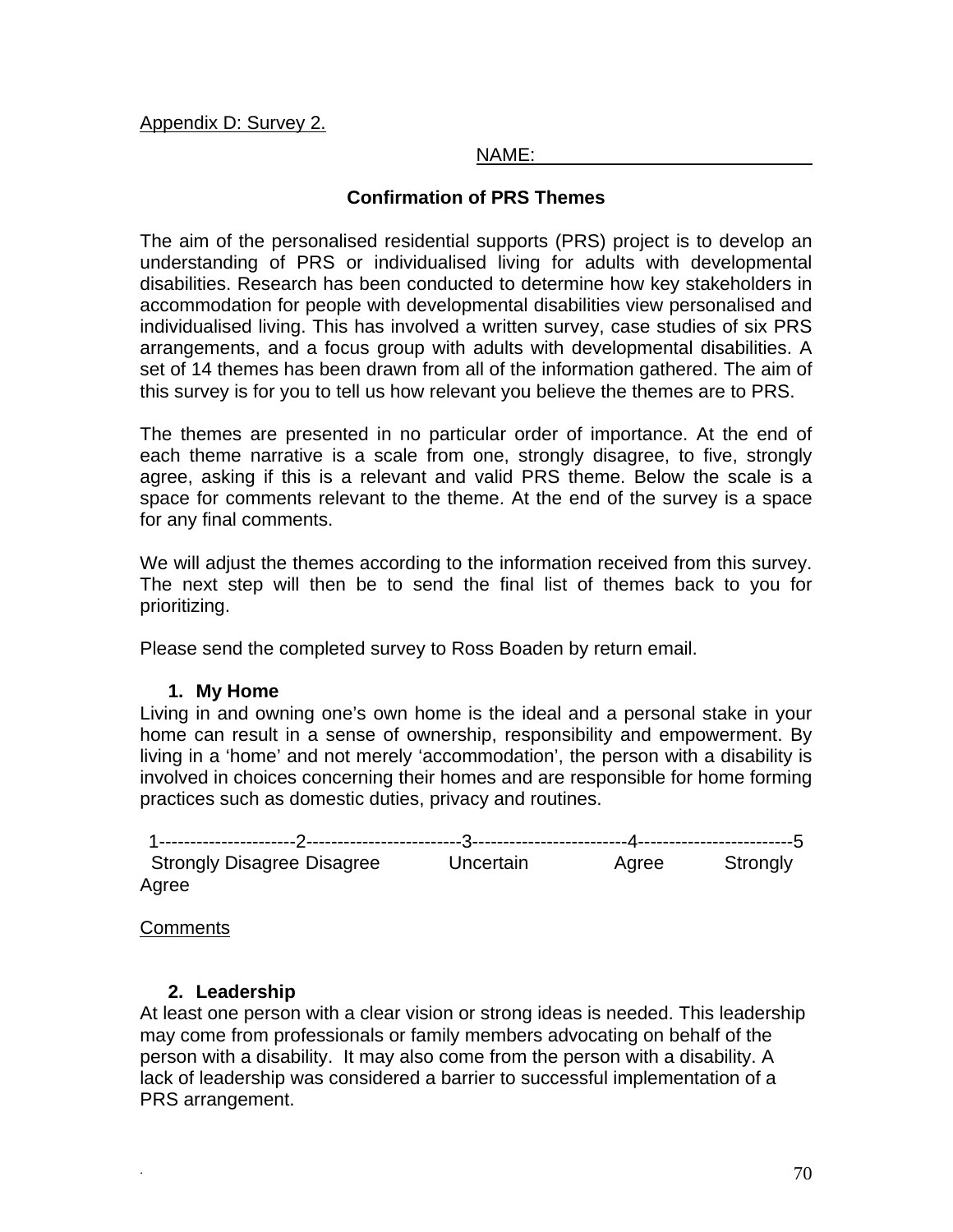Appendix D: Survey 2.

NAME: ___________________________

**Confirmation of PRS Themes**

The aim of the personalised residential supports (PRS) project is to develop an understanding of PRS or individualised living for adults with developmental disabilities. Research has been conducted to determine how key stakeholders in accommodation for people with developmental disabilities view personalised and individualised living. This has involved a written survey, case studies of six PRS arrangements, and a focus group with adults with developmental disabilities. A set of 14 themes has been drawn from all of the information gathered. The aim of this survey is for you to tell us how relevant you believe the themes are to PRS.

The themes are presented in no particular order of importance. At the end of each theme narrative is a scale from one, strongly disagree, to five, strongly agree, asking if this is a relevant and valid PRS theme. Below the scale is a space for comments relevant to the theme. At the end of the survey is a space for any final comments.

We will adjust the themes according to the information received from this survey. The next step will then be to send the final list of themes back to you for prioritizing.

Please send the completed survey to Ross Boaden by return email.

1. **My Home**

Living in and owning one's own home is the ideal and a personal stake in your home can result in a sense of ownership, responsibility and empowerment. By living in a 'home' and not merely 'accommodation', the person with a disability is involved in choices concerning their homes and are responsible for home forming practices such as domestic duties, privacy and routines.

1---------------------2------------------------3------------------------4------------------------5
Strongly Disagree Disagree Uncertain Agree Strongly Agree

Comments

2. **Leadership**

At least one person with a clear vision or strong ideas is needed. This leadership may come from professionals or family members advocating on behalf of the person with a disability. It may also come from the person with a disability. A lack of leadership was considered a barrier to successful implementation of a PRS arrangement.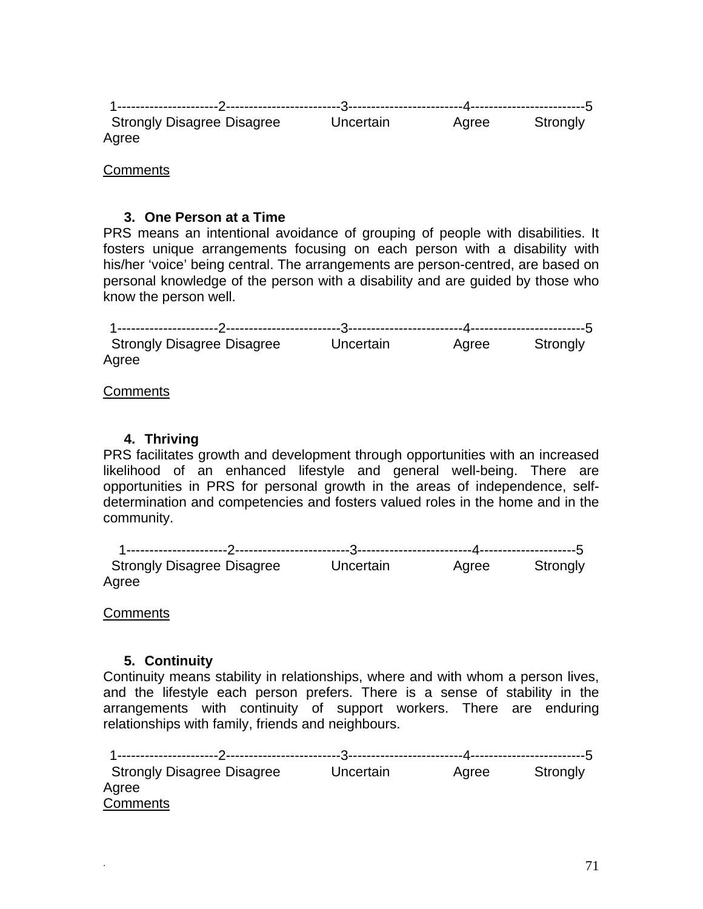1----------------------2-------------------------3-------------------------4-------------------------5
Strongly Disagree Disagree Uncertain Agree Strongly Agree

Comments

3. **One Person at a Time**

PRS means an intentional avoidance of grouping of people with disabilities. It fosters unique arrangements focusing on each person with a disability with his/her 'voice' being central. The arrangements are person-centred, are based on personal knowledge of the person with a disability and are guided by those who know the person well.

1----------------------2-------------------------3-------------------------4-------------------------5
Strongly Disagree Disagree Uncertain Agree Strongly Agree

Comments

4. **Thriving**

PRS facilitates growth and development through opportunities with an increased likelihood of an enhanced lifestyle and general well-being. There are opportunities in PRS for personal growth in the areas of independence, self-determination and competencies and fosters valued roles in the home and in the community.

1---------------------2-------------------------3------------------------4---------------------5
Strongly Disagree Disagree Uncertain Agree Strongly Agree

Comments

5. **Continuity**

Continuity means stability in relationships, where and with whom a person lives, and the lifestyle each person prefers. There is a sense of stability in the arrangements with continuity of support workers. There are enduring relationships with family, friends and neighbours.

1----------------------2-------------------------3-------------------------4-------------------------5
Strongly Disagree Disagree Uncertain Agree Strongly Agree

Comments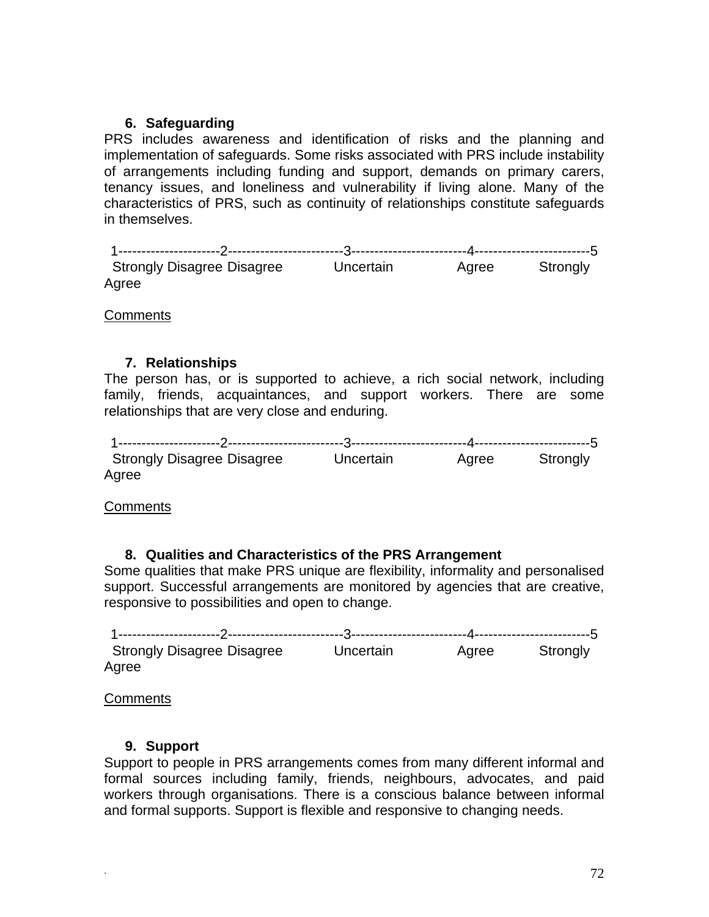6. **Safeguarding**

PRS includes awareness and identification of risks and the planning and implementation of safeguards. Some risks associated with PRS include instability of arrangements including funding and support, demands on primary carers, tenancy issues, and loneliness and vulnerability if living alone. Many of the characteristics of PRS, such as continuity of relationships constitute safeguards in themselves.

1---------------------2------------------------3------------------------4------------------------5
Strongly Disagree Disagree Uncertain Agree Strongly Agree

Comments

7. **Relationships**

The person has, or is supported to achieve, a rich social network, including family, friends, acquaintances, and support workers. There are some relationships that are very close and enduring.

1---------------------2------------------------3------------------------4------------------------5
Strongly Disagree Disagree Uncertain Agree Strongly Agree

Comments

8. **Qualities and Characteristics of the PRS Arrangement**

Some qualities that make PRS unique are flexibility, informality and personalised support. Successful arrangements are monitored by agencies that are creative, responsive to possibilities and open to change.

1---------------------2------------------------3------------------------4------------------------5
Strongly Disagree Disagree Uncertain Agree Strongly Agree

Comments

9. **Support**

Support to people in PRS arrangements comes from many different informal and formal sources including family, friends, neighbours, advocates, and paid workers through organisations. There is a conscious balance between informal and formal supports. Support is flexible and responsive to changing needs.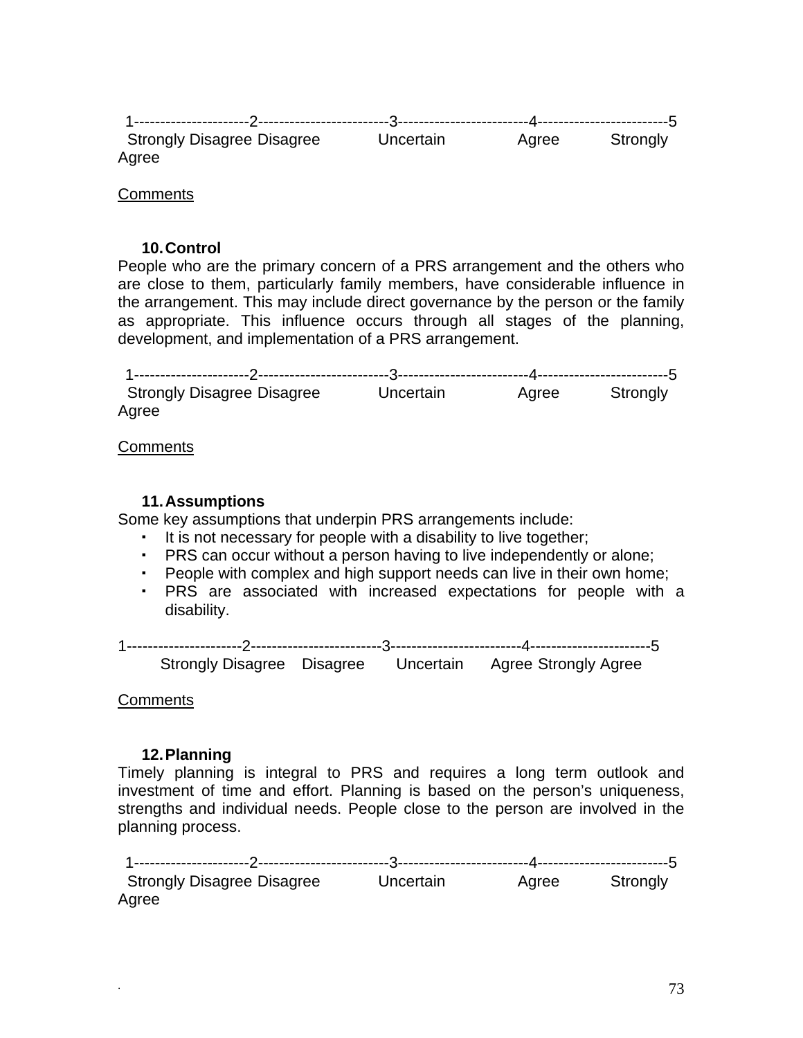1----------------------2-------------------------3-------------------------4-------------------------5
Strongly Disagree Disagree Uncertain Agree Strongly Agree

Comments

**10. Control**

People who are the primary concern of a PRS arrangement and the others who are close to them, particularly family members, have considerable influence in the arrangement. This may include direct governance by the person or the family as appropriate. This influence occurs through all stages of the planning, development, and implementation of a PRS arrangement.

1----------------------2-------------------------3-------------------------4-------------------------5
Strongly Disagree Disagree Uncertain Agree Strongly Agree

Comments

**11. Assumptions**

Some key assumptions that underpin PRS arrangements include:

- It is not necessary for people with a disability to live together;
- PRS can occur without a person having to live independently or alone;
- People with complex and high support needs can live in their own home;
- PRS are associated with increased expectations for people with a disability.

1----------------------2-------------------------3-------------------------4-----------------------5
Strongly Disagree Disagree Uncertain Agree Strongly Agree

Comments

**12. Planning**

Timely planning is integral to PRS and requires a long term outlook and investment of time and effort. Planning is based on the person's uniqueness, strengths and individual needs. People close to the person are involved in the planning process.

1----------------------2-------------------------3-------------------------4-------------------------5
Strongly Disagree Disagree Uncertain Agree Strongly Agree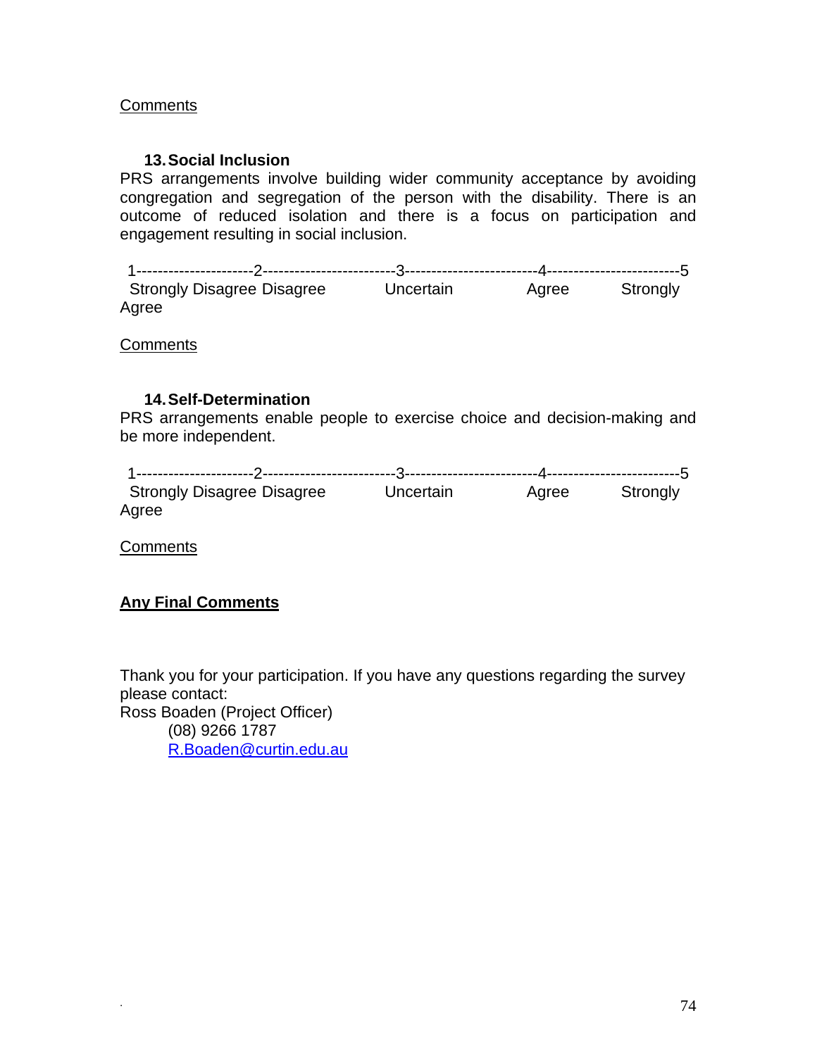Comments

**13. Social Inclusion**

PRS arrangements involve building wider community acceptance by avoiding congregation and segregation of the person with the disability. There is an outcome of reduced isolation and there is a focus on participation and engagement resulting in social inclusion.

1---------------------2------------------------3------------------------4------------------------5
Strongly Disagree Disagree Uncertain Agree Strongly Agree

Comments

**14. Self-Determination**

PRS arrangements enable people to exercise choice and decision-making and be more independent.

1---------------------2------------------------3------------------------4------------------------5
Strongly Disagree Disagree Uncertain Agree Strongly Agree

Comments

**Any Final Comments**

Thank you for your participation. If you have any questions regarding the survey please contact:
Ross Boaden (Project Officer)
(08) 9266 1787
R.Boaden@curtin.edu.au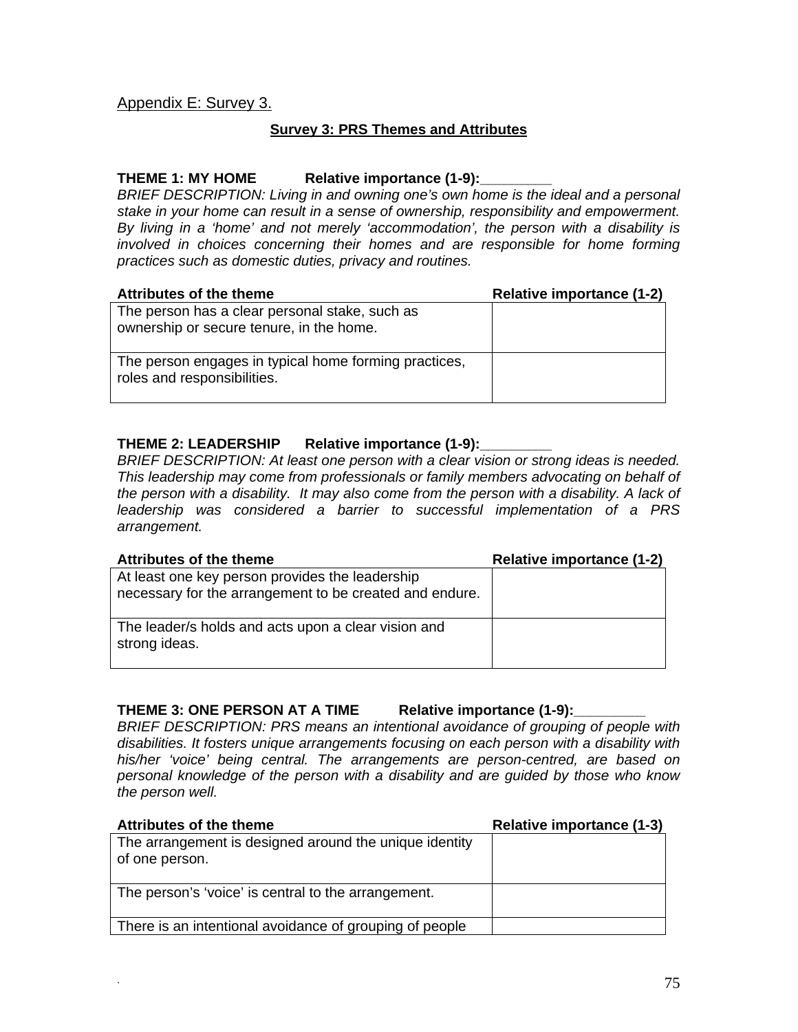Appendix E: Survey 3.

## Survey 3: PRS Themes and Attributes

**THEME 1: MY HOME   Relative importance (1-9):________**

*BRIEF DESCRIPTION: Living in and owning one's own home is the ideal and a personal stake in your home can result in a sense of ownership, responsibility and empowerment. By living in a 'home' and not merely 'accommodation', the person with a disability is involved in choices concerning their homes and are responsible for home forming practices such as domestic duties, privacy and routines.*

| Attributes of the theme | Relative importance (1-2) |
|---|---|
| The person has a clear personal stake, such as ownership or secure tenure, in the home. | |
| The person engages in typical home forming practices, roles and responsibilities. | |

**THEME 2: LEADERSHIP   Relative importance (1-9):________**

*BRIEF DESCRIPTION: At least one person with a clear vision or strong ideas is needed. This leadership may come from professionals or family members advocating on behalf of the person with a disability. It may also come from the person with a disability. A lack of leadership was considered a barrier to successful implementation of a PRS arrangement.*

| Attributes of the theme | Relative importance (1-2) |
|---|---|
| At least one key person provides the leadership necessary for the arrangement to be created and endure. | |
| The leader/s holds and acts upon a clear vision and strong ideas. | |

**THEME 3: ONE PERSON AT A TIME   Relative importance (1-9):________**

*BRIEF DESCRIPTION: PRS means an intentional avoidance of grouping of people with disabilities. It fosters unique arrangements focusing on each person with a disability with his/her 'voice' being central. The arrangements are person-centred, are based on personal knowledge of the person with a disability and are guided by those who know the person well.*

| Attributes of the theme | Relative importance (1-3) |
|---|---|
| The arrangement is designed around the unique identity of one person. | |
| The person's 'voice' is central to the arrangement. | |
| There is an intentional avoidance of grouping of people | |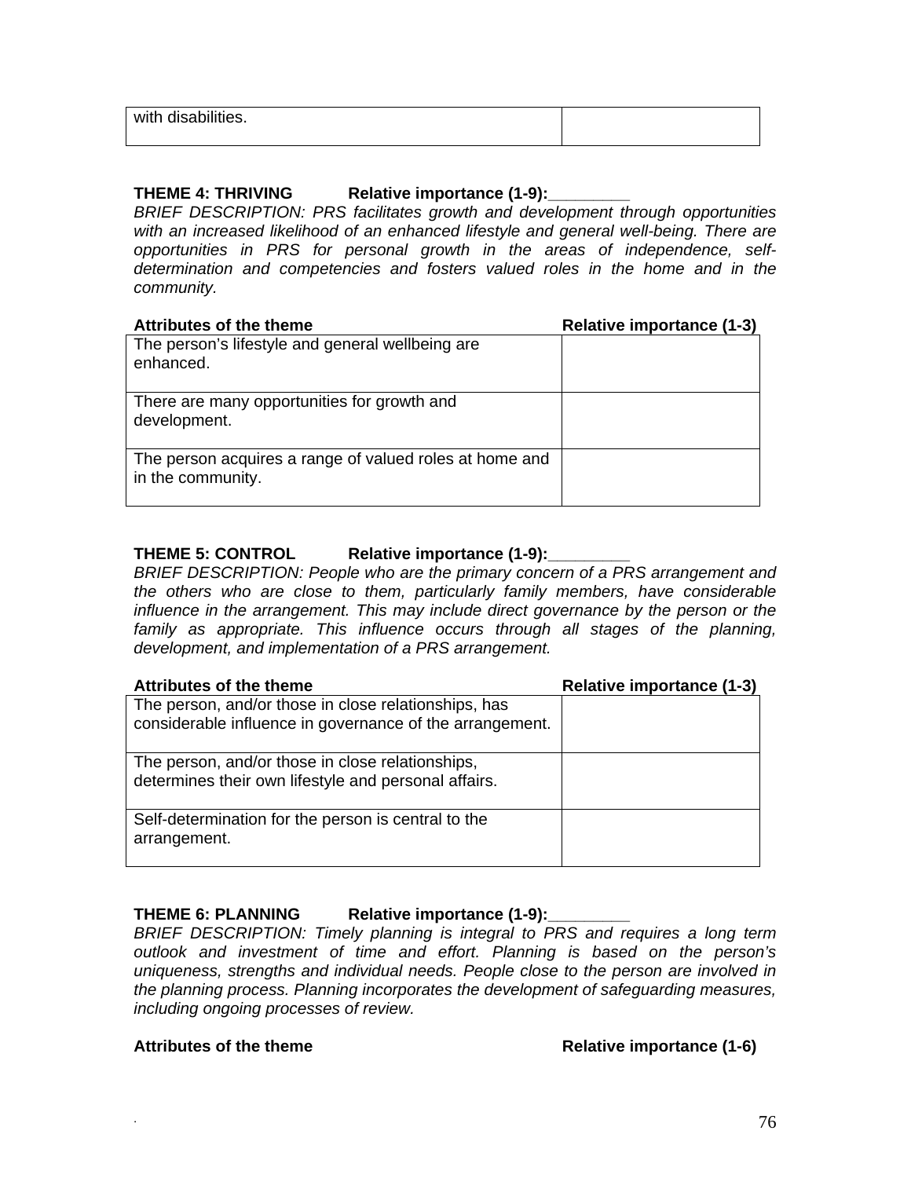| with disabilities. | |
|---|---|

**THEME 4: THRIVING Relative importance (1-9):_________**

*BRIEF DESCRIPTION: PRS facilitates growth and development through opportunities with an increased likelihood of an enhanced lifestyle and general well-being. There are opportunities in PRS for personal growth in the areas of independence, self-determination and competencies and fosters valued roles in the home and in the community.*

| **Attributes of the theme** | **Relative importance (1-3)** |
|---|---|
| The person's lifestyle and general wellbeing are enhanced. | |
| There are many opportunities for growth and development. | |
| The person acquires a range of valued roles at home and in the community. | |

**THEME 5: CONTROL Relative importance (1-9):_________**

*BRIEF DESCRIPTION: People who are the primary concern of a PRS arrangement and the others who are close to them, particularly family members, have considerable influence in the arrangement. This may include direct governance by the person or the family as appropriate. This influence occurs through all stages of the planning, development, and implementation of a PRS arrangement.*

| **Attributes of the theme** | **Relative importance (1-3)** |
|---|---|
| The person, and/or those in close relationships, has considerable influence in governance of the arrangement. | |
| The person, and/or those in close relationships, determines their own lifestyle and personal affairs. | |
| Self-determination for the person is central to the arrangement. | |

**THEME 6: PLANNING Relative importance (1-9):_________**

*BRIEF DESCRIPTION: Timely planning is integral to PRS and requires a long term outlook and investment of time and effort. Planning is based on the person's uniqueness, strengths and individual needs. People close to the person are involved in the planning process. Planning incorporates the development of safeguarding measures, including ongoing processes of review.*

**Attributes of the theme** **Relative importance (1-6)**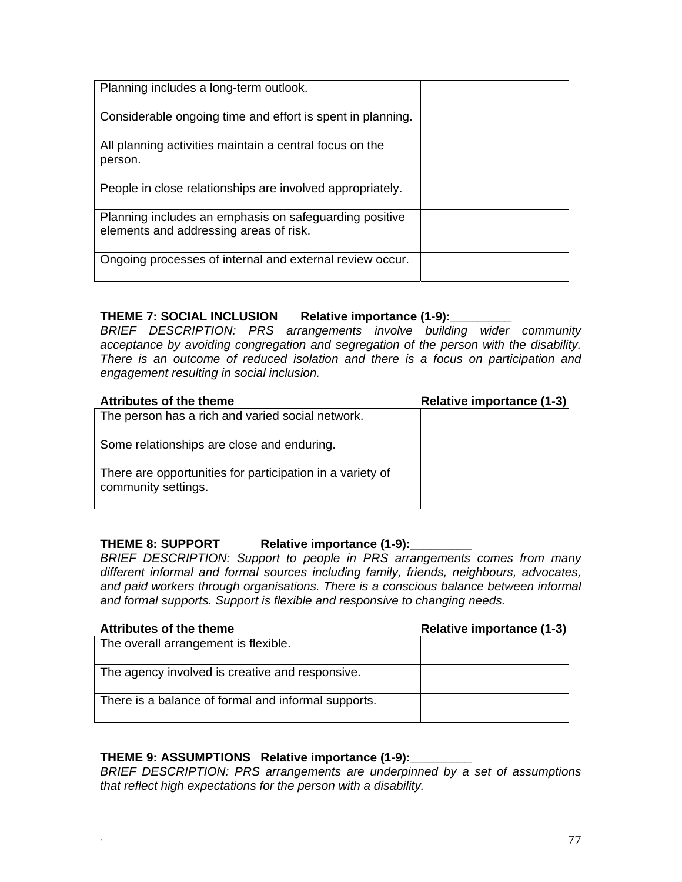| | |
|---|---|
| Planning includes a long-term outlook. | |
| Considerable ongoing time and effort is spent in planning. | |
| All planning activities maintain a central focus on the person. | |
| People in close relationships are involved appropriately. | |
| Planning includes an emphasis on safeguarding positive elements and addressing areas of risk. | |
| Ongoing processes of internal and external review occur. | |

**THEME 7: SOCIAL INCLUSION Relative importance (1-9):________**

*BRIEF DESCRIPTION: PRS arrangements involve building wider community acceptance by avoiding congregation and segregation of the person with the disability. There is an outcome of reduced isolation and there is a focus on participation and engagement resulting in social inclusion.*

| Attributes of the theme | Relative importance (1-3) |
|---|---|
| The person has a rich and varied social network. | |
| Some relationships are close and enduring. | |
| There are opportunities for participation in a variety of community settings. | |

**THEME 8: SUPPORT Relative importance (1-9):________**

*BRIEF DESCRIPTION: Support to people in PRS arrangements comes from many different informal and formal sources including family, friends, neighbours, advocates, and paid workers through organisations. There is a conscious balance between informal and formal supports. Support is flexible and responsive to changing needs.*

| Attributes of the theme | Relative importance (1-3) |
|---|---|
| The overall arrangement is flexible. | |
| The agency involved is creative and responsive. | |
| There is a balance of formal and informal supports. | |

**THEME 9: ASSUMPTIONS Relative importance (1-9):________**

*BRIEF DESCRIPTION: PRS arrangements are underpinned by a set of assumptions that reflect high expectations for the person with a disability.*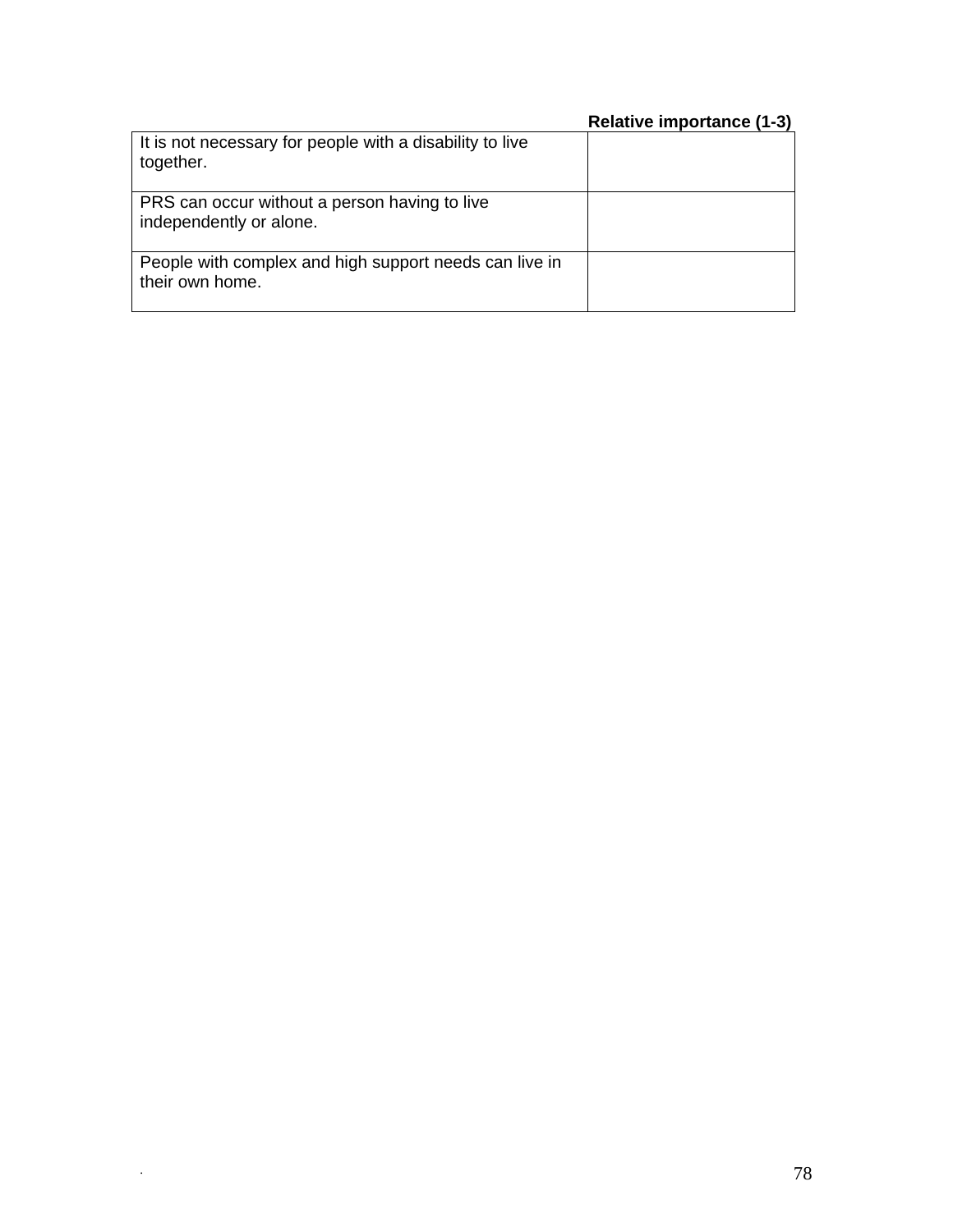| | Relative importance (1-3) |
|---|---|
| It is not necessary for people with a disability to live together. | |
| PRS can occur without a person having to live independently or alone. | |
| People with complex and high support needs can live in their own home. | |